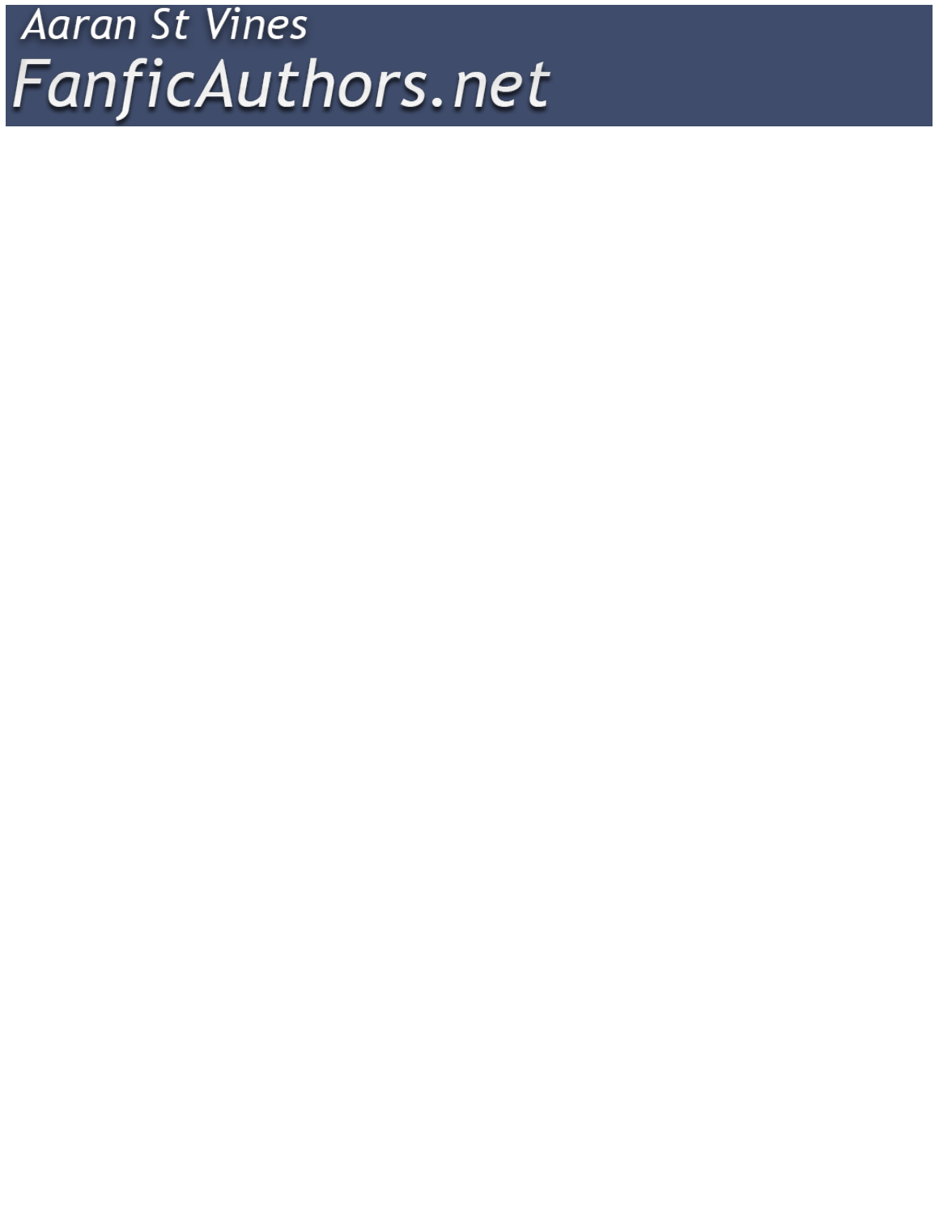Aaran St Vines

FanficAuthors.net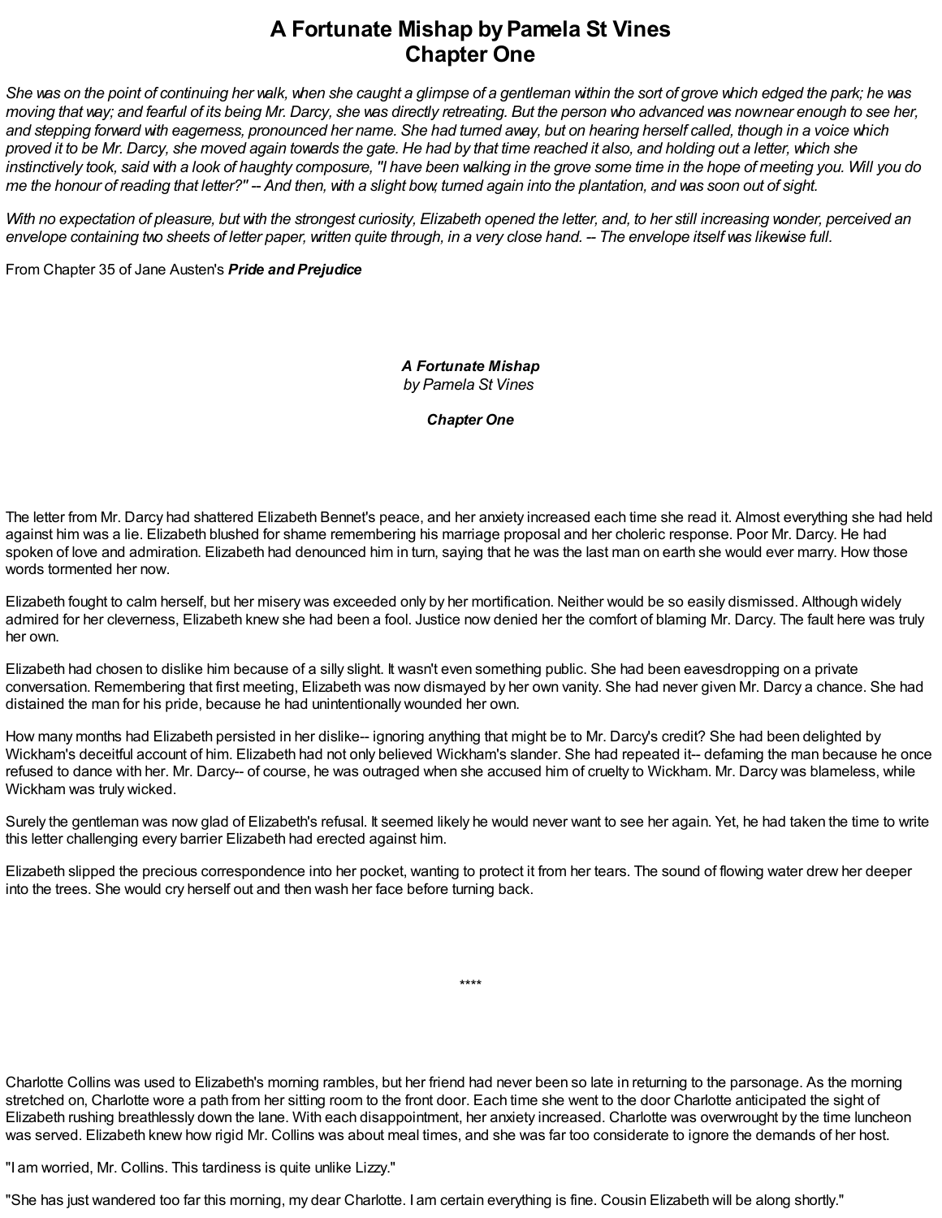# A Fortunate Mishap by Pamela St Vines
# Chapter One

*She was on the point of continuing her walk, when she caught a glimpse of a gentleman within the sort of grove which edged the park; he was moving that way; and fearful of its being Mr. Darcy, she was directly retreating. But the person who advanced was now near enough to see her, and stepping forward with eagerness, pronounced her name. She had turned away, but on hearing herself called, though in a voice which proved it to be Mr. Darcy, she moved again towards the gate. He had by that time reached it also, and holding out a letter, which she instinctively took, said with a look of haughty composure, "I have been walking in the grove some time in the hope of meeting you. Will you do me the honour of reading that letter?" -- And then, with a slight bow, turned again into the plantation, and was soon out of sight.*

*With no expectation of pleasure, but with the strongest curiosity, Elizabeth opened the letter, and, to her still increasing wonder, perceived an envelope containing two sheets of letter paper, written quite through, in a very close hand. -- The envelope itself was likewise full.*

From Chapter 35 of Jane Austen's ***Pride and Prejudice***

***A Fortunate Mishap***
*by Pamela St Vines*

***Chapter One***

The letter from Mr. Darcy had shattered Elizabeth Bennet's peace, and her anxiety increased each time she read it. Almost everything she had held against him was a lie. Elizabeth blushed for shame remembering his marriage proposal and her choleric response. Poor Mr. Darcy. He had spoken of love and admiration. Elizabeth had denounced him in turn, saying that he was the last man on earth she would ever marry. How those words tormented her now.

Elizabeth fought to calm herself, but her misery was exceeded only by her mortification. Neither would be so easily dismissed. Although widely admired for her cleverness, Elizabeth knew she had been a fool. Justice now denied her the comfort of blaming Mr. Darcy. The fault here was truly her own.

Elizabeth had chosen to dislike him because of a silly slight. It wasn't even something public. She had been eavesdropping on a private conversation. Remembering that first meeting, Elizabeth was now dismayed by her own vanity. She had never given Mr. Darcy a chance. She had distained the man for his pride, because he had unintentionally wounded her own.

How many months had Elizabeth persisted in her dislike-- ignoring anything that might be to Mr. Darcy's credit? She had been delighted by Wickham's deceitful account of him. Elizabeth had not only believed Wickham's slander. She had repeated it-- defaming the man because he once refused to dance with her. Mr. Darcy-- of course, he was outraged when she accused him of cruelty to Wickham. Mr. Darcy was blameless, while Wickham was truly wicked.

Surely the gentleman was now glad of Elizabeth's refusal. It seemed likely he would never want to see her again. Yet, he had taken the time to write this letter challenging every barrier Elizabeth had erected against him.

Elizabeth slipped the precious correspondence into her pocket, wanting to protect it from her tears. The sound of flowing water drew her deeper into the trees. She would cry herself out and then wash her face before turning back.

****

Charlotte Collins was used to Elizabeth's morning rambles, but her friend had never been so late in returning to the parsonage. As the morning stretched on, Charlotte wore a path from her sitting room to the front door. Each time she went to the door Charlotte anticipated the sight of Elizabeth rushing breathlessly down the lane. With each disappointment, her anxiety increased. Charlotte was overwrought by the time luncheon was served. Elizabeth knew how rigid Mr. Collins was about meal times, and she was far too considerate to ignore the demands of her host.

"I am worried, Mr. Collins. This tardiness is quite unlike Lizzy."

"She has just wandered too far this morning, my dear Charlotte. I am certain everything is fine. Cousin Elizabeth will be along shortly."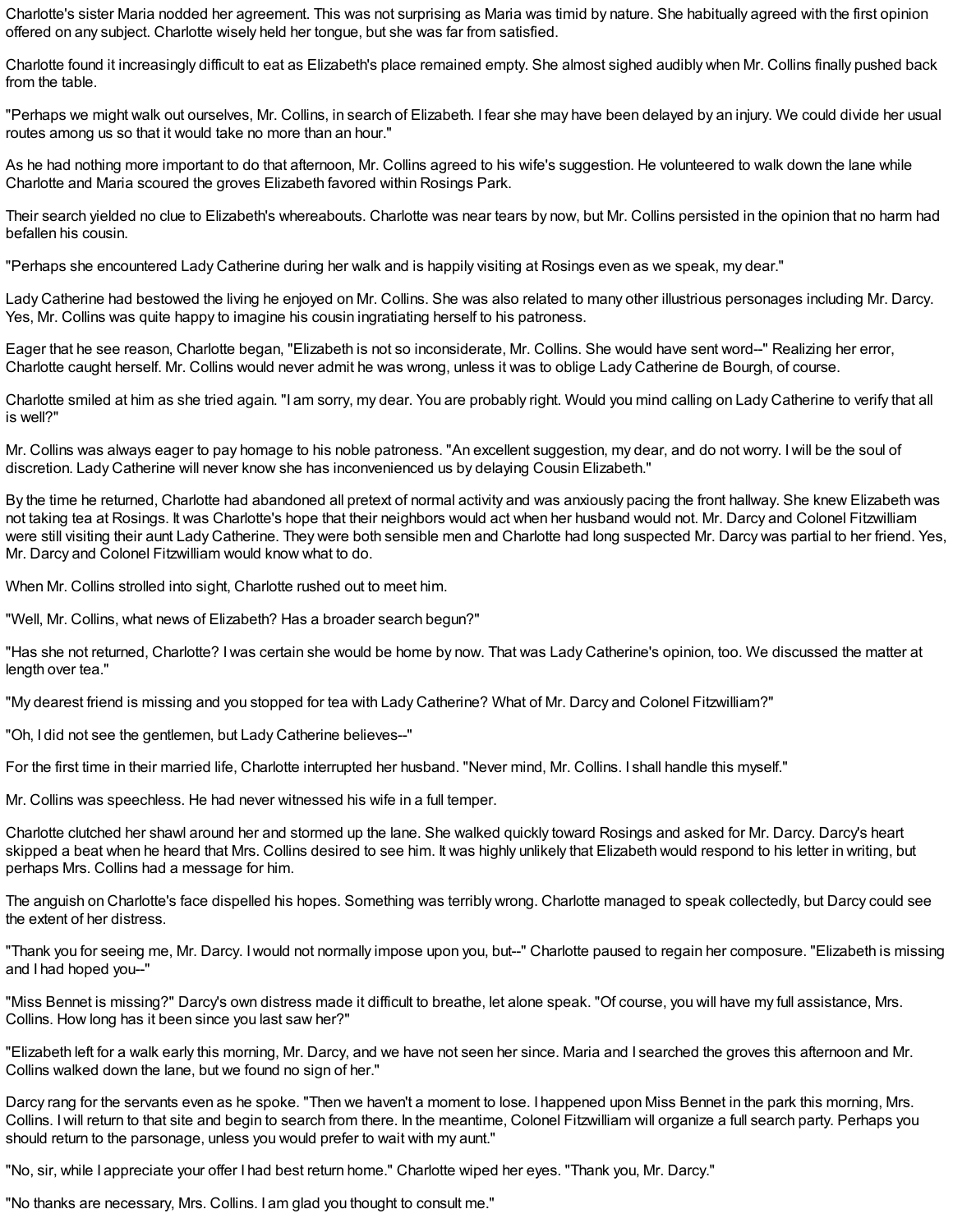Charlotte's sister Maria nodded her agreement. This was not surprising as Maria was timid by nature. She habitually agreed with the first opinion offered on any subject. Charlotte wisely held her tongue, but she was far from satisfied.

Charlotte found it increasingly difficult to eat as Elizabeth's place remained empty. She almost sighed audibly when Mr. Collins finally pushed back from the table.

"Perhaps we might walk out ourselves, Mr. Collins, in search of Elizabeth. I fear she may have been delayed by an injury. We could divide her usual routes among us so that it would take no more than an hour."

As he had nothing more important to do that afternoon, Mr. Collins agreed to his wife's suggestion. He volunteered to walk down the lane while Charlotte and Maria scoured the groves Elizabeth favored within Rosings Park.

Their search yielded no clue to Elizabeth's whereabouts. Charlotte was near tears by now, but Mr. Collins persisted in the opinion that no harm had befallen his cousin.

"Perhaps she encountered Lady Catherine during her walk and is happily visiting at Rosings even as we speak, my dear."

Lady Catherine had bestowed the living he enjoyed on Mr. Collins. She was also related to many other illustrious personages including Mr. Darcy. Yes, Mr. Collins was quite happy to imagine his cousin ingratiating herself to his patroness.

Eager that he see reason, Charlotte began, "Elizabeth is not so inconsiderate, Mr. Collins. She would have sent word--" Realizing her error, Charlotte caught herself. Mr. Collins would never admit he was wrong, unless it was to oblige Lady Catherine de Bourgh, of course.

Charlotte smiled at him as she tried again. "I am sorry, my dear. You are probably right. Would you mind calling on Lady Catherine to verify that all is well?"

Mr. Collins was always eager to pay homage to his noble patroness. "An excellent suggestion, my dear, and do not worry. I will be the soul of discretion. Lady Catherine will never know she has inconvenienced us by delaying Cousin Elizabeth."

By the time he returned, Charlotte had abandoned all pretext of normal activity and was anxiously pacing the front hallway. She knew Elizabeth was not taking tea at Rosings. It was Charlotte's hope that their neighbors would act when her husband would not. Mr. Darcy and Colonel Fitzwilliam were still visiting their aunt Lady Catherine. They were both sensible men and Charlotte had long suspected Mr. Darcy was partial to her friend. Yes, Mr. Darcy and Colonel Fitzwilliam would know what to do.

When Mr. Collins strolled into sight, Charlotte rushed out to meet him.

"Well, Mr. Collins, what news of Elizabeth? Has a broader search begun?"

"Has she not returned, Charlotte? I was certain she would be home by now. That was Lady Catherine's opinion, too. We discussed the matter at length over tea."

"My dearest friend is missing and you stopped for tea with Lady Catherine? What of Mr. Darcy and Colonel Fitzwilliam?"

"Oh, I did not see the gentlemen, but Lady Catherine believes--"

For the first time in their married life, Charlotte interrupted her husband. "Never mind, Mr. Collins. I shall handle this myself."

Mr. Collins was speechless. He had never witnessed his wife in a full temper.

Charlotte clutched her shawl around her and stormed up the lane. She walked quickly toward Rosings and asked for Mr. Darcy. Darcy's heart skipped a beat when he heard that Mrs. Collins desired to see him. It was highly unlikely that Elizabeth would respond to his letter in writing, but perhaps Mrs. Collins had a message for him.

The anguish on Charlotte's face dispelled his hopes. Something was terribly wrong. Charlotte managed to speak collectedly, but Darcy could see the extent of her distress.

"Thank you for seeing me, Mr. Darcy. I would not normally impose upon you, but--" Charlotte paused to regain her composure. "Elizabeth is missing and I had hoped you--"

"Miss Bennet is missing?" Darcy's own distress made it difficult to breathe, let alone speak. "Of course, you will have my full assistance, Mrs. Collins. How long has it been since you last saw her?"

"Elizabeth left for a walk early this morning, Mr. Darcy, and we have not seen her since. Maria and I searched the groves this afternoon and Mr. Collins walked down the lane, but we found no sign of her."

Darcy rang for the servants even as he spoke. "Then we haven't a moment to lose. I happened upon Miss Bennet in the park this morning, Mrs. Collins. I will return to that site and begin to search from there. In the meantime, Colonel Fitzwilliam will organize a full search party. Perhaps you should return to the parsonage, unless you would prefer to wait with my aunt."

"No, sir, while I appreciate your offer I had best return home." Charlotte wiped her eyes. "Thank you, Mr. Darcy."

"No thanks are necessary, Mrs. Collins. I am glad you thought to consult me."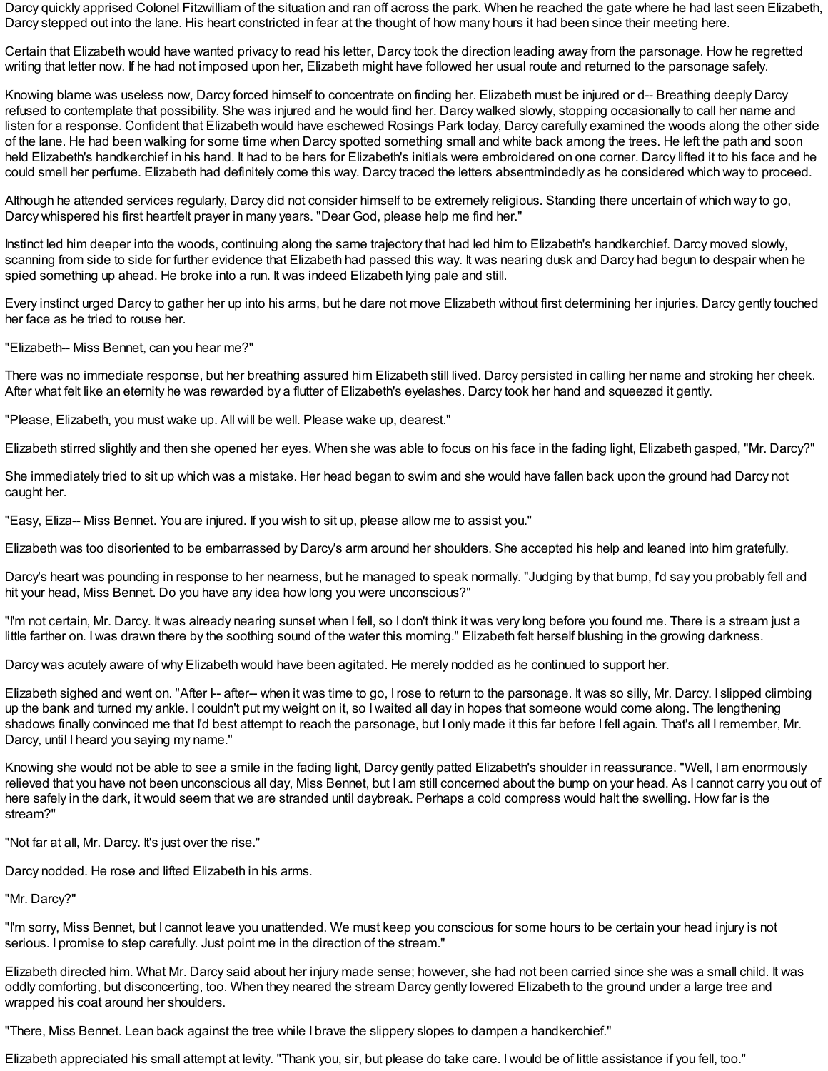Darcy quickly apprised Colonel Fitzwilliam of the situation and ran off across the park. When he reached the gate where he had last seen Elizabeth, Darcy stepped out into the lane. His heart constricted in fear at the thought of how many hours it had been since their meeting here.

Certain that Elizabeth would have wanted privacy to read his letter, Darcy took the direction leading away from the parsonage. How he regretted writing that letter now. If he had not imposed upon her, Elizabeth might have followed her usual route and returned to the parsonage safely.

Knowing blame was useless now, Darcy forced himself to concentrate on finding her. Elizabeth must be injured or d-- Breathing deeply Darcy refused to contemplate that possibility. She was injured and he would find her. Darcy walked slowly, stopping occasionally to call her name and listen for a response. Confident that Elizabeth would have eschewed Rosings Park today, Darcy carefully examined the woods along the other side of the lane. He had been walking for some time when Darcy spotted something small and white back among the trees. He left the path and soon held Elizabeth's handkerchief in his hand. It had to be hers for Elizabeth's initials were embroidered on one corner. Darcy lifted it to his face and he could smell her perfume. Elizabeth had definitely come this way. Darcy traced the letters absentmindedly as he considered which way to proceed.

Although he attended services regularly, Darcy did not consider himself to be extremely religious. Standing there uncertain of which way to go, Darcy whispered his first heartfelt prayer in many years. "Dear God, please help me find her."

Instinct led him deeper into the woods, continuing along the same trajectory that had led him to Elizabeth's handkerchief. Darcy moved slowly, scanning from side to side for further evidence that Elizabeth had passed this way. It was nearing dusk and Darcy had begun to despair when he spied something up ahead. He broke into a run. It was indeed Elizabeth lying pale and still.

Every instinct urged Darcy to gather her up into his arms, but he dare not move Elizabeth without first determining her injuries. Darcy gently touched her face as he tried to rouse her.

"Elizabeth-- Miss Bennet, can you hear me?"

There was no immediate response, but her breathing assured him Elizabeth still lived. Darcy persisted in calling her name and stroking her cheek. After what felt like an eternity he was rewarded by a flutter of Elizabeth's eyelashes. Darcy took her hand and squeezed it gently.

"Please, Elizabeth, you must wake up. All will be well. Please wake up, dearest."

Elizabeth stirred slightly and then she opened her eyes. When she was able to focus on his face in the fading light, Elizabeth gasped, "Mr. Darcy?"

She immediately tried to sit up which was a mistake. Her head began to swim and she would have fallen back upon the ground had Darcy not caught her.

"Easy, Eliza-- Miss Bennet. You are injured. If you wish to sit up, please allow me to assist you."

Elizabeth was too disoriented to be embarrassed by Darcy's arm around her shoulders. She accepted his help and leaned into him gratefully.

Darcy's heart was pounding in response to her nearness, but he managed to speak normally. "Judging by that bump, I'd say you probably fell and hit your head, Miss Bennet. Do you have any idea how long you were unconscious?"

"I'm not certain, Mr. Darcy. It was already nearing sunset when I fell, so I don't think it was very long before you found me. There is a stream just a little farther on. I was drawn there by the soothing sound of the water this morning." Elizabeth felt herself blushing in the growing darkness.

Darcy was acutely aware of why Elizabeth would have been agitated. He merely nodded as he continued to support her.

Elizabeth sighed and went on. "After I-- after-- when it was time to go, I rose to return to the parsonage. It was so silly, Mr. Darcy. I slipped climbing up the bank and turned my ankle. I couldn't put my weight on it, so I waited all day in hopes that someone would come along. The lengthening shadows finally convinced me that I'd best attempt to reach the parsonage, but I only made it this far before I fell again. That's all I remember, Mr. Darcy, until I heard you saying my name."

Knowing she would not be able to see a smile in the fading light, Darcy gently patted Elizabeth's shoulder in reassurance. "Well, I am enormously relieved that you have not been unconscious all day, Miss Bennet, but I am still concerned about the bump on your head. As I cannot carry you out of here safely in the dark, it would seem that we are stranded until daybreak. Perhaps a cold compress would halt the swelling. How far is the stream?"

"Not far at all, Mr. Darcy. It's just over the rise."

Darcy nodded. He rose and lifted Elizabeth in his arms.

"Mr. Darcy?"

"I'm sorry, Miss Bennet, but I cannot leave you unattended. We must keep you conscious for some hours to be certain your head injury is not serious. I promise to step carefully. Just point me in the direction of the stream."

Elizabeth directed him. What Mr. Darcy said about her injury made sense; however, she had not been carried since she was a small child. It was oddly comforting, but disconcerting, too. When they neared the stream Darcy gently lowered Elizabeth to the ground under a large tree and wrapped his coat around her shoulders.

"There, Miss Bennet. Lean back against the tree while I brave the slippery slopes to dampen a handkerchief."

Elizabeth appreciated his small attempt at levity. "Thank you, sir, but please do take care. I would be of little assistance if you fell, too."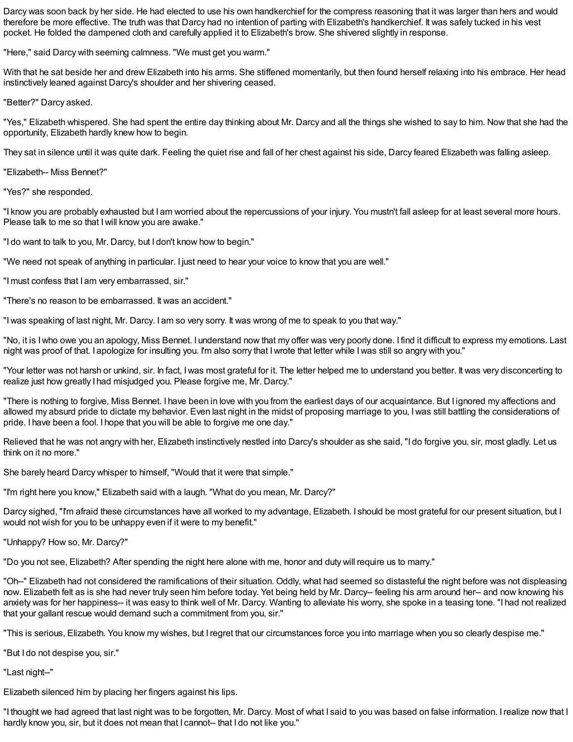Darcy was soon back by her side. He had elected to use his own handkerchief for the compress reasoning that it was larger than hers and would therefore be more effective. The truth was that Darcy had no intention of parting with Elizabeth's handkerchief. It was safely tucked in his vest pocket. He folded the dampened cloth and carefully applied it to Elizabeth's brow. She shivered slightly in response.

"Here," said Darcy with seeming calmness. "We must get you warm."

With that he sat beside her and drew Elizabeth into his arms. She stiffened momentarily, but then found herself relaxing into his embrace. Her head instinctively leaned against Darcy's shoulder and her shivering ceased.

"Better?" Darcy asked.

"Yes," Elizabeth whispered. She had spent the entire day thinking about Mr. Darcy and all the things she wished to say to him. Now that she had the opportunity, Elizabeth hardly knew how to begin.

They sat in silence until it was quite dark. Feeling the quiet rise and fall of her chest against his side, Darcy feared Elizabeth was falling asleep.

"Elizabeth-- Miss Bennet?"

"Yes?" she responded.

"I know you are probably exhausted but I am worried about the repercussions of your injury. You mustn't fall asleep for at least several more hours. Please talk to me so that I will know you are awake."

"I do want to talk to you, Mr. Darcy, but I don't know how to begin."

"We need not speak of anything in particular. I just need to hear your voice to know that you are well."

"I must confess that I am very embarrassed, sir."

"There's no reason to be embarrassed. It was an accident."

"I was speaking of last night, Mr. Darcy. I am so very sorry. It was wrong of me to speak to you that way."

"No, it is I who owe you an apology, Miss Bennet. I understand now that my offer was very poorly done. I find it difficult to express my emotions. Last night was proof of that. I apologize for insulting you. I'm also sorry that I wrote that letter while I was still so angry with you."

"Your letter was not harsh or unkind, sir. In fact, I was most grateful for it. The letter helped me to understand you better. It was very disconcerting to realize just how greatly I had misjudged you. Please forgive me, Mr. Darcy."

"There is nothing to forgive, Miss Bennet. I have been in love with you from the earliest days of our acquaintance. But I ignored my affections and allowed my absurd pride to dictate my behavior. Even last night in the midst of proposing marriage to you, I was still battling the considerations of pride. I have been a fool. I hope that you will be able to forgive me one day."

Relieved that he was not angry with her, Elizabeth instinctively nestled into Darcy's shoulder as she said, "I do forgive you, sir, most gladly. Let us think on it no more."

She barely heard Darcy whisper to himself, "Would that it were that simple."

"I'm right here you know," Elizabeth said with a laugh. "What do you mean, Mr. Darcy?"

Darcy sighed, "I'm afraid these circumstances have all worked to my advantage, Elizabeth. I should be most grateful for our present situation, but I would not wish for you to be unhappy even if it were to my benefit."

"Unhappy? How so, Mr. Darcy?"

"Do you not see, Elizabeth? After spending the night here alone with me, honor and duty will require us to marry."

"Oh--" Elizabeth had not considered the ramifications of their situation. Oddly, what had seemed so distasteful the night before was not displeasing now. Elizabeth felt as is she had never truly seen him before today. Yet being held by Mr. Darcy-- feeling his arm around her-- and now knowing his anxiety was for her happiness-- it was easy to think well of Mr. Darcy. Wanting to alleviate his worry, she spoke in a teasing tone. "I had not realized that your gallant rescue would demand such a commitment from you, sir."

"This is serious, Elizabeth. You know my wishes, but I regret that our circumstances force you into marriage when you so clearly despise me."

"But I do not despise you, sir."

"Last night--"

Elizabeth silenced him by placing her fingers against his lips.

"I thought we had agreed that last night was to be forgotten, Mr. Darcy. Most of what I said to you was based on false information. I realize now that I hardly know you, sir, but it does not mean that I cannot-- that I do not like you."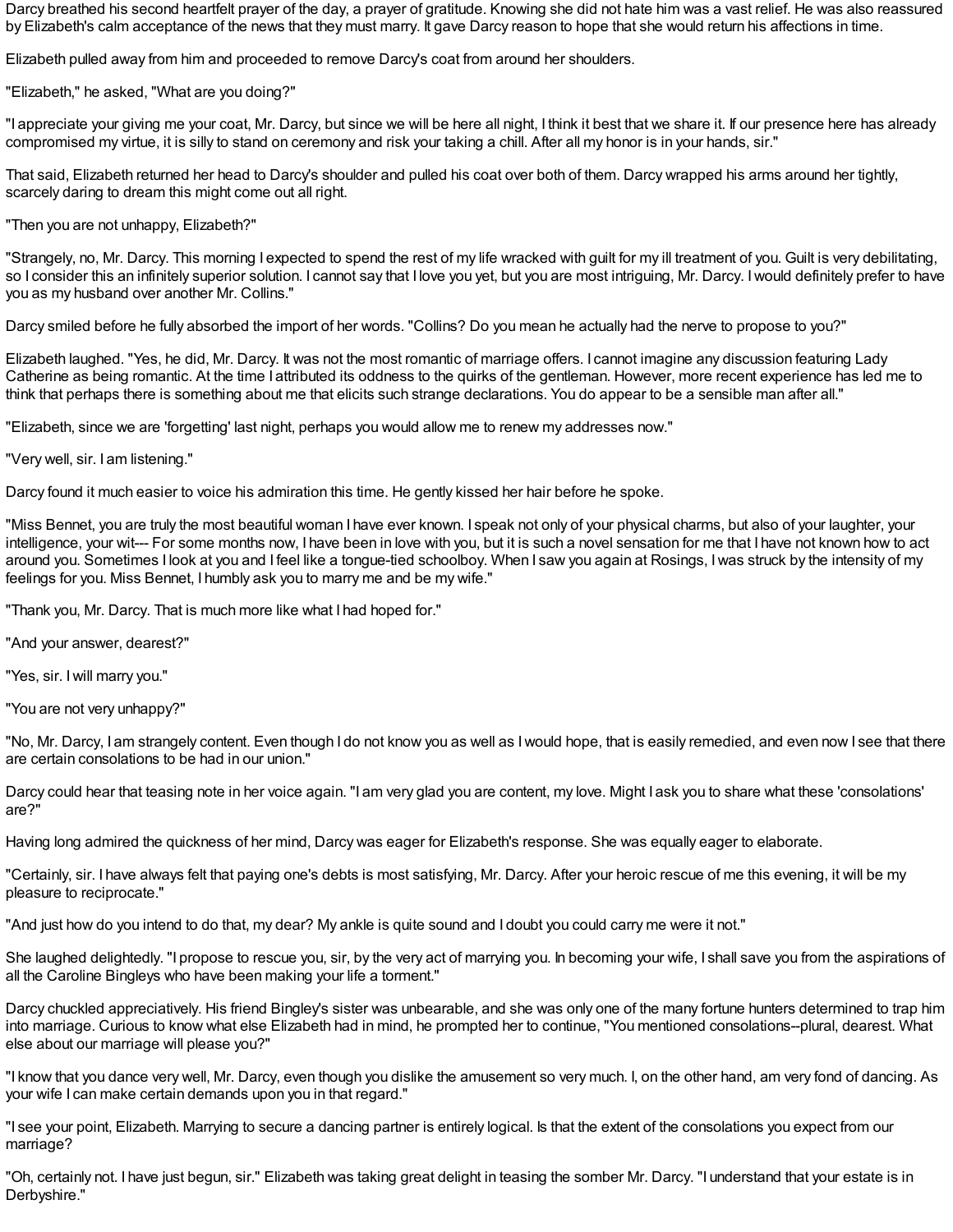Darcy breathed his second heartfelt prayer of the day, a prayer of gratitude. Knowing she did not hate him was a vast relief. He was also reassured by Elizabeth's calm acceptance of the news that they must marry. It gave Darcy reason to hope that she would return his affections in time.

Elizabeth pulled away from him and proceeded to remove Darcy's coat from around her shoulders.

"Elizabeth," he asked, "What are you doing?"

"I appreciate your giving me your coat, Mr. Darcy, but since we will be here all night, I think it best that we share it. If our presence here has already compromised my virtue, it is silly to stand on ceremony and risk your taking a chill. After all my honor is in your hands, sir."

That said, Elizabeth returned her head to Darcy's shoulder and pulled his coat over both of them. Darcy wrapped his arms around her tightly, scarcely daring to dream this might come out all right.

"Then you are not unhappy, Elizabeth?"

"Strangely, no, Mr. Darcy. This morning I expected to spend the rest of my life wracked with guilt for my ill treatment of you. Guilt is very debilitating, so I consider this an infinitely superior solution. I cannot say that I love you yet, but you are most intriguing, Mr. Darcy. I would definitely prefer to have you as my husband over another Mr. Collins."

Darcy smiled before he fully absorbed the import of her words. "Collins? Do you mean he actually had the nerve to propose to you?"

Elizabeth laughed. "Yes, he did, Mr. Darcy. It was not the most romantic of marriage offers. I cannot imagine any discussion featuring Lady Catherine as being romantic. At the time I attributed its oddness to the quirks of the gentleman. However, more recent experience has led me to think that perhaps there is something about me that elicits such strange declarations. You do appear to be a sensible man after all."

"Elizabeth, since we are 'forgetting' last night, perhaps you would allow me to renew my addresses now."

"Very well, sir. I am listening."

Darcy found it much easier to voice his admiration this time. He gently kissed her hair before he spoke.

"Miss Bennet, you are truly the most beautiful woman I have ever known. I speak not only of your physical charms, but also of your laughter, your intelligence, your wit--- For some months now, I have been in love with you, but it is such a novel sensation for me that I have not known how to act around you. Sometimes I look at you and I feel like a tongue-tied schoolboy. When I saw you again at Rosings, I was struck by the intensity of my feelings for you. Miss Bennet, I humbly ask you to marry me and be my wife."

"Thank you, Mr. Darcy. That is much more like what I had hoped for."

"And your answer, dearest?"

"Yes, sir. I will marry you."

"You are not very unhappy?"

"No, Mr. Darcy, I am strangely content. Even though I do not know you as well as I would hope, that is easily remedied, and even now I see that there are certain consolations to be had in our union."

Darcy could hear that teasing note in her voice again. "I am very glad you are content, my love. Might I ask you to share what these 'consolations' are?"

Having long admired the quickness of her mind, Darcy was eager for Elizabeth's response. She was equally eager to elaborate.

"Certainly, sir. I have always felt that paying one's debts is most satisfying, Mr. Darcy. After your heroic rescue of me this evening, it will be my pleasure to reciprocate."

"And just how do you intend to do that, my dear? My ankle is quite sound and I doubt you could carry me were it not."

She laughed delightedly. "I propose to rescue you, sir, by the very act of marrying you. In becoming your wife, I shall save you from the aspirations of all the Caroline Bingleys who have been making your life a torment."

Darcy chuckled appreciatively. His friend Bingley's sister was unbearable, and she was only one of the many fortune hunters determined to trap him into marriage. Curious to know what else Elizabeth had in mind, he prompted her to continue, "You mentioned consolations--plural, dearest. What else about our marriage will please you?"

"I know that you dance very well, Mr. Darcy, even though you dislike the amusement so very much. I, on the other hand, am very fond of dancing. As your wife I can make certain demands upon you in that regard."

"I see your point, Elizabeth. Marrying to secure a dancing partner is entirely logical. Is that the extent of the consolations you expect from our marriage?

"Oh, certainly not. I have just begun, sir." Elizabeth was taking great delight in teasing the somber Mr. Darcy. "I understand that your estate is in Derbyshire."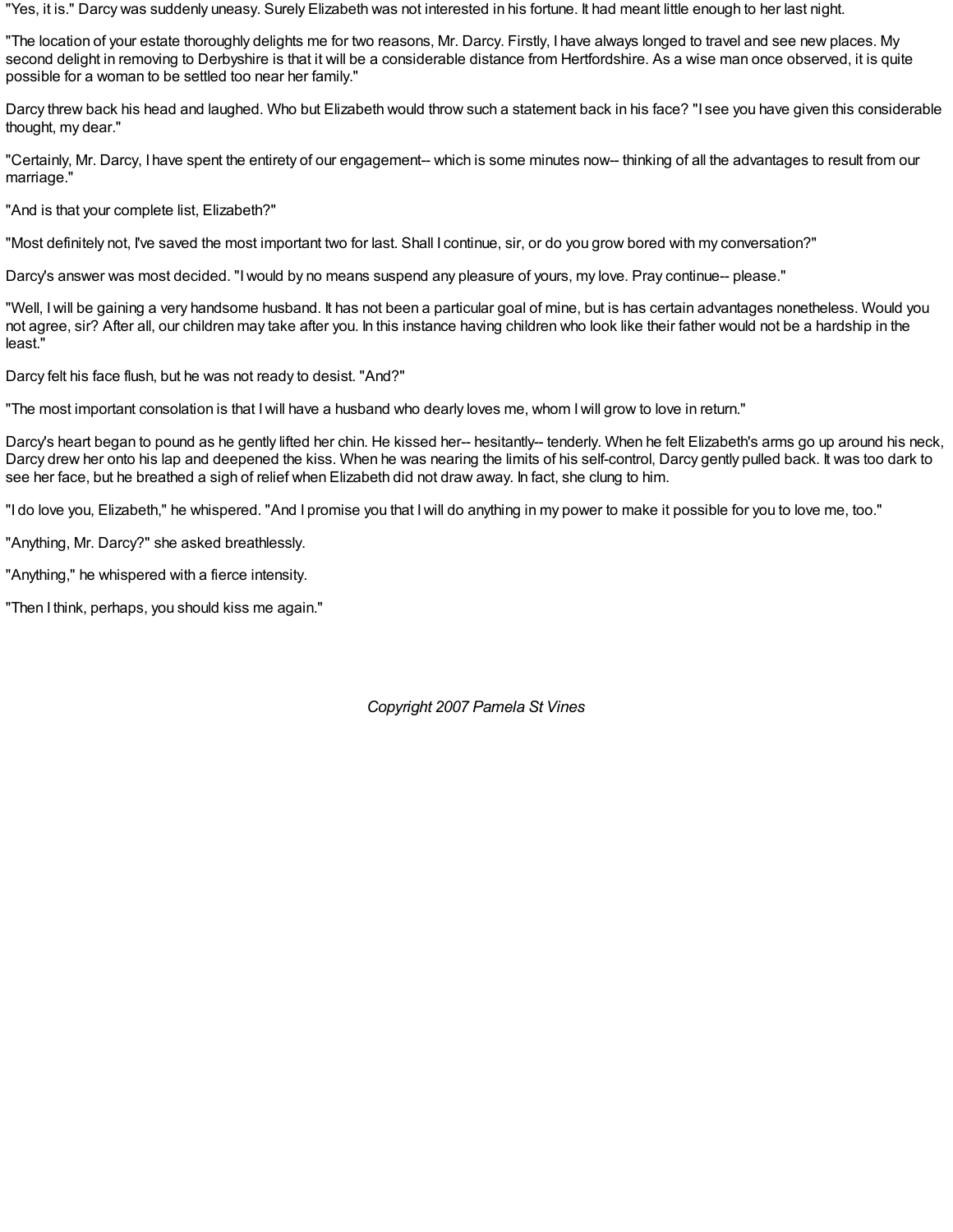"Yes, it is." Darcy was suddenly uneasy. Surely Elizabeth was not interested in his fortune. It had meant little enough to her last night.

"The location of your estate thoroughly delights me for two reasons, Mr. Darcy. Firstly, I have always longed to travel and see new places. My second delight in removing to Derbyshire is that it will be a considerable distance from Hertfordshire. As a wise man once observed, it is quite possible for a woman to be settled too near her family."

Darcy threw back his head and laughed. Who but Elizabeth would throw such a statement back in his face? "I see you have given this considerable thought, my dear."

"Certainly, Mr. Darcy, I have spent the entirety of our engagement-- which is some minutes now-- thinking of all the advantages to result from our marriage."

"And is that your complete list, Elizabeth?"

"Most definitely not, I've saved the most important two for last. Shall I continue, sir, or do you grow bored with my conversation?"

Darcy's answer was most decided. "I would by no means suspend any pleasure of yours, my love. Pray continue-- please."

"Well, I will be gaining a very handsome husband. It has not been a particular goal of mine, but is has certain advantages nonetheless. Would you not agree, sir? After all, our children may take after you. In this instance having children who look like their father would not be a hardship in the least."

Darcy felt his face flush, but he was not ready to desist. "And?"

"The most important consolation is that I will have a husband who dearly loves me, whom I will grow to love in return."

Darcy's heart began to pound as he gently lifted her chin. He kissed her-- hesitantly-- tenderly. When he felt Elizabeth's arms go up around his neck, Darcy drew her onto his lap and deepened the kiss. When he was nearing the limits of his self-control, Darcy gently pulled back. It was too dark to see her face, but he breathed a sigh of relief when Elizabeth did not draw away. In fact, she clung to him.

"I do love you, Elizabeth," he whispered. "And I promise you that I will do anything in my power to make it possible for you to love me, too."

"Anything, Mr. Darcy?" she asked breathlessly.

"Anything," he whispered with a fierce intensity.

"Then I think, perhaps, you should kiss me again."

*Copyright 2007 Pamela St Vines*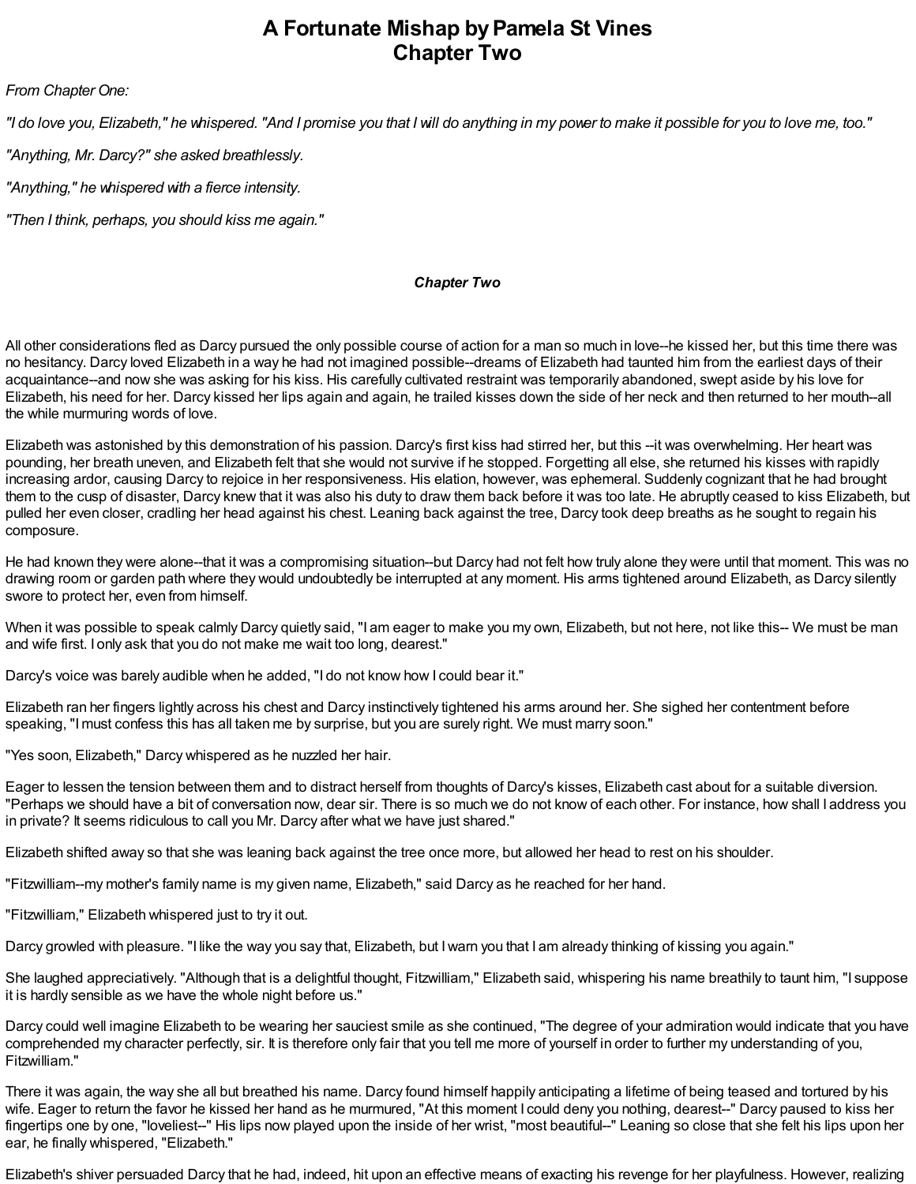# A Fortunate Mishap by Pamela St Vines
# Chapter Two

*From Chapter One:*

*"I do love you, Elizabeth," he whispered. "And I promise you that I will do anything in my power to make it possible for you to love me, too."*

*"Anything, Mr. Darcy?" she asked breathlessly.*

*"Anything," he whispered with a fierce intensity.*

*"Then I think, perhaps, you should kiss me again."*

***Chapter Two***

All other considerations fled as Darcy pursued the only possible course of action for a man so much in love--he kissed her, but this time there was no hesitancy. Darcy loved Elizabeth in a way he had not imagined possible--dreams of Elizabeth had taunted him from the earliest days of their acquaintance--and now she was asking for his kiss. His carefully cultivated restraint was temporarily abandoned, swept aside by his love for Elizabeth, his need for her. Darcy kissed her lips again and again, he trailed kisses down the side of her neck and then returned to her mouth--all the while murmuring words of love.

Elizabeth was astonished by this demonstration of his passion. Darcy's first kiss had stirred her, but this --it was overwhelming. Her heart was pounding, her breath uneven, and Elizabeth felt that she would not survive if he stopped. Forgetting all else, she returned his kisses with rapidly increasing ardor, causing Darcy to rejoice in her responsiveness. His elation, however, was ephemeral. Suddenly cognizant that he had brought them to the cusp of disaster, Darcy knew that it was also his duty to draw them back before it was too late. He abruptly ceased to kiss Elizabeth, but pulled her even closer, cradling her head against his chest. Leaning back against the tree, Darcy took deep breaths as he sought to regain his composure.

He had known they were alone--that it was a compromising situation--but Darcy had not felt how truly alone they were until that moment. This was no drawing room or garden path where they would undoubtedly be interrupted at any moment. His arms tightened around Elizabeth, as Darcy silently swore to protect her, even from himself.

When it was possible to speak calmly Darcy quietly said, "I am eager to make you my own, Elizabeth, but not here, not like this-- We must be man and wife first. I only ask that you do not make me wait too long, dearest."

Darcy's voice was barely audible when he added, "I do not know how I could bear it."

Elizabeth ran her fingers lightly across his chest and Darcy instinctively tightened his arms around her. She sighed her contentment before speaking, "I must confess this has all taken me by surprise, but you are surely right. We must marry soon."

"Yes soon, Elizabeth," Darcy whispered as he nuzzled her hair.

Eager to lessen the tension between them and to distract herself from thoughts of Darcy's kisses, Elizabeth cast about for a suitable diversion. "Perhaps we should have a bit of conversation now, dear sir. There is so much we do not know of each other. For instance, how shall I address you in private? It seems ridiculous to call you Mr. Darcy after what we have just shared."

Elizabeth shifted away so that she was leaning back against the tree once more, but allowed her head to rest on his shoulder.

"Fitzwilliam--my mother's family name is my given name, Elizabeth," said Darcy as he reached for her hand.

"Fitzwilliam," Elizabeth whispered just to try it out.

Darcy growled with pleasure. "I like the way you say that, Elizabeth, but I warn you that I am already thinking of kissing you again."

She laughed appreciatively. "Although that is a delightful thought, Fitzwilliam," Elizabeth said, whispering his name breathily to taunt him, "I suppose it is hardly sensible as we have the whole night before us."

Darcy could well imagine Elizabeth to be wearing her sauciest smile as she continued, "The degree of your admiration would indicate that you have comprehended my character perfectly, sir. It is therefore only fair that you tell me more of yourself in order to further my understanding of you, Fitzwilliam."

There it was again, the way she all but breathed his name. Darcy found himself happily anticipating a lifetime of being teased and tortured by his wife. Eager to return the favor he kissed her hand as he murmured, "At this moment I could deny you nothing, dearest--" Darcy paused to kiss her fingertips one by one, "loveliest--" His lips now played upon the inside of her wrist, "most beautiful--" Leaning so close that she felt his lips upon her ear, he finally whispered, "Elizabeth."

Elizabeth's shiver persuaded Darcy that he had, indeed, hit upon an effective means of exacting his revenge for her playfulness. However, realizing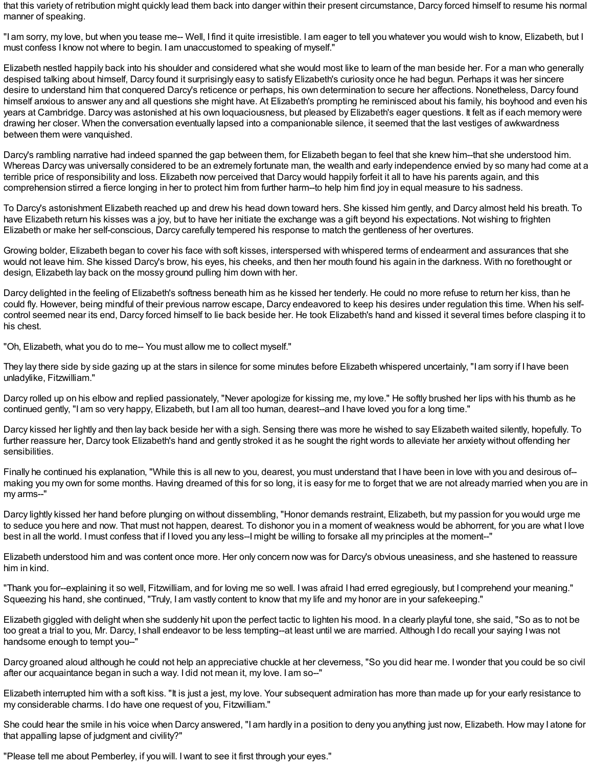that this variety of retribution might quickly lead them back into danger within their present circumstance, Darcy forced himself to resume his normal manner of speaking.

"I am sorry, my love, but when you tease me-- Well, I find it quite irresistible. I am eager to tell you whatever you would wish to know, Elizabeth, but I must confess I know not where to begin. I am unaccustomed to speaking of myself."

Elizabeth nestled happily back into his shoulder and considered what she would most like to learn of the man beside her. For a man who generally despised talking about himself, Darcy found it surprisingly easy to satisfy Elizabeth's curiosity once he had begun. Perhaps it was her sincere desire to understand him that conquered Darcy's reticence or perhaps, his own determination to secure her affections. Nonetheless, Darcy found himself anxious to answer any and all questions she might have. At Elizabeth's prompting he reminisced about his family, his boyhood and even his years at Cambridge. Darcy was astonished at his own loquaciousness, but pleased by Elizabeth's eager questions. It felt as if each memory were drawing her closer. When the conversation eventually lapsed into a companionable silence, it seemed that the last vestiges of awkwardness between them were vanquished.

Darcy's rambling narrative had indeed spanned the gap between them, for Elizabeth began to feel that she knew him--that she understood him. Whereas Darcy was universally considered to be an extremely fortunate man, the wealth and early independence envied by so many had come at a terrible price of responsibility and loss. Elizabeth now perceived that Darcy would happily forfeit it all to have his parents again, and this comprehension stirred a fierce longing in her to protect him from further harm--to help him find joy in equal measure to his sadness.

To Darcy's astonishment Elizabeth reached up and drew his head down toward hers. She kissed him gently, and Darcy almost held his breath. To have Elizabeth return his kisses was a joy, but to have her initiate the exchange was a gift beyond his expectations. Not wishing to frighten Elizabeth or make her self-conscious, Darcy carefully tempered his response to match the gentleness of her overtures.

Growing bolder, Elizabeth began to cover his face with soft kisses, interspersed with whispered terms of endearment and assurances that she would not leave him. She kissed Darcy's brow, his eyes, his cheeks, and then her mouth found his again in the darkness. With no forethought or design, Elizabeth lay back on the mossy ground pulling him down with her.

Darcy delighted in the feeling of Elizabeth's softness beneath him as he kissed her tenderly. He could no more refuse to return her kiss, than he could fly. However, being mindful of their previous narrow escape, Darcy endeavored to keep his desires under regulation this time. When his self-control seemed near its end, Darcy forced himself to lie back beside her. He took Elizabeth's hand and kissed it several times before clasping it to his chest.

"Oh, Elizabeth, what you do to me-- You must allow me to collect myself."

They lay there side by side gazing up at the stars in silence for some minutes before Elizabeth whispered uncertainly, "I am sorry if I have been unladylike, Fitzwilliam."

Darcy rolled up on his elbow and replied passionately, "Never apologize for kissing me, my love." He softly brushed her lips with his thumb as he continued gently, "I am so very happy, Elizabeth, but I am all too human, dearest--and I have loved you for a long time."

Darcy kissed her lightly and then lay back beside her with a sigh. Sensing there was more he wished to say Elizabeth waited silently, hopefully. To further reassure her, Darcy took Elizabeth's hand and gently stroked it as he sought the right words to alleviate her anxiety without offending her sensibilities.

Finally he continued his explanation, "While this is all new to you, dearest, you must understand that I have been in love with you and desirous of--making you my own for some months. Having dreamed of this for so long, it is easy for me to forget that we are not already married when you are in my arms--"

Darcy lightly kissed her hand before plunging on without dissembling, "Honor demands restraint, Elizabeth, but my passion for you would urge me to seduce you here and now. That must not happen, dearest. To dishonor you in a moment of weakness would be abhorrent, for you are what I love best in all the world. I must confess that if I loved you any less--I might be willing to forsake all my principles at the moment--"

Elizabeth understood him and was content once more. Her only concern now was for Darcy's obvious uneasiness, and she hastened to reassure him in kind.

"Thank you for--explaining it so well, Fitzwilliam, and for loving me so well. I was afraid I had erred egregiously, but I comprehend your meaning." Squeezing his hand, she continued, "Truly, I am vastly content to know that my life and my honor are in your safekeeping."

Elizabeth giggled with delight when she suddenly hit upon the perfect tactic to lighten his mood. In a clearly playful tone, she said, "So as to not be too great a trial to you, Mr. Darcy, I shall endeavor to be less tempting--at least until we are married. Although I do recall your saying I was not handsome enough to tempt you--"

Darcy groaned aloud although he could not help an appreciative chuckle at her cleverness, "So you did hear me. I wonder that you could be so civil after our acquaintance began in such a way. I did not mean it, my love. I am so--"

Elizabeth interrupted him with a soft kiss. "It is just a jest, my love. Your subsequent admiration has more than made up for your early resistance to my considerable charms. I do have one request of you, Fitzwilliam."

She could hear the smile in his voice when Darcy answered, "I am hardly in a position to deny you anything just now, Elizabeth. How may I atone for that appalling lapse of judgment and civility?"

"Please tell me about Pemberley, if you will. I want to see it first through your eyes."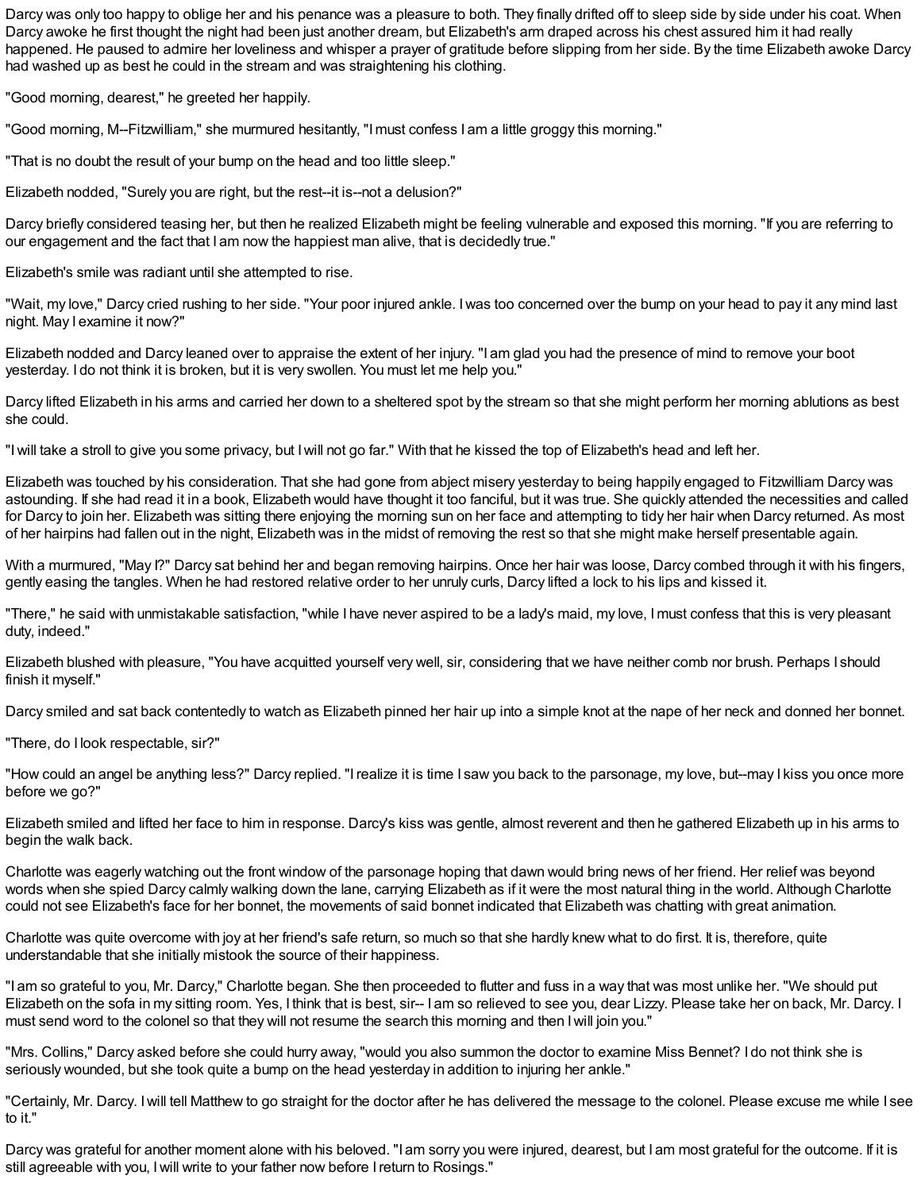Darcy was only too happy to oblige her and his penance was a pleasure to both. They finally drifted off to sleep side by side under his coat. When Darcy awoke he first thought the night had been just another dream, but Elizabeth's arm draped across his chest assured him it had really happened. He paused to admire her loveliness and whisper a prayer of gratitude before slipping from her side. By the time Elizabeth awoke Darcy had washed up as best he could in the stream and was straightening his clothing.

"Good morning, dearest," he greeted her happily.

"Good morning, M--Fitzwilliam," she murmured hesitantly, "I must confess I am a little groggy this morning."

"That is no doubt the result of your bump on the head and too little sleep."

Elizabeth nodded, "Surely you are right, but the rest--it is--not a delusion?"

Darcy briefly considered teasing her, but then he realized Elizabeth might be feeling vulnerable and exposed this morning. "If you are referring to our engagement and the fact that I am now the happiest man alive, that is decidedly true."

Elizabeth's smile was radiant until she attempted to rise.

"Wait, my love," Darcy cried rushing to her side. "Your poor injured ankle. I was too concerned over the bump on your head to pay it any mind last night. May I examine it now?"

Elizabeth nodded and Darcy leaned over to appraise the extent of her injury. "I am glad you had the presence of mind to remove your boot yesterday. I do not think it is broken, but it is very swollen. You must let me help you."

Darcy lifted Elizabeth in his arms and carried her down to a sheltered spot by the stream so that she might perform her morning ablutions as best she could.

"I will take a stroll to give you some privacy, but I will not go far." With that he kissed the top of Elizabeth's head and left her.

Elizabeth was touched by his consideration. That she had gone from abject misery yesterday to being happily engaged to Fitzwilliam Darcy was astounding. If she had read it in a book, Elizabeth would have thought it too fanciful, but it was true. She quickly attended the necessities and called for Darcy to join her. Elizabeth was sitting there enjoying the morning sun on her face and attempting to tidy her hair when Darcy returned. As most of her hairpins had fallen out in the night, Elizabeth was in the midst of removing the rest so that she might make herself presentable again.

With a murmured, "May I?" Darcy sat behind her and began removing hairpins. Once her hair was loose, Darcy combed through it with his fingers, gently easing the tangles. When he had restored relative order to her unruly curls, Darcy lifted a lock to his lips and kissed it.

"There," he said with unmistakable satisfaction, "while I have never aspired to be a lady's maid, my love, I must confess that this is very pleasant duty, indeed."

Elizabeth blushed with pleasure, "You have acquitted yourself very well, sir, considering that we have neither comb nor brush. Perhaps I should finish it myself."

Darcy smiled and sat back contentedly to watch as Elizabeth pinned her hair up into a simple knot at the nape of her neck and donned her bonnet.

"There, do I look respectable, sir?"

"How could an angel be anything less?" Darcy replied. "I realize it is time I saw you back to the parsonage, my love, but--may I kiss you once more before we go?"

Elizabeth smiled and lifted her face to him in response. Darcy's kiss was gentle, almost reverent and then he gathered Elizabeth up in his arms to begin the walk back.

Charlotte was eagerly watching out the front window of the parsonage hoping that dawn would bring news of her friend. Her relief was beyond words when she spied Darcy calmly walking down the lane, carrying Elizabeth as if it were the most natural thing in the world. Although Charlotte could not see Elizabeth's face for her bonnet, the movements of said bonnet indicated that Elizabeth was chatting with great animation.

Charlotte was quite overcome with joy at her friend's safe return, so much so that she hardly knew what to do first. It is, therefore, quite understandable that she initially mistook the source of their happiness.

"I am so grateful to you, Mr. Darcy," Charlotte began. She then proceeded to flutter and fuss in a way that was most unlike her. "We should put Elizabeth on the sofa in my sitting room. Yes, I think that is best, sir-- I am so relieved to see you, dear Lizzy. Please take her on back, Mr. Darcy. I must send word to the colonel so that they will not resume the search this morning and then I will join you."

"Mrs. Collins," Darcy asked before she could hurry away, "would you also summon the doctor to examine Miss Bennet? I do not think she is seriously wounded, but she took quite a bump on the head yesterday in addition to injuring her ankle."

"Certainly, Mr. Darcy. I will tell Matthew to go straight for the doctor after he has delivered the message to the colonel. Please excuse me while I see to it."

Darcy was grateful for another moment alone with his beloved. "I am sorry you were injured, dearest, but I am most grateful for the outcome. If it is still agreeable with you, I will write to your father now before I return to Rosings."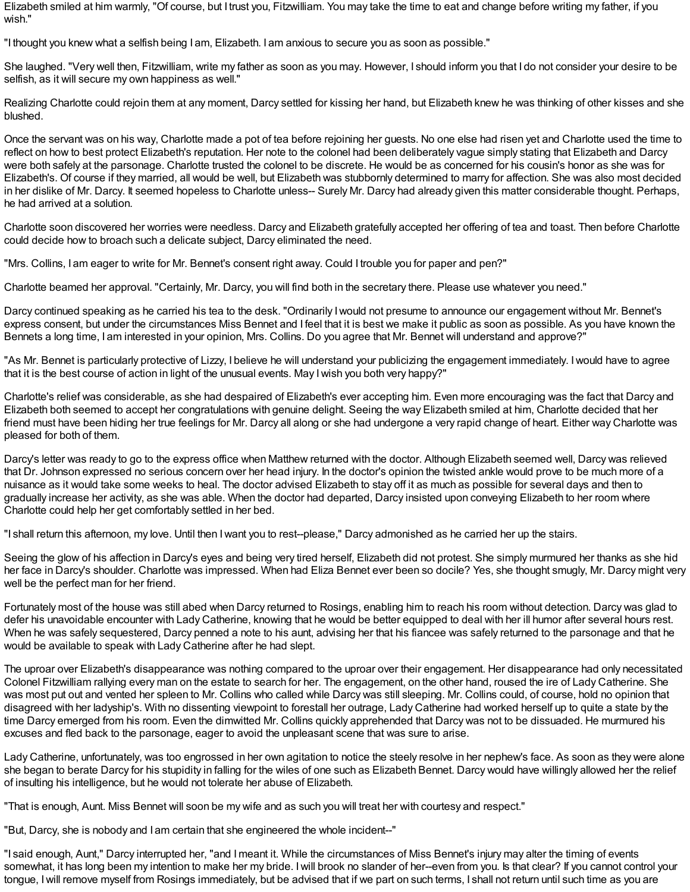Elizabeth smiled at him warmly, "Of course, but I trust you, Fitzwilliam. You may take the time to eat and change before writing my father, if you wish."

"I thought you knew what a selfish being I am, Elizabeth. I am anxious to secure you as soon as possible."

She laughed. "Very well then, Fitzwilliam, write my father as soon as you may. However, I should inform you that I do not consider your desire to be selfish, as it will secure my own happiness as well."

Realizing Charlotte could rejoin them at any moment, Darcy settled for kissing her hand, but Elizabeth knew he was thinking of other kisses and she blushed.

Once the servant was on his way, Charlotte made a pot of tea before rejoining her guests. No one else had risen yet and Charlotte used the time to reflect on how to best protect Elizabeth's reputation. Her note to the colonel had been deliberately vague simply stating that Elizabeth and Darcy were both safely at the parsonage. Charlotte trusted the colonel to be discrete. He would be as concerned for his cousin's honor as she was for Elizabeth's. Of course if they married, all would be well, but Elizabeth was stubbornly determined to marry for affection. She was also most decided in her dislike of Mr. Darcy. It seemed hopeless to Charlotte unless-- Surely Mr. Darcy had already given this matter considerable thought. Perhaps, he had arrived at a solution.

Charlotte soon discovered her worries were needless. Darcy and Elizabeth gratefully accepted her offering of tea and toast. Then before Charlotte could decide how to broach such a delicate subject, Darcy eliminated the need.

"Mrs. Collins, I am eager to write for Mr. Bennet's consent right away. Could I trouble you for paper and pen?"

Charlotte beamed her approval. "Certainly, Mr. Darcy, you will find both in the secretary there. Please use whatever you need."

Darcy continued speaking as he carried his tea to the desk. "Ordinarily I would not presume to announce our engagement without Mr. Bennet's express consent, but under the circumstances Miss Bennet and I feel that it is best we make it public as soon as possible. As you have known the Bennets a long time, I am interested in your opinion, Mrs. Collins. Do you agree that Mr. Bennet will understand and approve?"

"As Mr. Bennet is particularly protective of Lizzy, I believe he will understand your publicizing the engagement immediately. I would have to agree that it is the best course of action in light of the unusual events. May I wish you both very happy?"

Charlotte's relief was considerable, as she had despaired of Elizabeth's ever accepting him. Even more encouraging was the fact that Darcy and Elizabeth both seemed to accept her congratulations with genuine delight. Seeing the way Elizabeth smiled at him, Charlotte decided that her friend must have been hiding her true feelings for Mr. Darcy all along or she had undergone a very rapid change of heart. Either way Charlotte was pleased for both of them.

Darcy's letter was ready to go to the express office when Matthew returned with the doctor. Although Elizabeth seemed well, Darcy was relieved that Dr. Johnson expressed no serious concern over her head injury. In the doctor's opinion the twisted ankle would prove to be much more of a nuisance as it would take some weeks to heal. The doctor advised Elizabeth to stay off it as much as possible for several days and then to gradually increase her activity, as she was able. When the doctor had departed, Darcy insisted upon conveying Elizabeth to her room where Charlotte could help her get comfortably settled in her bed.

"I shall return this afternoon, my love. Until then I want you to rest--please," Darcy admonished as he carried her up the stairs.

Seeing the glow of his affection in Darcy's eyes and being very tired herself, Elizabeth did not protest. She simply murmured her thanks as she hid her face in Darcy's shoulder. Charlotte was impressed. When had Eliza Bennet ever been so docile? Yes, she thought smugly, Mr. Darcy might very well be the perfect man for her friend.

Fortunately most of the house was still abed when Darcy returned to Rosings, enabling him to reach his room without detection. Darcy was glad to defer his unavoidable encounter with Lady Catherine, knowing that he would be better equipped to deal with her ill humor after several hours rest. When he was safely sequestered, Darcy penned a note to his aunt, advising her that his fiancee was safely returned to the parsonage and that he would be available to speak with Lady Catherine after he had slept.

The uproar over Elizabeth's disappearance was nothing compared to the uproar over their engagement. Her disappearance had only necessitated Colonel Fitzwilliam rallying every man on the estate to search for her. The engagement, on the other hand, roused the ire of Lady Catherine. She was most put out and vented her spleen to Mr. Collins who called while Darcy was still sleeping. Mr. Collins could, of course, hold no opinion that disagreed with her ladyship's. With no dissenting viewpoint to forestall her outrage, Lady Catherine had worked herself up to quite a state by the time Darcy emerged from his room. Even the dimwitted Mr. Collins quickly apprehended that Darcy was not to be dissuaded. He murmured his excuses and fled back to the parsonage, eager to avoid the unpleasant scene that was sure to arise.

Lady Catherine, unfortunately, was too engrossed in her own agitation to notice the steely resolve in her nephew's face. As soon as they were alone she began to berate Darcy for his stupidity in falling for the wiles of one such as Elizabeth Bennet. Darcy would have willingly allowed her the relief of insulting his intelligence, but he would not tolerate her abuse of Elizabeth.

"That is enough, Aunt. Miss Bennet will soon be my wife and as such you will treat her with courtesy and respect."

"But, Darcy, she is nobody and I am certain that she engineered the whole incident--"

"I said enough, Aunt," Darcy interrupted her, "and I meant it. While the circumstances of Miss Bennet's injury may alter the timing of events somewhat, it has long been my intention to make her my bride. I will brook no slander of her--even from you. Is that clear? If you cannot control your tongue, I will remove myself from Rosings immediately, but be advised that if we part on such terms, I shall not return until such time as you are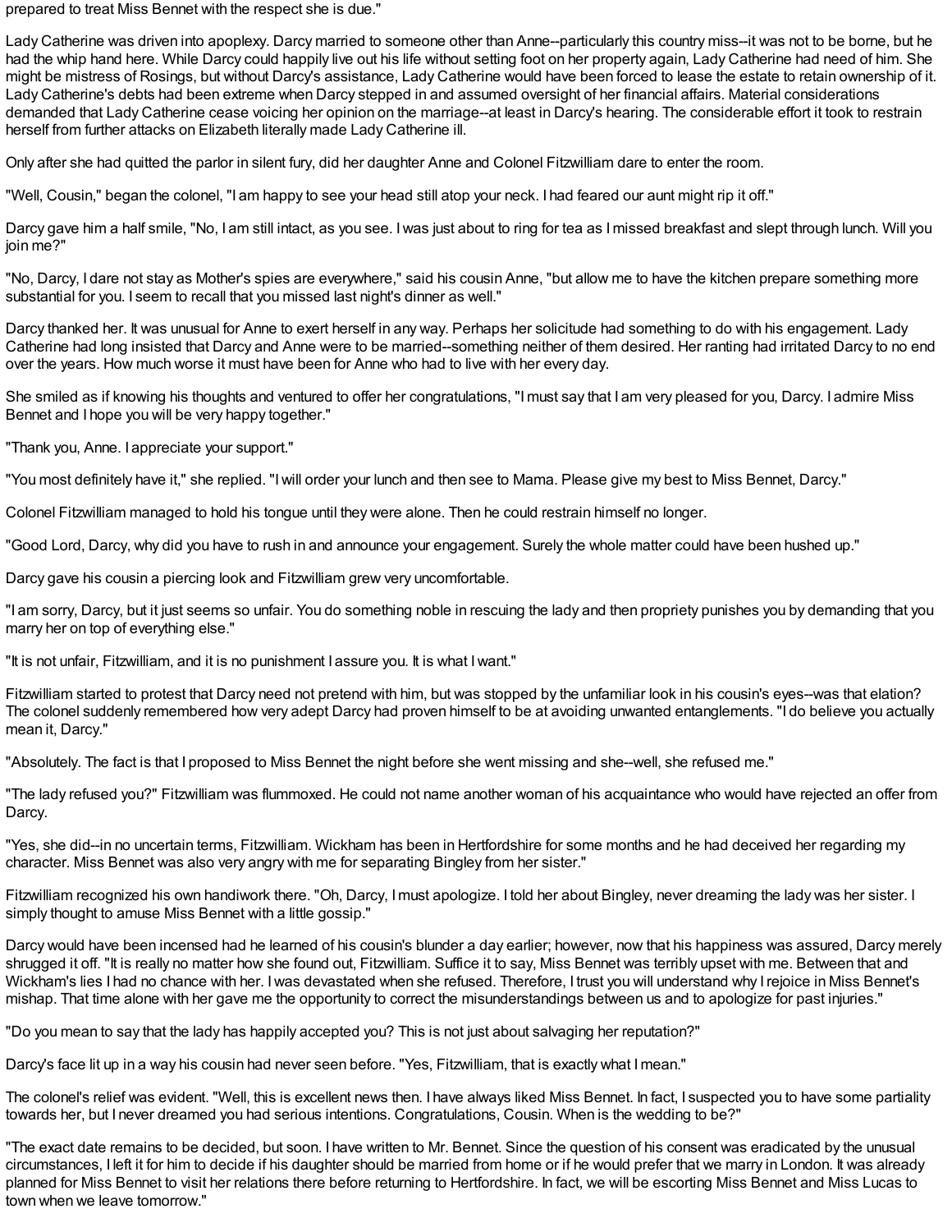prepared to treat Miss Bennet with the respect she is due."

Lady Catherine was driven into apoplexy. Darcy married to someone other than Anne--particularly this country miss--it was not to be borne, but he had the whip hand here. While Darcy could happily live out his life without setting foot on her property again, Lady Catherine had need of him. She might be mistress of Rosings, but without Darcy's assistance, Lady Catherine would have been forced to lease the estate to retain ownership of it. Lady Catherine's debts had been extreme when Darcy stepped in and assumed oversight of her financial affairs. Material considerations demanded that Lady Catherine cease voicing her opinion on the marriage--at least in Darcy's hearing. The considerable effort it took to restrain herself from further attacks on Elizabeth literally made Lady Catherine ill.

Only after she had quitted the parlor in silent fury, did her daughter Anne and Colonel Fitzwilliam dare to enter the room.

"Well, Cousin," began the colonel, "I am happy to see your head still atop your neck. I had feared our aunt might rip it off."

Darcy gave him a half smile, "No, I am still intact, as you see. I was just about to ring for tea as I missed breakfast and slept through lunch. Will you join me?"

"No, Darcy, I dare not stay as Mother's spies are everywhere," said his cousin Anne, "but allow me to have the kitchen prepare something more substantial for you. I seem to recall that you missed last night's dinner as well."

Darcy thanked her. It was unusual for Anne to exert herself in any way. Perhaps her solicitude had something to do with his engagement. Lady Catherine had long insisted that Darcy and Anne were to be married--something neither of them desired. Her ranting had irritated Darcy to no end over the years. How much worse it must have been for Anne who had to live with her every day.

She smiled as if knowing his thoughts and ventured to offer her congratulations, "I must say that I am very pleased for you, Darcy. I admire Miss Bennet and I hope you will be very happy together."

"Thank you, Anne. I appreciate your support."

"You most definitely have it," she replied. "I will order your lunch and then see to Mama. Please give my best to Miss Bennet, Darcy."

Colonel Fitzwilliam managed to hold his tongue until they were alone. Then he could restrain himself no longer.

"Good Lord, Darcy, why did you have to rush in and announce your engagement. Surely the whole matter could have been hushed up."

Darcy gave his cousin a piercing look and Fitzwilliam grew very uncomfortable.

"I am sorry, Darcy, but it just seems so unfair. You do something noble in rescuing the lady and then propriety punishes you by demanding that you marry her on top of everything else."

"It is not unfair, Fitzwilliam, and it is no punishment I assure you. It is what I want."

Fitzwilliam started to protest that Darcy need not pretend with him, but was stopped by the unfamiliar look in his cousin's eyes--was that elation? The colonel suddenly remembered how very adept Darcy had proven himself to be at avoiding unwanted entanglements. "I do believe you actually mean it, Darcy."

"Absolutely. The fact is that I proposed to Miss Bennet the night before she went missing and she--well, she refused me."

"The lady refused you?" Fitzwilliam was flummoxed. He could not name another woman of his acquaintance who would have rejected an offer from Darcy.

"Yes, she did--in no uncertain terms, Fitzwilliam. Wickham has been in Hertfordshire for some months and he had deceived her regarding my character. Miss Bennet was also very angry with me for separating Bingley from her sister."

Fitzwilliam recognized his own handiwork there. "Oh, Darcy, I must apologize. I told her about Bingley, never dreaming the lady was her sister. I simply thought to amuse Miss Bennet with a little gossip."

Darcy would have been incensed had he learned of his cousin's blunder a day earlier; however, now that his happiness was assured, Darcy merely shrugged it off. "It is really no matter how she found out, Fitzwilliam. Suffice it to say, Miss Bennet was terribly upset with me. Between that and Wickham's lies I had no chance with her. I was devastated when she refused. Therefore, I trust you will understand why I rejoice in Miss Bennet's mishap. That time alone with her gave me the opportunity to correct the misunderstandings between us and to apologize for past injuries."

"Do you mean to say that the lady has happily accepted you? This is not just about salvaging her reputation?"

Darcy's face lit up in a way his cousin had never seen before. "Yes, Fitzwilliam, that is exactly what I mean."

The colonel's relief was evident. "Well, this is excellent news then. I have always liked Miss Bennet. In fact, I suspected you to have some partiality towards her, but I never dreamed you had serious intentions. Congratulations, Cousin. When is the wedding to be?"

"The exact date remains to be decided, but soon. I have written to Mr. Bennet. Since the question of his consent was eradicated by the unusual circumstances, I left it for him to decide if his daughter should be married from home or if he would prefer that we marry in London. It was already planned for Miss Bennet to visit her relations there before returning to Hertfordshire. In fact, we will be escorting Miss Bennet and Miss Lucas to town when we leave tomorrow."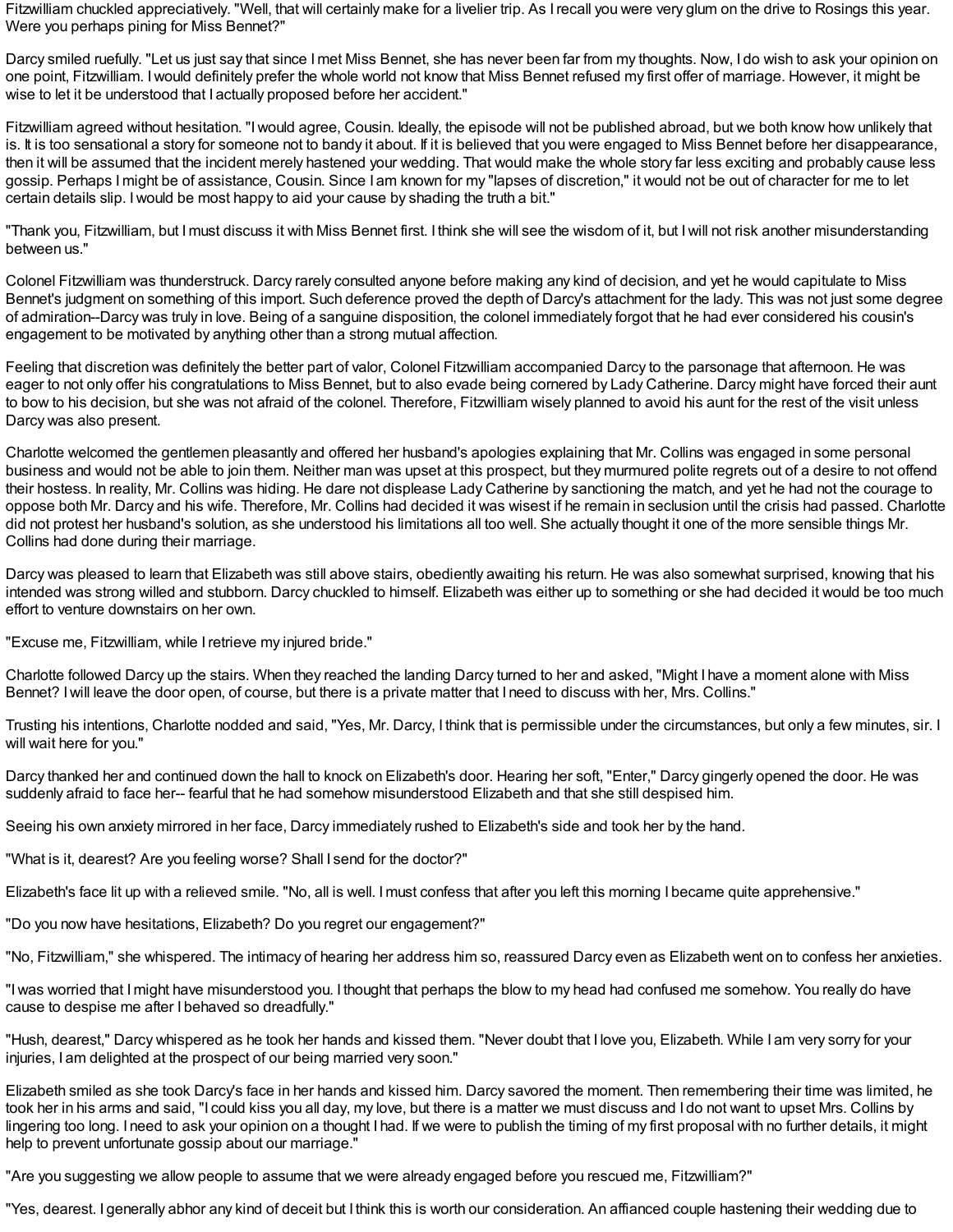Fitzwilliam chuckled appreciatively. "Well, that will certainly make for a livelier trip. As I recall you were very glum on the drive to Rosings this year. Were you perhaps pining for Miss Bennet?"

Darcy smiled ruefully. "Let us just say that since I met Miss Bennet, she has never been far from my thoughts. Now, I do wish to ask your opinion on one point, Fitzwilliam. I would definitely prefer the whole world not know that Miss Bennet refused my first offer of marriage. However, it might be wise to let it be understood that I actually proposed before her accident."

Fitzwilliam agreed without hesitation. "I would agree, Cousin. Ideally, the episode will not be published abroad, but we both know how unlikely that is. It is too sensational a story for someone not to bandy it about. If it is believed that you were engaged to Miss Bennet before her disappearance, then it will be assumed that the incident merely hastened your wedding. That would make the whole story far less exciting and probably cause less gossip. Perhaps I might be of assistance, Cousin. Since I am known for my "lapses of discretion," it would not be out of character for me to let certain details slip. I would be most happy to aid your cause by shading the truth a bit."

"Thank you, Fitzwilliam, but I must discuss it with Miss Bennet first. I think she will see the wisdom of it, but I will not risk another misunderstanding between us."

Colonel Fitzwilliam was thunderstruck. Darcy rarely consulted anyone before making any kind of decision, and yet he would capitulate to Miss Bennet's judgment on something of this import. Such deference proved the depth of Darcy's attachment for the lady. This was not just some degree of admiration--Darcy was truly in love. Being of a sanguine disposition, the colonel immediately forgot that he had ever considered his cousin's engagement to be motivated by anything other than a strong mutual affection.

Feeling that discretion was definitely the better part of valor, Colonel Fitzwilliam accompanied Darcy to the parsonage that afternoon. He was eager to not only offer his congratulations to Miss Bennet, but to also evade being cornered by Lady Catherine. Darcy might have forced their aunt to bow to his decision, but she was not afraid of the colonel. Therefore, Fitzwilliam wisely planned to avoid his aunt for the rest of the visit unless Darcy was also present.

Charlotte welcomed the gentlemen pleasantly and offered her husband's apologies explaining that Mr. Collins was engaged in some personal business and would not be able to join them. Neither man was upset at this prospect, but they murmured polite regrets out of a desire to not offend their hostess. In reality, Mr. Collins was hiding. He dare not displease Lady Catherine by sanctioning the match, and yet he had not the courage to oppose both Mr. Darcy and his wife. Therefore, Mr. Collins had decided it was wisest if he remain in seclusion until the crisis had passed. Charlotte did not protest her husband's solution, as she understood his limitations all too well. She actually thought it one of the more sensible things Mr. Collins had done during their marriage.

Darcy was pleased to learn that Elizabeth was still above stairs, obediently awaiting his return. He was also somewhat surprised, knowing that his intended was strong willed and stubborn. Darcy chuckled to himself. Elizabeth was either up to something or she had decided it would be too much effort to venture downstairs on her own.

"Excuse me, Fitzwilliam, while I retrieve my injured bride."

Charlotte followed Darcy up the stairs. When they reached the landing Darcy turned to her and asked, "Might I have a moment alone with Miss Bennet? I will leave the door open, of course, but there is a private matter that I need to discuss with her, Mrs. Collins."

Trusting his intentions, Charlotte nodded and said, "Yes, Mr. Darcy, I think that is permissible under the circumstances, but only a few minutes, sir. I will wait here for you."

Darcy thanked her and continued down the hall to knock on Elizabeth's door. Hearing her soft, "Enter," Darcy gingerly opened the door. He was suddenly afraid to face her-- fearful that he had somehow misunderstood Elizabeth and that she still despised him.

Seeing his own anxiety mirrored in her face, Darcy immediately rushed to Elizabeth's side and took her by the hand.

"What is it, dearest? Are you feeling worse? Shall I send for the doctor?"

Elizabeth's face lit up with a relieved smile. "No, all is well. I must confess that after you left this morning I became quite apprehensive."

"Do you now have hesitations, Elizabeth? Do you regret our engagement?"

"No, Fitzwilliam," she whispered. The intimacy of hearing her address him so, reassured Darcy even as Elizabeth went on to confess her anxieties.

"I was worried that I might have misunderstood you. I thought that perhaps the blow to my head had confused me somehow. You really do have cause to despise me after I behaved so dreadfully."

"Hush, dearest," Darcy whispered as he took her hands and kissed them. "Never doubt that I love you, Elizabeth. While I am very sorry for your injuries, I am delighted at the prospect of our being married very soon."

Elizabeth smiled as she took Darcy's face in her hands and kissed him. Darcy savored the moment. Then remembering their time was limited, he took her in his arms and said, "I could kiss you all day, my love, but there is a matter we must discuss and I do not want to upset Mrs. Collins by lingering too long. I need to ask your opinion on a thought I had. If we were to publish the timing of my first proposal with no further details, it might help to prevent unfortunate gossip about our marriage."

"Are you suggesting we allow people to assume that we were already engaged before you rescued me, Fitzwilliam?"

"Yes, dearest. I generally abhor any kind of deceit but I think this is worth our consideration. An affianced couple hastening their wedding due to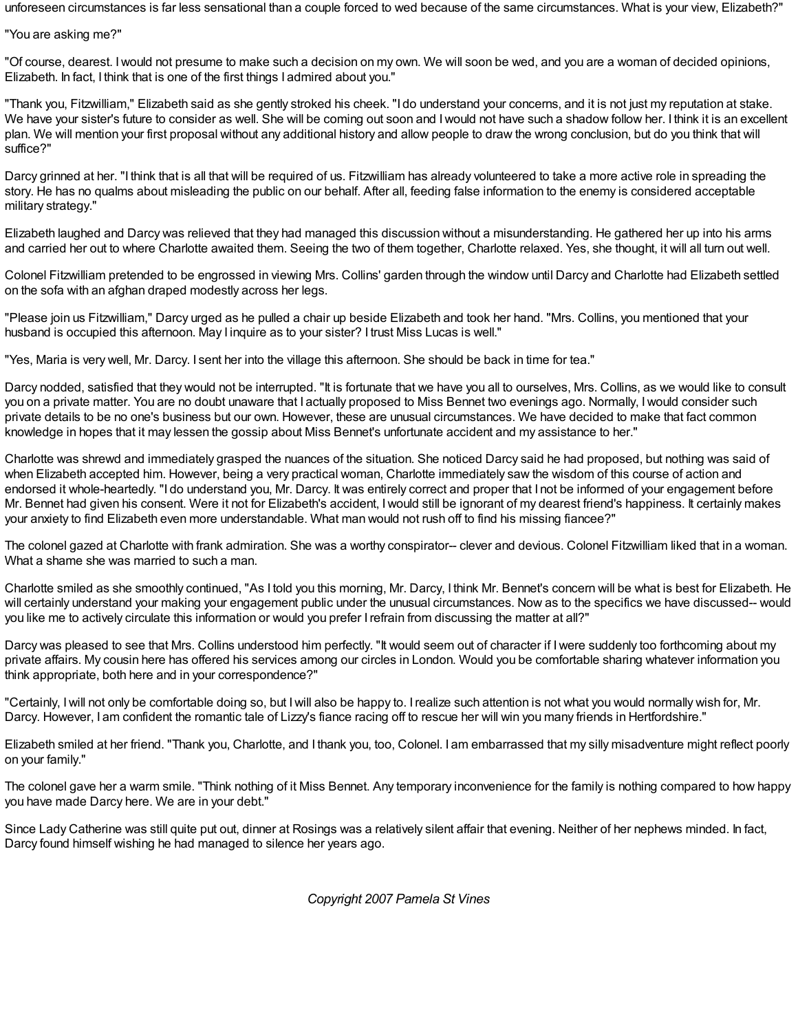unforeseen circumstances is far less sensational than a couple forced to wed because of the same circumstances. What is your view, Elizabeth?"

"You are asking me?"

"Of course, dearest. I would not presume to make such a decision on my own. We will soon be wed, and you are a woman of decided opinions, Elizabeth. In fact, I think that is one of the first things I admired about you."

"Thank you, Fitzwilliam," Elizabeth said as she gently stroked his cheek. "I do understand your concerns, and it is not just my reputation at stake. We have your sister's future to consider as well. She will be coming out soon and I would not have such a shadow follow her. I think it is an excellent plan. We will mention your first proposal without any additional history and allow people to draw the wrong conclusion, but do you think that will suffice?"

Darcy grinned at her. "I think that is all that will be required of us. Fitzwilliam has already volunteered to take a more active role in spreading the story. He has no qualms about misleading the public on our behalf. After all, feeding false information to the enemy is considered acceptable military strategy."

Elizabeth laughed and Darcy was relieved that they had managed this discussion without a misunderstanding. He gathered her up into his arms and carried her out to where Charlotte awaited them. Seeing the two of them together, Charlotte relaxed. Yes, she thought, it will all turn out well.

Colonel Fitzwilliam pretended to be engrossed in viewing Mrs. Collins' garden through the window until Darcy and Charlotte had Elizabeth settled on the sofa with an afghan draped modestly across her legs.

"Please join us Fitzwilliam," Darcy urged as he pulled a chair up beside Elizabeth and took her hand. "Mrs. Collins, you mentioned that your husband is occupied this afternoon. May I inquire as to your sister? I trust Miss Lucas is well."

"Yes, Maria is very well, Mr. Darcy. I sent her into the village this afternoon. She should be back in time for tea."

Darcy nodded, satisfied that they would not be interrupted. "It is fortunate that we have you all to ourselves, Mrs. Collins, as we would like to consult you on a private matter. You are no doubt unaware that I actually proposed to Miss Bennet two evenings ago. Normally, I would consider such private details to be no one's business but our own. However, these are unusual circumstances. We have decided to make that fact common knowledge in hopes that it may lessen the gossip about Miss Bennet's unfortunate accident and my assistance to her."

Charlotte was shrewd and immediately grasped the nuances of the situation. She noticed Darcy said he had proposed, but nothing was said of when Elizabeth accepted him. However, being a very practical woman, Charlotte immediately saw the wisdom of this course of action and endorsed it whole-heartedly. "I do understand you, Mr. Darcy. It was entirely correct and proper that I not be informed of your engagement before Mr. Bennet had given his consent. Were it not for Elizabeth's accident, I would still be ignorant of my dearest friend's happiness. It certainly makes your anxiety to find Elizabeth even more understandable. What man would not rush off to find his missing fiancee?"

The colonel gazed at Charlotte with frank admiration. She was a worthy conspirator-- clever and devious. Colonel Fitzwilliam liked that in a woman. What a shame she was married to such a man.

Charlotte smiled as she smoothly continued, "As I told you this morning, Mr. Darcy, I think Mr. Bennet's concern will be what is best for Elizabeth. He will certainly understand your making your engagement public under the unusual circumstances. Now as to the specifics we have discussed-- would you like me to actively circulate this information or would you prefer I refrain from discussing the matter at all?"

Darcy was pleased to see that Mrs. Collins understood him perfectly. "It would seem out of character if I were suddenly too forthcoming about my private affairs. My cousin here has offered his services among our circles in London. Would you be comfortable sharing whatever information you think appropriate, both here and in your correspondence?"

"Certainly, I will not only be comfortable doing so, but I will also be happy to. I realize such attention is not what you would normally wish for, Mr. Darcy. However, I am confident the romantic tale of Lizzy's fiance racing off to rescue her will win you many friends in Hertfordshire."

Elizabeth smiled at her friend. "Thank you, Charlotte, and I thank you, too, Colonel. I am embarrassed that my silly misadventure might reflect poorly on your family."

The colonel gave her a warm smile. "Think nothing of it Miss Bennet. Any temporary inconvenience for the family is nothing compared to how happy you have made Darcy here. We are in your debt."

Since Lady Catherine was still quite put out, dinner at Rosings was a relatively silent affair that evening. Neither of her nephews minded. In fact, Darcy found himself wishing he had managed to silence her years ago.

*Copyright 2007 Pamela St Vines*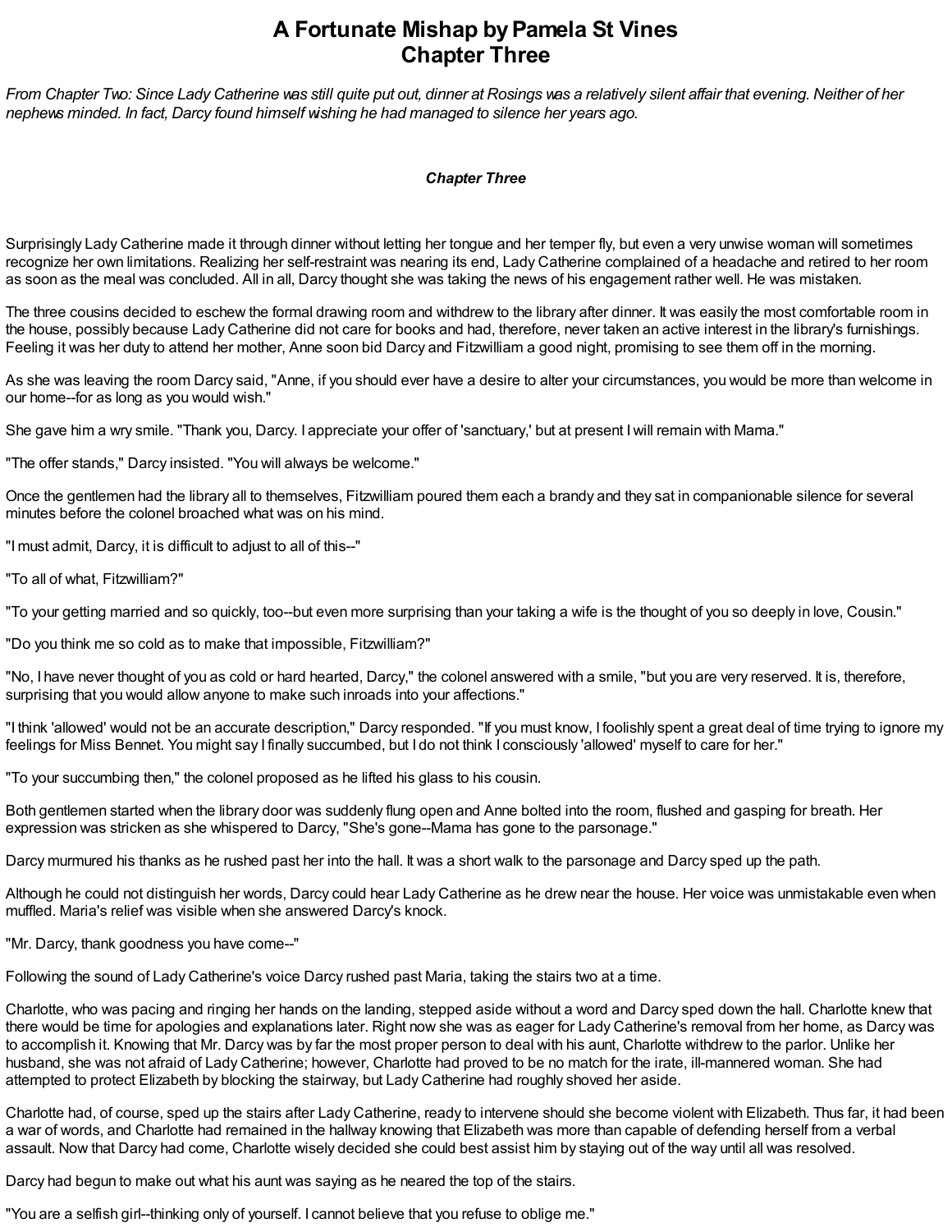# A Fortunate Mishap by Pamela St Vines
# Chapter Three

*From Chapter Two: Since Lady Catherine was still quite put out, dinner at Rosings was a relatively silent affair that evening. Neither of her nephews minded. In fact, Darcy found himself wishing he had managed to silence her years ago.*

### *Chapter Three*

Surprisingly Lady Catherine made it through dinner without letting her tongue and her temper fly, but even a very unwise woman will sometimes recognize her own limitations. Realizing her self-restraint was nearing its end, Lady Catherine complained of a headache and retired to her room as soon as the meal was concluded. All in all, Darcy thought she was taking the news of his engagement rather well. He was mistaken.

The three cousins decided to eschew the formal drawing room and withdrew to the library after dinner. It was easily the most comfortable room in the house, possibly because Lady Catherine did not care for books and had, therefore, never taken an active interest in the library's furnishings. Feeling it was her duty to attend her mother, Anne soon bid Darcy and Fitzwilliam a good night, promising to see them off in the morning.

As she was leaving the room Darcy said, "Anne, if you should ever have a desire to alter your circumstances, you would be more than welcome in our home--for as long as you would wish."

She gave him a wry smile. "Thank you, Darcy. I appreciate your offer of 'sanctuary,' but at present I will remain with Mama."

"The offer stands," Darcy insisted. "You will always be welcome."

Once the gentlemen had the library all to themselves, Fitzwilliam poured them each a brandy and they sat in companionable silence for several minutes before the colonel broached what was on his mind.

"I must admit, Darcy, it is difficult to adjust to all of this--"

"To all of what, Fitzwilliam?"

"To your getting married and so quickly, too--but even more surprising than your taking a wife is the thought of you so deeply in love, Cousin."

"Do you think me so cold as to make that impossible, Fitzwilliam?"

"No, I have never thought of you as cold or hard hearted, Darcy," the colonel answered with a smile, "but you are very reserved. It is, therefore, surprising that you would allow anyone to make such inroads into your affections."

"I think 'allowed' would not be an accurate description," Darcy responded. "If you must know, I foolishly spent a great deal of time trying to ignore my feelings for Miss Bennet. You might say I finally succumbed, but I do not think I consciously 'allowed' myself to care for her."

"To your succumbing then," the colonel proposed as he lifted his glass to his cousin.

Both gentlemen started when the library door was suddenly flung open and Anne bolted into the room, flushed and gasping for breath. Her expression was stricken as she whispered to Darcy, "She's gone--Mama has gone to the parsonage."

Darcy murmured his thanks as he rushed past her into the hall. It was a short walk to the parsonage and Darcy sped up the path.

Although he could not distinguish her words, Darcy could hear Lady Catherine as he drew near the house. Her voice was unmistakable even when muffled. Maria's relief was visible when she answered Darcy's knock.

"Mr. Darcy, thank goodness you have come--"

Following the sound of Lady Catherine's voice Darcy rushed past Maria, taking the stairs two at a time.

Charlotte, who was pacing and ringing her hands on the landing, stepped aside without a word and Darcy sped down the hall. Charlotte knew that there would be time for apologies and explanations later. Right now she was as eager for Lady Catherine's removal from her home, as Darcy was to accomplish it. Knowing that Mr. Darcy was by far the most proper person to deal with his aunt, Charlotte withdrew to the parlor. Unlike her husband, she was not afraid of Lady Catherine; however, Charlotte had proved to be no match for the irate, ill-mannered woman. She had attempted to protect Elizabeth by blocking the stairway, but Lady Catherine had roughly shoved her aside.

Charlotte had, of course, sped up the stairs after Lady Catherine, ready to intervene should she become violent with Elizabeth. Thus far, it had been a war of words, and Charlotte had remained in the hallway knowing that Elizabeth was more than capable of defending herself from a verbal assault. Now that Darcy had come, Charlotte wisely decided she could best assist him by staying out of the way until all was resolved.

Darcy had begun to make out what his aunt was saying as he neared the top of the stairs.

"You are a selfish girl--thinking only of yourself. I cannot believe that you refuse to oblige me."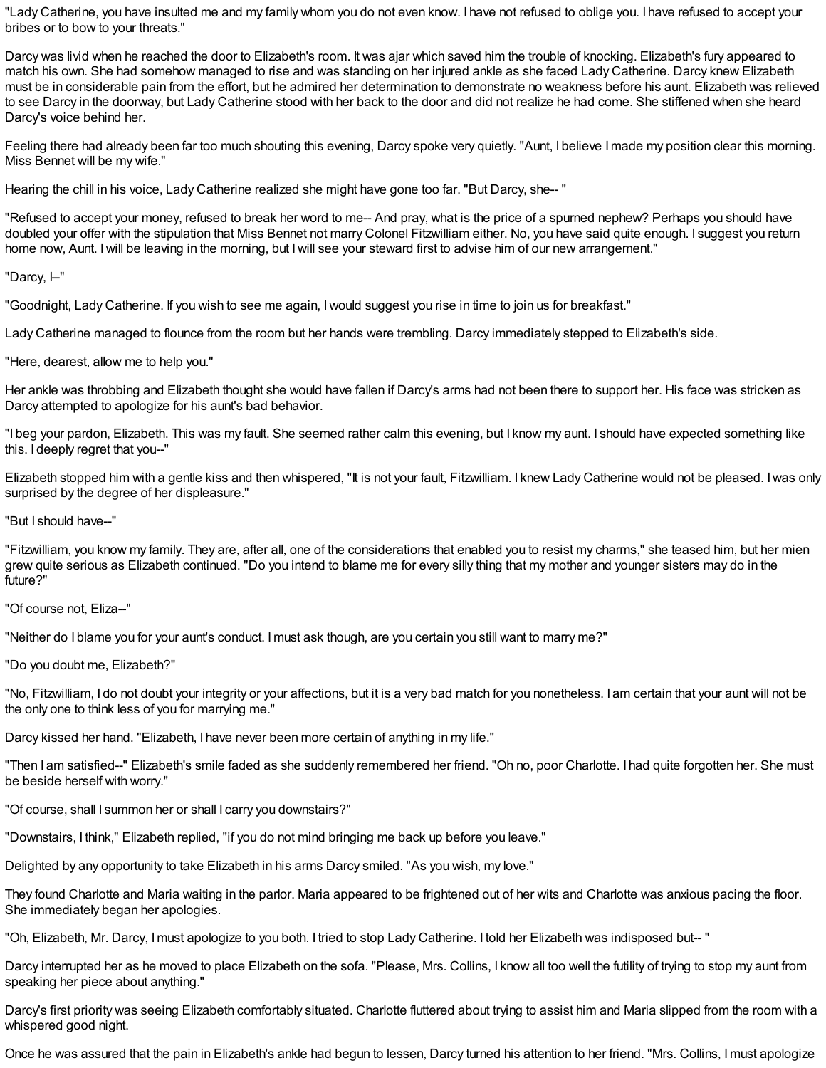"Lady Catherine, you have insulted me and my family whom you do not even know. I have not refused to oblige you. I have refused to accept your bribes or to bow to your threats."

Darcy was livid when he reached the door to Elizabeth's room. It was ajar which saved him the trouble of knocking. Elizabeth's fury appeared to match his own. She had somehow managed to rise and was standing on her injured ankle as she faced Lady Catherine. Darcy knew Elizabeth must be in considerable pain from the effort, but he admired her determination to demonstrate no weakness before his aunt. Elizabeth was relieved to see Darcy in the doorway, but Lady Catherine stood with her back to the door and did not realize he had come. She stiffened when she heard Darcy's voice behind her.

Feeling there had already been far too much shouting this evening, Darcy spoke very quietly. "Aunt, I believe I made my position clear this morning. Miss Bennet will be my wife."

Hearing the chill in his voice, Lady Catherine realized she might have gone too far. "But Darcy, she-- "

"Refused to accept your money, refused to break her word to me-- And pray, what is the price of a spurned nephew? Perhaps you should have doubled your offer with the stipulation that Miss Bennet not marry Colonel Fitzwilliam either. No, you have said quite enough. I suggest you return home now, Aunt. I will be leaving in the morning, but I will see your steward first to advise him of our new arrangement."

"Darcy, I--"

"Goodnight, Lady Catherine. If you wish to see me again, I would suggest you rise in time to join us for breakfast."

Lady Catherine managed to flounce from the room but her hands were trembling. Darcy immediately stepped to Elizabeth's side.

"Here, dearest, allow me to help you."

Her ankle was throbbing and Elizabeth thought she would have fallen if Darcy's arms had not been there to support her. His face was stricken as Darcy attempted to apologize for his aunt's bad behavior.

"I beg your pardon, Elizabeth. This was my fault. She seemed rather calm this evening, but I know my aunt. I should have expected something like this. I deeply regret that you--"

Elizabeth stopped him with a gentle kiss and then whispered, "It is not your fault, Fitzwilliam. I knew Lady Catherine would not be pleased. I was only surprised by the degree of her displeasure."

"But I should have--"

"Fitzwilliam, you know my family. They are, after all, one of the considerations that enabled you to resist my charms," she teased him, but her mien grew quite serious as Elizabeth continued. "Do you intend to blame me for every silly thing that my mother and younger sisters may do in the future?"

"Of course not, Eliza--"

"Neither do I blame you for your aunt's conduct. I must ask though, are you certain you still want to marry me?"

"Do you doubt me, Elizabeth?"

"No, Fitzwilliam, I do not doubt your integrity or your affections, but it is a very bad match for you nonetheless. I am certain that your aunt will not be the only one to think less of you for marrying me."

Darcy kissed her hand. "Elizabeth, I have never been more certain of anything in my life."

"Then I am satisfied--" Elizabeth's smile faded as she suddenly remembered her friend. "Oh no, poor Charlotte. I had quite forgotten her. She must be beside herself with worry."

"Of course, shall I summon her or shall I carry you downstairs?"

"Downstairs, I think," Elizabeth replied, "if you do not mind bringing me back up before you leave."

Delighted by any opportunity to take Elizabeth in his arms Darcy smiled. "As you wish, my love."

They found Charlotte and Maria waiting in the parlor. Maria appeared to be frightened out of her wits and Charlotte was anxious pacing the floor. She immediately began her apologies.

"Oh, Elizabeth, Mr. Darcy, I must apologize to you both. I tried to stop Lady Catherine. I told her Elizabeth was indisposed but-- "

Darcy interrupted her as he moved to place Elizabeth on the sofa. "Please, Mrs. Collins, I know all too well the futility of trying to stop my aunt from speaking her piece about anything."

Darcy's first priority was seeing Elizabeth comfortably situated. Charlotte fluttered about trying to assist him and Maria slipped from the room with a whispered good night.

Once he was assured that the pain in Elizabeth's ankle had begun to lessen, Darcy turned his attention to her friend. "Mrs. Collins, I must apologize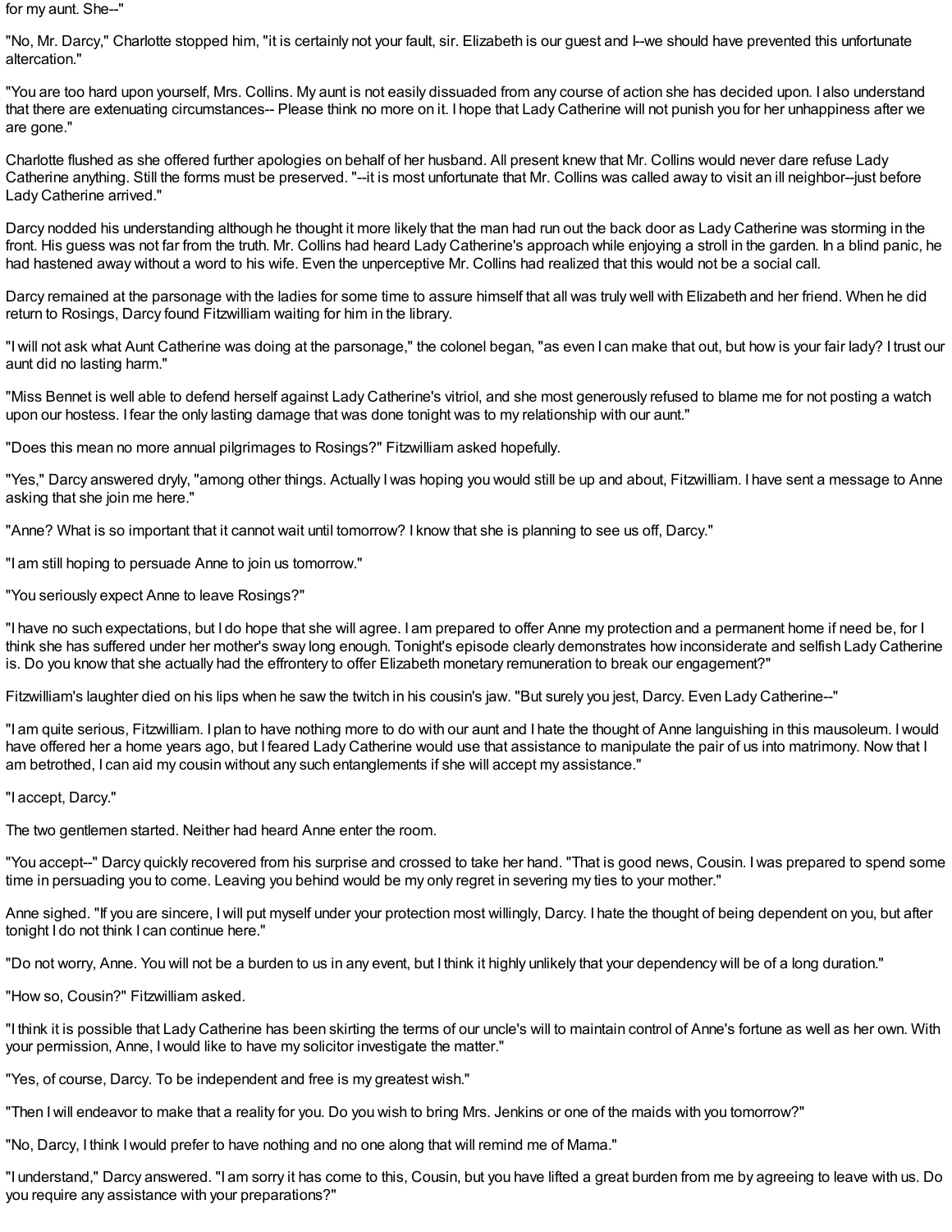for my aunt. She--"

"No, Mr. Darcy," Charlotte stopped him, "it is certainly not your fault, sir. Elizabeth is our guest and I--we should have prevented this unfortunate altercation."

"You are too hard upon yourself, Mrs. Collins. My aunt is not easily dissuaded from any course of action she has decided upon. I also understand that there are extenuating circumstances-- Please think no more on it. I hope that Lady Catherine will not punish you for her unhappiness after we are gone."

Charlotte flushed as she offered further apologies on behalf of her husband. All present knew that Mr. Collins would never dare refuse Lady Catherine anything. Still the forms must be preserved. "--it is most unfortunate that Mr. Collins was called away to visit an ill neighbor--just before Lady Catherine arrived."

Darcy nodded his understanding although he thought it more likely that the man had run out the back door as Lady Catherine was storming in the front. His guess was not far from the truth. Mr. Collins had heard Lady Catherine's approach while enjoying a stroll in the garden. In a blind panic, he had hastened away without a word to his wife. Even the unperceptive Mr. Collins had realized that this would not be a social call.

Darcy remained at the parsonage with the ladies for some time to assure himself that all was truly well with Elizabeth and her friend. When he did return to Rosings, Darcy found Fitzwilliam waiting for him in the library.

"I will not ask what Aunt Catherine was doing at the parsonage," the colonel began, "as even I can make that out, but how is your fair lady? I trust our aunt did no lasting harm."

"Miss Bennet is well able to defend herself against Lady Catherine's vitriol, and she most generously refused to blame me for not posting a watch upon our hostess. I fear the only lasting damage that was done tonight was to my relationship with our aunt."

"Does this mean no more annual pilgrimages to Rosings?" Fitzwilliam asked hopefully.

"Yes," Darcy answered dryly, "among other things. Actually I was hoping you would still be up and about, Fitzwilliam. I have sent a message to Anne asking that she join me here."

"Anne? What is so important that it cannot wait until tomorrow? I know that she is planning to see us off, Darcy."

"I am still hoping to persuade Anne to join us tomorrow."

"You seriously expect Anne to leave Rosings?"

"I have no such expectations, but I do hope that she will agree. I am prepared to offer Anne my protection and a permanent home if need be, for I think she has suffered under her mother's sway long enough. Tonight's episode clearly demonstrates how inconsiderate and selfish Lady Catherine is. Do you know that she actually had the effrontery to offer Elizabeth monetary remuneration to break our engagement?"

Fitzwilliam's laughter died on his lips when he saw the twitch in his cousin's jaw. "But surely you jest, Darcy. Even Lady Catherine--"

"I am quite serious, Fitzwilliam. I plan to have nothing more to do with our aunt and I hate the thought of Anne languishing in this mausoleum. I would have offered her a home years ago, but I feared Lady Catherine would use that assistance to manipulate the pair of us into matrimony. Now that I am betrothed, I can aid my cousin without any such entanglements if she will accept my assistance."

"I accept, Darcy."

The two gentlemen started. Neither had heard Anne enter the room.

"You accept--" Darcy quickly recovered from his surprise and crossed to take her hand. "That is good news, Cousin. I was prepared to spend some time in persuading you to come. Leaving you behind would be my only regret in severing my ties to your mother."

Anne sighed. "If you are sincere, I will put myself under your protection most willingly, Darcy. I hate the thought of being dependent on you, but after tonight I do not think I can continue here."

"Do not worry, Anne. You will not be a burden to us in any event, but I think it highly unlikely that your dependency will be of a long duration."

"How so, Cousin?" Fitzwilliam asked.

"I think it is possible that Lady Catherine has been skirting the terms of our uncle's will to maintain control of Anne's fortune as well as her own. With your permission, Anne, I would like to have my solicitor investigate the matter."

"Yes, of course, Darcy. To be independent and free is my greatest wish."

"Then I will endeavor to make that a reality for you. Do you wish to bring Mrs. Jenkins or one of the maids with you tomorrow?"

"No, Darcy, I think I would prefer to have nothing and no one along that will remind me of Mama."

"I understand," Darcy answered. "I am sorry it has come to this, Cousin, but you have lifted a great burden from me by agreeing to leave with us. Do you require any assistance with your preparations?"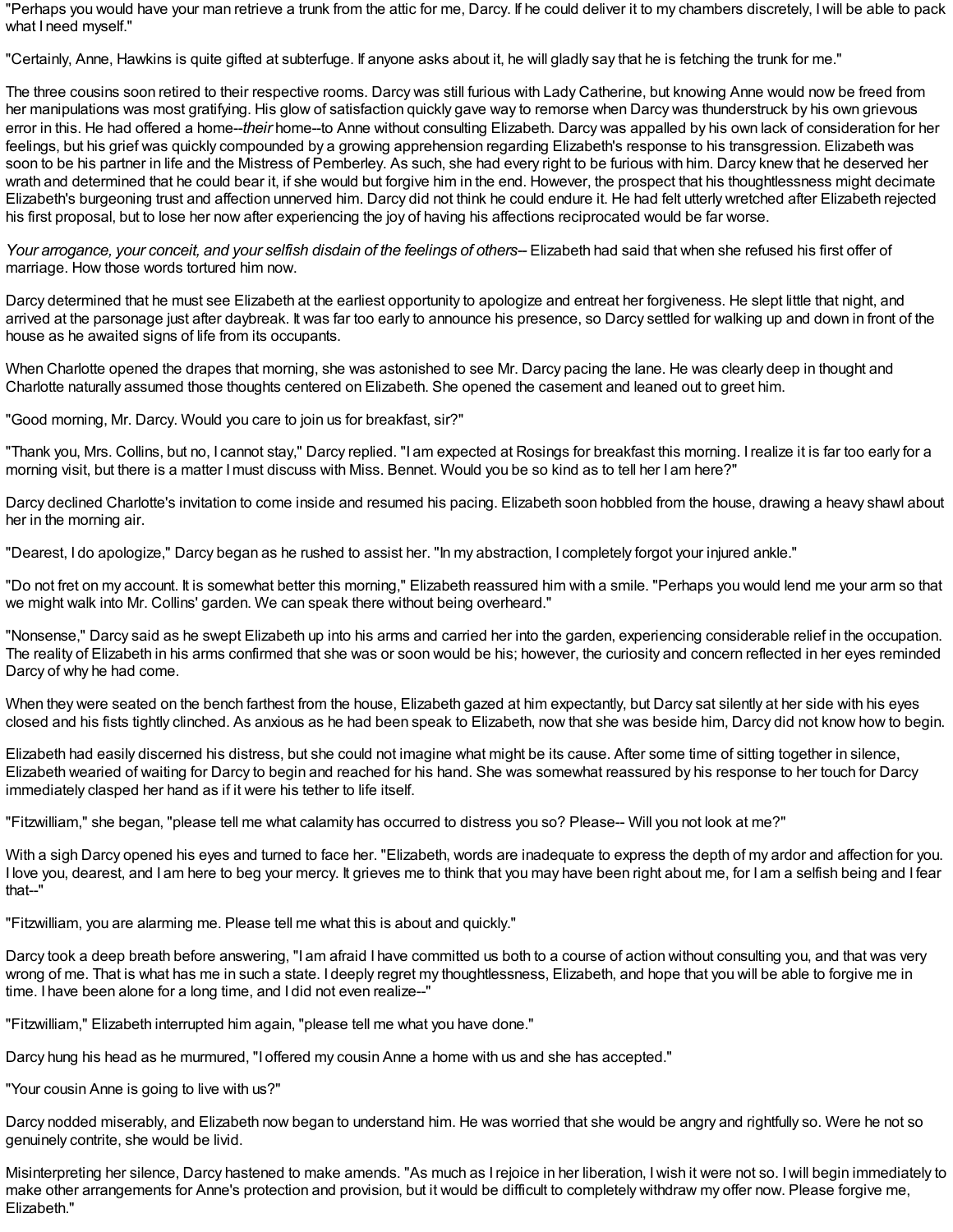"Perhaps you would have your man retrieve a trunk from the attic for me, Darcy. If he could deliver it to my chambers discretely, I will be able to pack what I need myself."

"Certainly, Anne, Hawkins is quite gifted at subterfuge. If anyone asks about it, he will gladly say that he is fetching the trunk for me."

The three cousins soon retired to their respective rooms. Darcy was still furious with Lady Catherine, but knowing Anne would now be freed from her manipulations was most gratifying. His glow of satisfaction quickly gave way to remorse when Darcy was thunderstruck by his own grievous error in this. He had offered a home--*their* home--to Anne without consulting Elizabeth. Darcy was appalled by his own lack of consideration for her feelings, but his grief was quickly compounded by a growing apprehension regarding Elizabeth's response to his transgression. Elizabeth was soon to be his partner in life and the Mistress of Pemberley. As such, she had every right to be furious with him. Darcy knew that he deserved her wrath and determined that he could bear it, if she would but forgive him in the end. However, the prospect that his thoughtlessness might decimate Elizabeth's burgeoning trust and affection unnerved him. Darcy did not think he could endure it. He had felt utterly wretched after Elizabeth rejected his first proposal, but to lose her now after experiencing the joy of having his affections reciprocated would be far worse.

*Your arrogance, your conceit, and your selfish disdain of the feelings of others*-- Elizabeth had said that when she refused his first offer of marriage. How those words tortured him now.

Darcy determined that he must see Elizabeth at the earliest opportunity to apologize and entreat her forgiveness. He slept little that night, and arrived at the parsonage just after daybreak. It was far too early to announce his presence, so Darcy settled for walking up and down in front of the house as he awaited signs of life from its occupants.

When Charlotte opened the drapes that morning, she was astonished to see Mr. Darcy pacing the lane. He was clearly deep in thought and Charlotte naturally assumed those thoughts centered on Elizabeth. She opened the casement and leaned out to greet him.

"Good morning, Mr. Darcy. Would you care to join us for breakfast, sir?"

"Thank you, Mrs. Collins, but no, I cannot stay," Darcy replied. "I am expected at Rosings for breakfast this morning. I realize it is far too early for a morning visit, but there is a matter I must discuss with Miss. Bennet. Would you be so kind as to tell her I am here?"

Darcy declined Charlotte's invitation to come inside and resumed his pacing. Elizabeth soon hobbled from the house, drawing a heavy shawl about her in the morning air.

"Dearest, I do apologize," Darcy began as he rushed to assist her. "In my abstraction, I completely forgot your injured ankle."

"Do not fret on my account. It is somewhat better this morning," Elizabeth reassured him with a smile. "Perhaps you would lend me your arm so that we might walk into Mr. Collins' garden. We can speak there without being overheard."

"Nonsense," Darcy said as he swept Elizabeth up into his arms and carried her into the garden, experiencing considerable relief in the occupation. The reality of Elizabeth in his arms confirmed that she was or soon would be his; however, the curiosity and concern reflected in her eyes reminded Darcy of why he had come.

When they were seated on the bench farthest from the house, Elizabeth gazed at him expectantly, but Darcy sat silently at her side with his eyes closed and his fists tightly clinched. As anxious as he had been speak to Elizabeth, now that she was beside him, Darcy did not know how to begin.

Elizabeth had easily discerned his distress, but she could not imagine what might be its cause. After some time of sitting together in silence, Elizabeth wearied of waiting for Darcy to begin and reached for his hand. She was somewhat reassured by his response to her touch for Darcy immediately clasped her hand as if it were his tether to life itself.

"Fitzwilliam," she began, "please tell me what calamity has occurred to distress you so? Please-- Will you not look at me?"

With a sigh Darcy opened his eyes and turned to face her. "Elizabeth, words are inadequate to express the depth of my ardor and affection for you. I love you, dearest, and I am here to beg your mercy. It grieves me to think that you may have been right about me, for I am a selfish being and I fear that--"

"Fitzwilliam, you are alarming me. Please tell me what this is about and quickly."

Darcy took a deep breath before answering, "I am afraid I have committed us both to a course of action without consulting you, and that was very wrong of me. That is what has me in such a state. I deeply regret my thoughtlessness, Elizabeth, and hope that you will be able to forgive me in time. I have been alone for a long time, and I did not even realize--"

"Fitzwilliam," Elizabeth interrupted him again, "please tell me what you have done."

Darcy hung his head as he murmured, "I offered my cousin Anne a home with us and she has accepted."

"Your cousin Anne is going to live with us?"

Darcy nodded miserably, and Elizabeth now began to understand him. He was worried that she would be angry and rightfully so. Were he not so genuinely contrite, she would be livid.

Misinterpreting her silence, Darcy hastened to make amends. "As much as I rejoice in her liberation, I wish it were not so. I will begin immediately to make other arrangements for Anne's protection and provision, but it would be difficult to completely withdraw my offer now. Please forgive me, Elizabeth."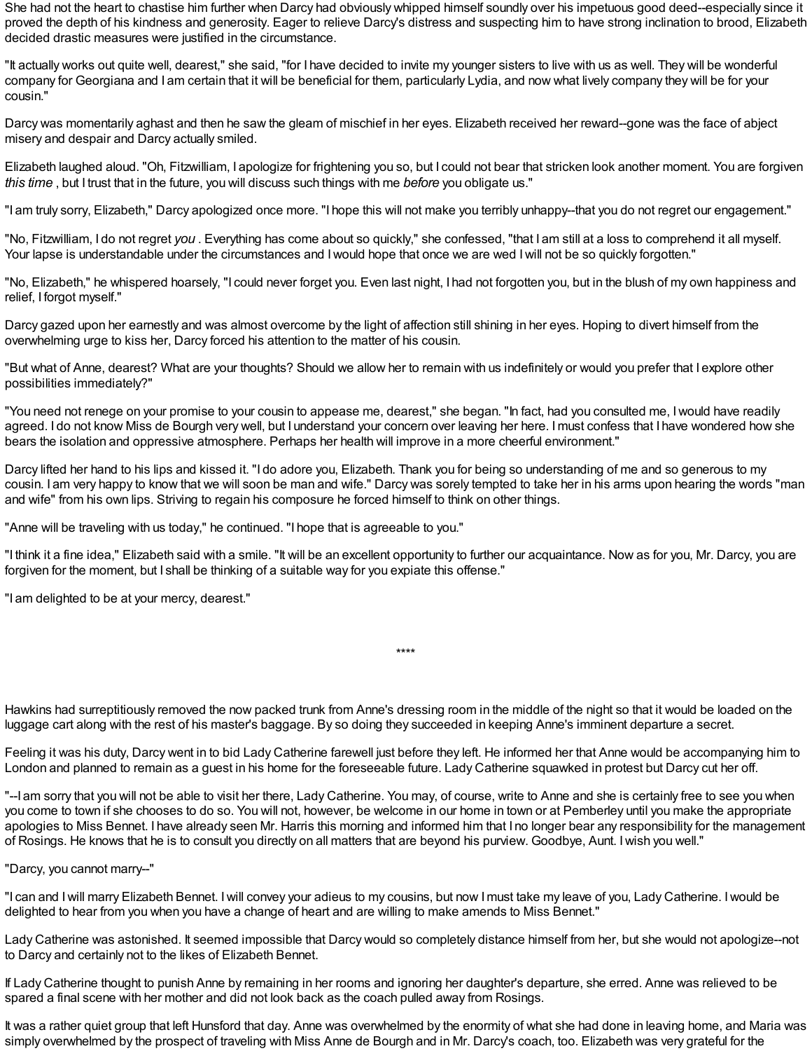She had not the heart to chastise him further when Darcy had obviously whipped himself soundly over his impetuous good deed--especially since it proved the depth of his kindness and generosity. Eager to relieve Darcy's distress and suspecting him to have strong inclination to brood, Elizabeth decided drastic measures were justified in the circumstance.

"It actually works out quite well, dearest," she said, "for I have decided to invite my younger sisters to live with us as well. They will be wonderful company for Georgiana and I am certain that it will be beneficial for them, particularly Lydia, and now what lively company they will be for your cousin."

Darcy was momentarily aghast and then he saw the gleam of mischief in her eyes. Elizabeth received her reward--gone was the face of abject misery and despair and Darcy actually smiled.

Elizabeth laughed aloud. "Oh, Fitzwilliam, I apologize for frightening you so, but I could not bear that stricken look another moment. You are forgiven *this time* , but I trust that in the future, you will discuss such things with me *before* you obligate us."

"I am truly sorry, Elizabeth," Darcy apologized once more. "I hope this will not make you terribly unhappy--that you do not regret our engagement."

"No, Fitzwilliam, I do not regret *you* . Everything has come about so quickly," she confessed, "that I am still at a loss to comprehend it all myself. Your lapse is understandable under the circumstances and I would hope that once we are wed I will not be so quickly forgotten."

"No, Elizabeth," he whispered hoarsely, "I could never forget you. Even last night, I had not forgotten you, but in the blush of my own happiness and relief, I forgot myself."

Darcy gazed upon her earnestly and was almost overcome by the light of affection still shining in her eyes. Hoping to divert himself from the overwhelming urge to kiss her, Darcy forced his attention to the matter of his cousin.

"But what of Anne, dearest? What are your thoughts? Should we allow her to remain with us indefinitely or would you prefer that I explore other possibilities immediately?"

"You need not renege on your promise to your cousin to appease me, dearest," she began. "In fact, had you consulted me, I would have readily agreed. I do not know Miss de Bourgh very well, but I understand your concern over leaving her here. I must confess that I have wondered how she bears the isolation and oppressive atmosphere. Perhaps her health will improve in a more cheerful environment."

Darcy lifted her hand to his lips and kissed it. "I do adore you, Elizabeth. Thank you for being so understanding of me and so generous to my cousin. I am very happy to know that we will soon be man and wife." Darcy was sorely tempted to take her in his arms upon hearing the words "man and wife" from his own lips. Striving to regain his composure he forced himself to think on other things.

"Anne will be traveling with us today," he continued. "I hope that is agreeable to you."

"I think it a fine idea," Elizabeth said with a smile. "It will be an excellent opportunity to further our acquaintance. Now as for you, Mr. Darcy, you are forgiven for the moment, but I shall be thinking of a suitable way for you expiate this offense."

"I am delighted to be at your mercy, dearest."

****

Hawkins had surreptitiously removed the now packed trunk from Anne's dressing room in the middle of the night so that it would be loaded on the luggage cart along with the rest of his master's baggage. By so doing they succeeded in keeping Anne's imminent departure a secret.

Feeling it was his duty, Darcy went in to bid Lady Catherine farewell just before they left. He informed her that Anne would be accompanying him to London and planned to remain as a guest in his home for the foreseeable future. Lady Catherine squawked in protest but Darcy cut her off.

"--I am sorry that you will not be able to visit her there, Lady Catherine. You may, of course, write to Anne and she is certainly free to see you when you come to town if she chooses to do so. You will not, however, be welcome in our home in town or at Pemberley until you make the appropriate apologies to Miss Bennet. I have already seen Mr. Harris this morning and informed him that I no longer bear any responsibility for the management of Rosings. He knows that he is to consult you directly on all matters that are beyond his purview. Goodbye, Aunt. I wish you well."

"Darcy, you cannot marry--"

"I can and I will marry Elizabeth Bennet. I will convey your adieus to my cousins, but now I must take my leave of you, Lady Catherine. I would be delighted to hear from you when you have a change of heart and are willing to make amends to Miss Bennet."

Lady Catherine was astonished. It seemed impossible that Darcy would so completely distance himself from her, but she would not apologize--not to Darcy and certainly not to the likes of Elizabeth Bennet.

If Lady Catherine thought to punish Anne by remaining in her rooms and ignoring her daughter's departure, she erred. Anne was relieved to be spared a final scene with her mother and did not look back as the coach pulled away from Rosings.

It was a rather quiet group that left Hunsford that day. Anne was overwhelmed by the enormity of what she had done in leaving home, and Maria was simply overwhelmed by the prospect of traveling with Miss Anne de Bourgh and in Mr. Darcy's coach, too. Elizabeth was very grateful for the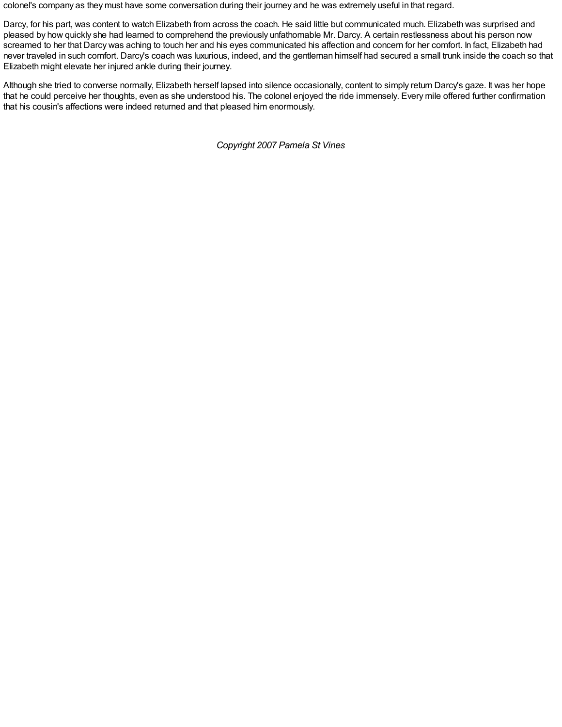colonel's company as they must have some conversation during their journey and he was extremely useful in that regard.

Darcy, for his part, was content to watch Elizabeth from across the coach. He said little but communicated much. Elizabeth was surprised and pleased by how quickly she had learned to comprehend the previously unfathomable Mr. Darcy. A certain restlessness about his person now screamed to her that Darcy was aching to touch her and his eyes communicated his affection and concern for her comfort. In fact, Elizabeth had never traveled in such comfort. Darcy's coach was luxurious, indeed, and the gentleman himself had secured a small trunk inside the coach so that Elizabeth might elevate her injured ankle during their journey.

Although she tried to converse normally, Elizabeth herself lapsed into silence occasionally, content to simply return Darcy's gaze. It was her hope that he could perceive her thoughts, even as she understood his. The colonel enjoyed the ride immensely. Every mile offered further confirmation that his cousin's affections were indeed returned and that pleased him enormously.

*Copyright 2007 Pamela St Vines*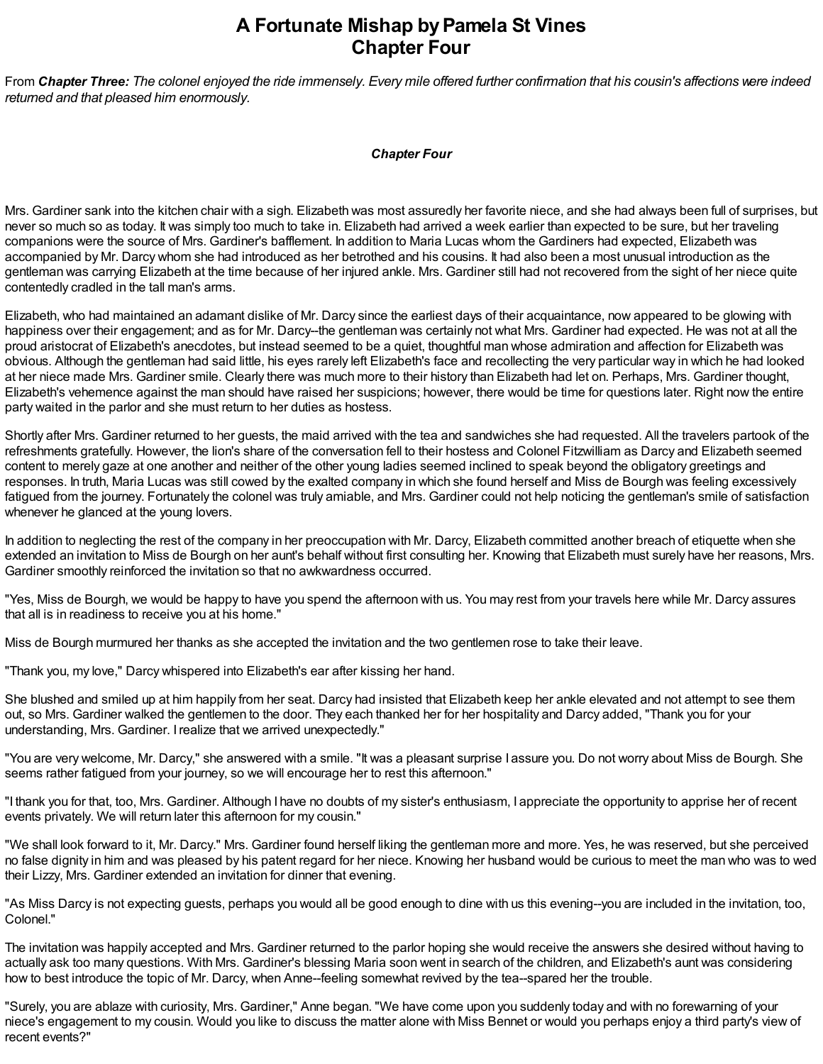# A Fortunate Mishap by Pamela St Vines
# Chapter Four

From ***Chapter Three:*** *The colonel enjoyed the ride immensely. Every mile offered further confirmation that his cousin's affections were indeed returned and that pleased him enormously.*

### *Chapter Four*

Mrs. Gardiner sank into the kitchen chair with a sigh. Elizabeth was most assuredly her favorite niece, and she had always been full of surprises, but never so much so as today. It was simply too much to take in. Elizabeth had arrived a week earlier than expected to be sure, but her traveling companions were the source of Mrs. Gardiner's bafflement. In addition to Maria Lucas whom the Gardiners had expected, Elizabeth was accompanied by Mr. Darcy whom she had introduced as her betrothed and his cousins. It had also been a most unusual introduction as the gentleman was carrying Elizabeth at the time because of her injured ankle. Mrs. Gardiner still had not recovered from the sight of her niece quite contentedly cradled in the tall man's arms.

Elizabeth, who had maintained an adamant dislike of Mr. Darcy since the earliest days of their acquaintance, now appeared to be glowing with happiness over their engagement; and as for Mr. Darcy--the gentleman was certainly not what Mrs. Gardiner had expected. He was not at all the proud aristocrat of Elizabeth's anecdotes, but instead seemed to be a quiet, thoughtful man whose admiration and affection for Elizabeth was obvious. Although the gentleman had said little, his eyes rarely left Elizabeth's face and recollecting the very particular way in which he had looked at her niece made Mrs. Gardiner smile. Clearly there was much more to their history than Elizabeth had let on. Perhaps, Mrs. Gardiner thought, Elizabeth's vehemence against the man should have raised her suspicions; however, there would be time for questions later. Right now the entire party waited in the parlor and she must return to her duties as hostess.

Shortly after Mrs. Gardiner returned to her guests, the maid arrived with the tea and sandwiches she had requested. All the travelers partook of the refreshments gratefully. However, the lion's share of the conversation fell to their hostess and Colonel Fitzwilliam as Darcy and Elizabeth seemed content to merely gaze at one another and neither of the other young ladies seemed inclined to speak beyond the obligatory greetings and responses. In truth, Maria Lucas was still cowed by the exalted company in which she found herself and Miss de Bourgh was feeling excessively fatigued from the journey. Fortunately the colonel was truly amiable, and Mrs. Gardiner could not help noticing the gentleman's smile of satisfaction whenever he glanced at the young lovers.

In addition to neglecting the rest of the company in her preoccupation with Mr. Darcy, Elizabeth committed another breach of etiquette when she extended an invitation to Miss de Bourgh on her aunt's behalf without first consulting her. Knowing that Elizabeth must surely have her reasons, Mrs. Gardiner smoothly reinforced the invitation so that no awkwardness occurred.

"Yes, Miss de Bourgh, we would be happy to have you spend the afternoon with us. You may rest from your travels here while Mr. Darcy assures that all is in readiness to receive you at his home."

Miss de Bourgh murmured her thanks as she accepted the invitation and the two gentlemen rose to take their leave.

"Thank you, my love," Darcy whispered into Elizabeth's ear after kissing her hand.

She blushed and smiled up at him happily from her seat. Darcy had insisted that Elizabeth keep her ankle elevated and not attempt to see them out, so Mrs. Gardiner walked the gentlemen to the door. They each thanked her for her hospitality and Darcy added, "Thank you for your understanding, Mrs. Gardiner. I realize that we arrived unexpectedly."

"You are very welcome, Mr. Darcy," she answered with a smile. "It was a pleasant surprise I assure you. Do not worry about Miss de Bourgh. She seems rather fatigued from your journey, so we will encourage her to rest this afternoon."

"I thank you for that, too, Mrs. Gardiner. Although I have no doubts of my sister's enthusiasm, I appreciate the opportunity to apprise her of recent events privately. We will return later this afternoon for my cousin."

"We shall look forward to it, Mr. Darcy." Mrs. Gardiner found herself liking the gentleman more and more. Yes, he was reserved, but she perceived no false dignity in him and was pleased by his patent regard for her niece. Knowing her husband would be curious to meet the man who was to wed their Lizzy, Mrs. Gardiner extended an invitation for dinner that evening.

"As Miss Darcy is not expecting guests, perhaps you would all be good enough to dine with us this evening--you are included in the invitation, too, Colonel."

The invitation was happily accepted and Mrs. Gardiner returned to the parlor hoping she would receive the answers she desired without having to actually ask too many questions. With Mrs. Gardiner's blessing Maria soon went in search of the children, and Elizabeth's aunt was considering how to best introduce the topic of Mr. Darcy, when Anne--feeling somewhat revived by the tea--spared her the trouble.

"Surely, you are ablaze with curiosity, Mrs. Gardiner," Anne began. "We have come upon you suddenly today and with no forewarning of your niece's engagement to my cousin. Would you like to discuss the matter alone with Miss Bennet or would you perhaps enjoy a third party's view of recent events?"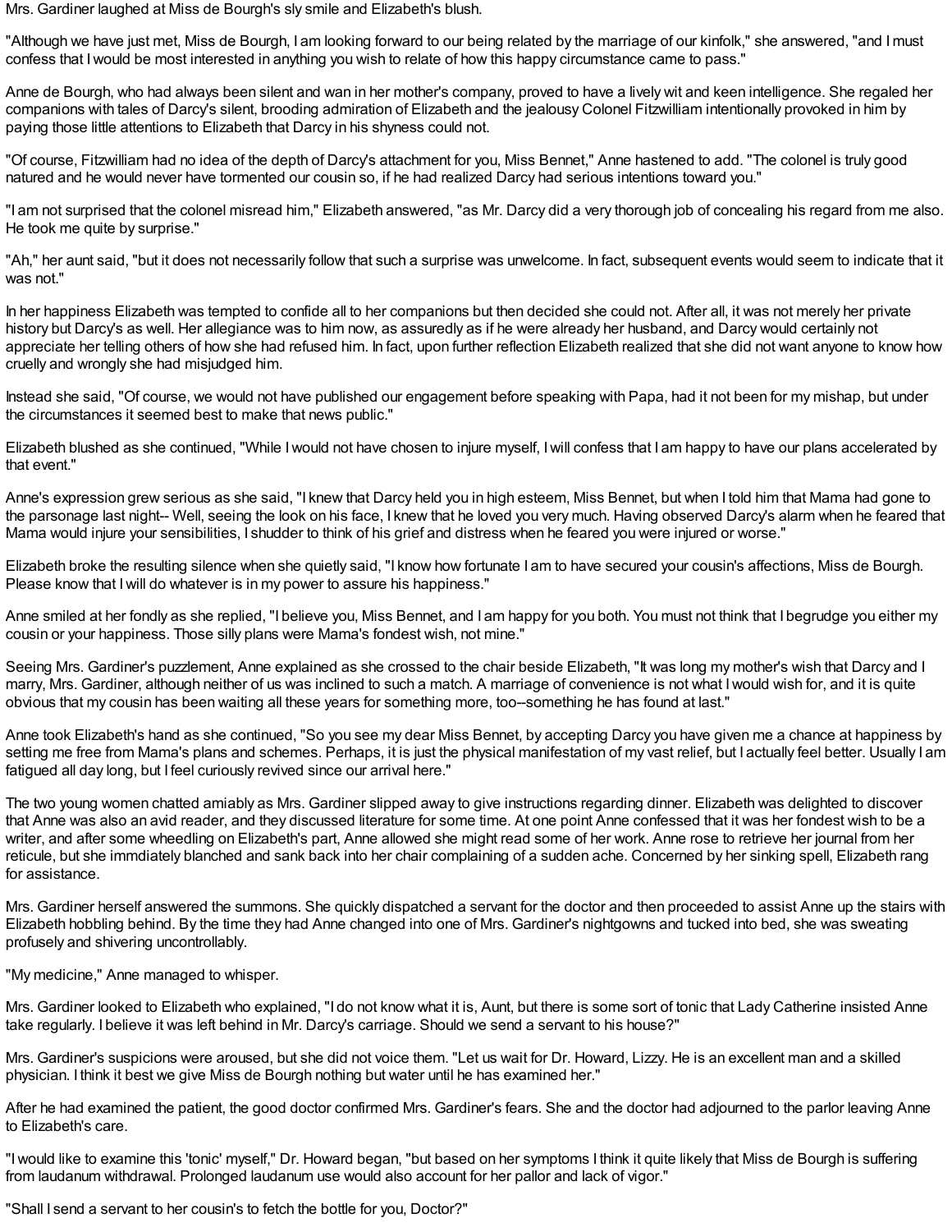Mrs. Gardiner laughed at Miss de Bourgh's sly smile and Elizabeth's blush.

"Although we have just met, Miss de Bourgh, I am looking forward to our being related by the marriage of our kinfolk," she answered, "and I must confess that I would be most interested in anything you wish to relate of how this happy circumstance came to pass."

Anne de Bourgh, who had always been silent and wan in her mother's company, proved to have a lively wit and keen intelligence. She regaled her companions with tales of Darcy's silent, brooding admiration of Elizabeth and the jealousy Colonel Fitzwilliam intentionally provoked in him by paying those little attentions to Elizabeth that Darcy in his shyness could not.

"Of course, Fitzwilliam had no idea of the depth of Darcy's attachment for you, Miss Bennet," Anne hastened to add. "The colonel is truly good natured and he would never have tormented our cousin so, if he had realized Darcy had serious intentions toward you."

"I am not surprised that the colonel misread him," Elizabeth answered, "as Mr. Darcy did a very thorough job of concealing his regard from me also. He took me quite by surprise."

"Ah," her aunt said, "but it does not necessarily follow that such a surprise was unwelcome. In fact, subsequent events would seem to indicate that it was not."

In her happiness Elizabeth was tempted to confide all to her companions but then decided she could not. After all, it was not merely her private history but Darcy's as well. Her allegiance was to him now, as assuredly as if he were already her husband, and Darcy would certainly not appreciate her telling others of how she had refused him. In fact, upon further reflection Elizabeth realized that she did not want anyone to know how cruelly and wrongly she had misjudged him.

Instead she said, "Of course, we would not have published our engagement before speaking with Papa, had it not been for my mishap, but under the circumstances it seemed best to make that news public."

Elizabeth blushed as she continued, "While I would not have chosen to injure myself, I will confess that I am happy to have our plans accelerated by that event."

Anne's expression grew serious as she said, "I knew that Darcy held you in high esteem, Miss Bennet, but when I told him that Mama had gone to the parsonage last night-- Well, seeing the look on his face, I knew that he loved you very much. Having observed Darcy's alarm when he feared that Mama would injure your sensibilities, I shudder to think of his grief and distress when he feared you were injured or worse."

Elizabeth broke the resulting silence when she quietly said, "I know how fortunate I am to have secured your cousin's affections, Miss de Bourgh. Please know that I will do whatever is in my power to assure his happiness."

Anne smiled at her fondly as she replied, "I believe you, Miss Bennet, and I am happy for you both. You must not think that I begrudge you either my cousin or your happiness. Those silly plans were Mama's fondest wish, not mine."

Seeing Mrs. Gardiner's puzzlement, Anne explained as she crossed to the chair beside Elizabeth, "It was long my mother's wish that Darcy and I marry, Mrs. Gardiner, although neither of us was inclined to such a match. A marriage of convenience is not what I would wish for, and it is quite obvious that my cousin has been waiting all these years for something more, too--something he has found at last."

Anne took Elizabeth's hand as she continued, "So you see my dear Miss Bennet, by accepting Darcy you have given me a chance at happiness by setting me free from Mama's plans and schemes. Perhaps, it is just the physical manifestation of my vast relief, but I actually feel better. Usually I am fatigued all day long, but I feel curiously revived since our arrival here."

The two young women chatted amiably as Mrs. Gardiner slipped away to give instructions regarding dinner. Elizabeth was delighted to discover that Anne was also an avid reader, and they discussed literature for some time. At one point Anne confessed that it was her fondest wish to be a writer, and after some wheedling on Elizabeth's part, Anne allowed she might read some of her work. Anne rose to retrieve her journal from her reticule, but she immdiately blanched and sank back into her chair complaining of a sudden ache. Concerned by her sinking spell, Elizabeth rang for assistance.

Mrs. Gardiner herself answered the summons. She quickly dispatched a servant for the doctor and then proceeded to assist Anne up the stairs with Elizabeth hobbling behind. By the time they had Anne changed into one of Mrs. Gardiner's nightgowns and tucked into bed, she was sweating profusely and shivering uncontrollably.

"My medicine," Anne managed to whisper.

Mrs. Gardiner looked to Elizabeth who explained, "I do not know what it is, Aunt, but there is some sort of tonic that Lady Catherine insisted Anne take regularly. I believe it was left behind in Mr. Darcy's carriage. Should we send a servant to his house?"

Mrs. Gardiner's suspicions were aroused, but she did not voice them. "Let us wait for Dr. Howard, Lizzy. He is an excellent man and a skilled physician. I think it best we give Miss de Bourgh nothing but water until he has examined her."

After he had examined the patient, the good doctor confirmed Mrs. Gardiner's fears. She and the doctor had adjourned to the parlor leaving Anne to Elizabeth's care.

"I would like to examine this 'tonic' myself," Dr. Howard began, "but based on her symptoms I think it quite likely that Miss de Bourgh is suffering from laudanum withdrawal. Prolonged laudanum use would also account for her pallor and lack of vigor."

"Shall I send a servant to her cousin's to fetch the bottle for you, Doctor?"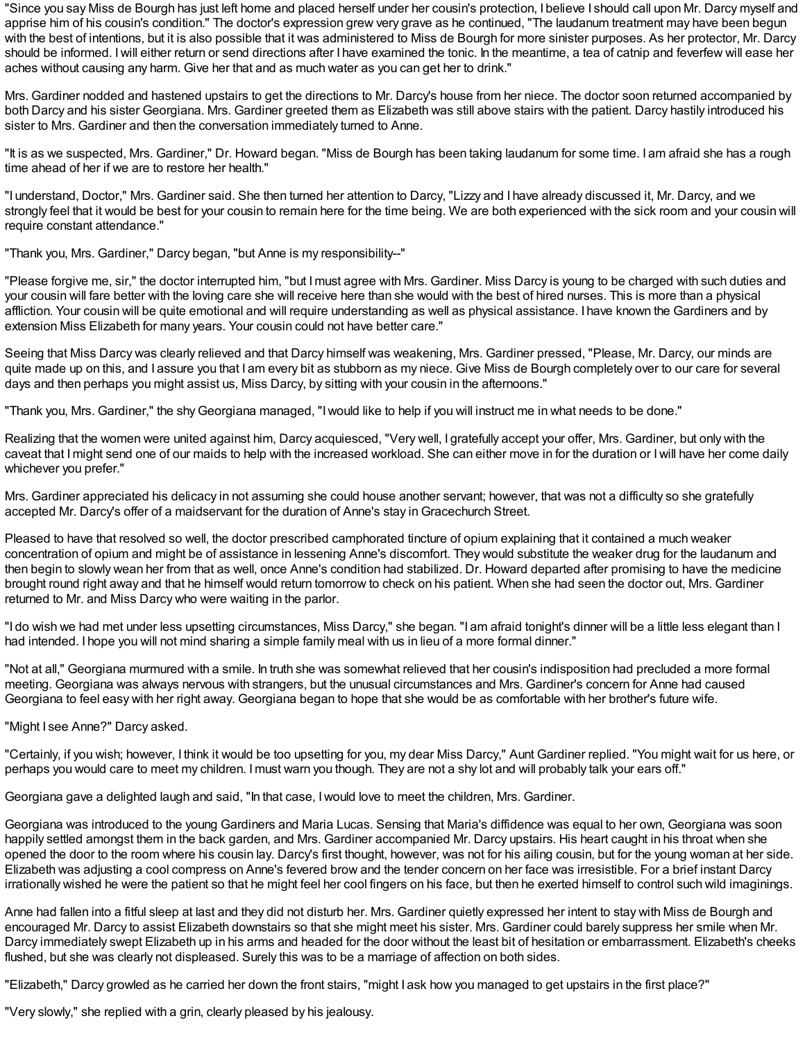"Since you say Miss de Bourgh has just left home and placed herself under her cousin's protection, I believe I should call upon Mr. Darcy myself and apprise him of his cousin's condition." The doctor's expression grew very grave as he continued, "The laudanum treatment may have been begun with the best of intentions, but it is also possible that it was administered to Miss de Bourgh for more sinister purposes. As her protector, Mr. Darcy should be informed. I will either return or send directions after I have examined the tonic. In the meantime, a tea of catnip and feverfew will ease her aches without causing any harm. Give her that and as much water as you can get her to drink."

Mrs. Gardiner nodded and hastened upstairs to get the directions to Mr. Darcy's house from her niece. The doctor soon returned accompanied by both Darcy and his sister Georgiana. Mrs. Gardiner greeted them as Elizabeth was still above stairs with the patient. Darcy hastily introduced his sister to Mrs. Gardiner and then the conversation immediately turned to Anne.

"It is as we suspected, Mrs. Gardiner," Dr. Howard began. "Miss de Bourgh has been taking laudanum for some time. I am afraid she has a rough time ahead of her if we are to restore her health."

"I understand, Doctor," Mrs. Gardiner said. She then turned her attention to Darcy, "Lizzy and I have already discussed it, Mr. Darcy, and we strongly feel that it would be best for your cousin to remain here for the time being. We are both experienced with the sick room and your cousin will require constant attendance."

"Thank you, Mrs. Gardiner," Darcy began, "but Anne is my responsibility--"

"Please forgive me, sir," the doctor interrupted him, "but I must agree with Mrs. Gardiner. Miss Darcy is young to be charged with such duties and your cousin will fare better with the loving care she will receive here than she would with the best of hired nurses. This is more than a physical affliction. Your cousin will be quite emotional and will require understanding as well as physical assistance. I have known the Gardiners and by extension Miss Elizabeth for many years. Your cousin could not have better care."

Seeing that Miss Darcy was clearly relieved and that Darcy himself was weakening, Mrs. Gardiner pressed, "Please, Mr. Darcy, our minds are quite made up on this, and I assure you that I am every bit as stubborn as my niece. Give Miss de Bourgh completely over to our care for several days and then perhaps you might assist us, Miss Darcy, by sitting with your cousin in the afternoons."

"Thank you, Mrs. Gardiner," the shy Georgiana managed, "I would like to help if you will instruct me in what needs to be done."

Realizing that the women were united against him, Darcy acquiesced, "Very well, I gratefully accept your offer, Mrs. Gardiner, but only with the caveat that I might send one of our maids to help with the increased workload. She can either move in for the duration or I will have her come daily whichever you prefer."

Mrs. Gardiner appreciated his delicacy in not assuming she could house another servant; however, that was not a difficulty so she gratefully accepted Mr. Darcy's offer of a maidservant for the duration of Anne's stay in Gracechurch Street.

Pleased to have that resolved so well, the doctor prescribed camphorated tincture of opium explaining that it contained a much weaker concentration of opium and might be of assistance in lessening Anne's discomfort. They would substitute the weaker drug for the laudanum and then begin to slowly wean her from that as well, once Anne's condition had stabilized. Dr. Howard departed after promising to have the medicine brought round right away and that he himself would return tomorrow to check on his patient. When she had seen the doctor out, Mrs. Gardiner returned to Mr. and Miss Darcy who were waiting in the parlor.

"I do wish we had met under less upsetting circumstances, Miss Darcy," she began. "I am afraid tonight's dinner will be a little less elegant than I had intended. I hope you will not mind sharing a simple family meal with us in lieu of a more formal dinner."

"Not at all," Georgiana murmured with a smile. In truth she was somewhat relieved that her cousin's indisposition had precluded a more formal meeting. Georgiana was always nervous with strangers, but the unusual circumstances and Mrs. Gardiner's concern for Anne had caused Georgiana to feel easy with her right away. Georgiana began to hope that she would be as comfortable with her brother's future wife.

"Might I see Anne?" Darcy asked.

"Certainly, if you wish; however, I think it would be too upsetting for you, my dear Miss Darcy," Aunt Gardiner replied. "You might wait for us here, or perhaps you would care to meet my children. I must warn you though. They are not a shy lot and will probably talk your ears off."

Georgiana gave a delighted laugh and said, "In that case, I would love to meet the children, Mrs. Gardiner.

Georgiana was introduced to the young Gardiners and Maria Lucas. Sensing that Maria's diffidence was equal to her own, Georgiana was soon happily settled amongst them in the back garden, and Mrs. Gardiner accompanied Mr. Darcy upstairs. His heart caught in his throat when she opened the door to the room where his cousin lay. Darcy's first thought, however, was not for his ailing cousin, but for the young woman at her side. Elizabeth was adjusting a cool compress on Anne's fevered brow and the tender concern on her face was irresistible. For a brief instant Darcy irrationally wished he were the patient so that he might feel her cool fingers on his face, but then he exerted himself to control such wild imaginings.

Anne had fallen into a fitful sleep at last and they did not disturb her. Mrs. Gardiner quietly expressed her intent to stay with Miss de Bourgh and encouraged Mr. Darcy to assist Elizabeth downstairs so that she might meet his sister. Mrs. Gardiner could barely suppress her smile when Mr. Darcy immediately swept Elizabeth up in his arms and headed for the door without the least bit of hesitation or embarrassment. Elizabeth's cheeks flushed, but she was clearly not displeased. Surely this was to be a marriage of affection on both sides.

"Elizabeth," Darcy growled as he carried her down the front stairs, "might I ask how you managed to get upstairs in the first place?"

"Very slowly," she replied with a grin, clearly pleased by his jealousy.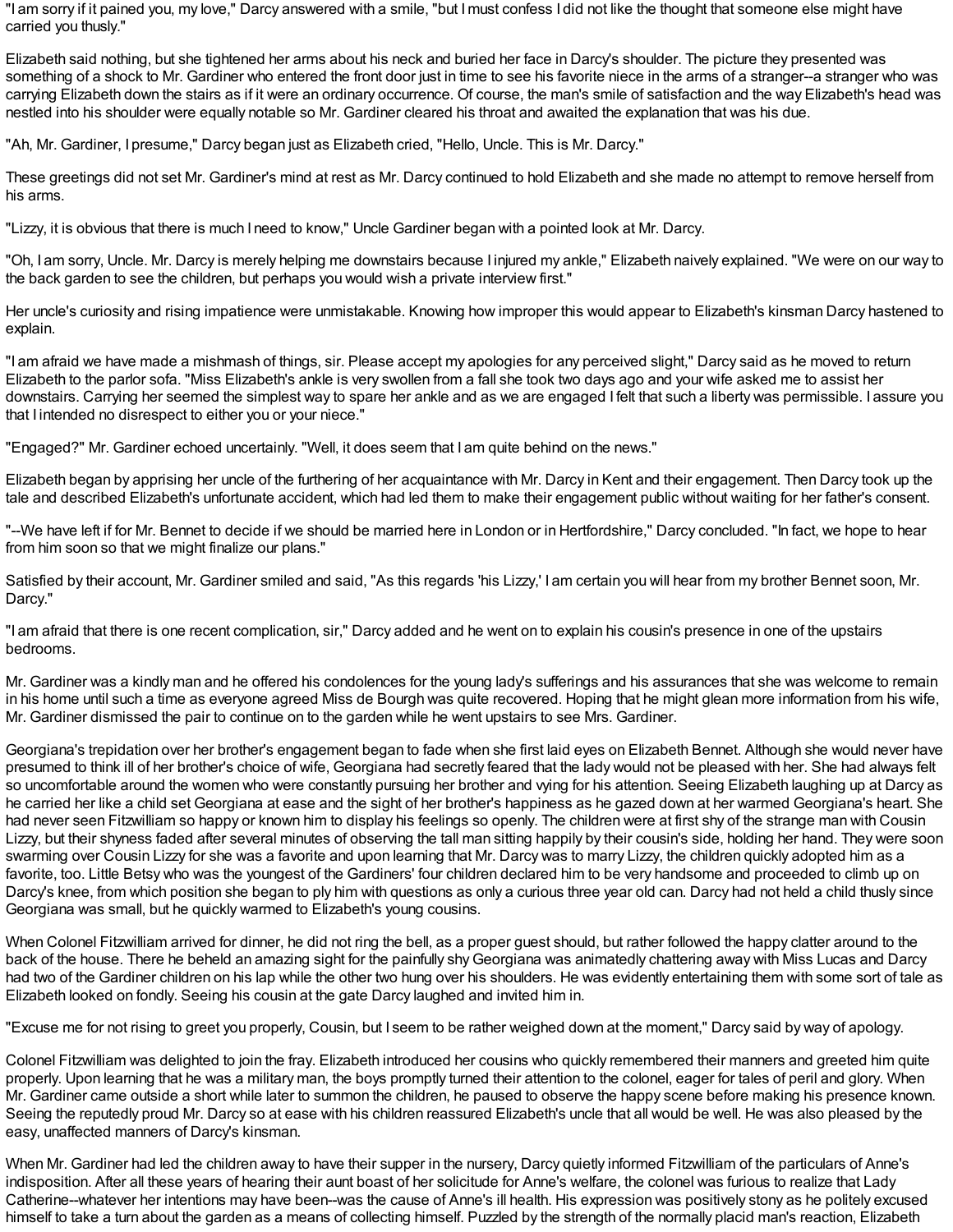"I am sorry if it pained you, my love," Darcy answered with a smile, "but I must confess I did not like the thought that someone else might have carried you thusly."

Elizabeth said nothing, but she tightened her arms about his neck and buried her face in Darcy's shoulder. The picture they presented was something of a shock to Mr. Gardiner who entered the front door just in time to see his favorite niece in the arms of a stranger--a stranger who was carrying Elizabeth down the stairs as if it were an ordinary occurrence. Of course, the man's smile of satisfaction and the way Elizabeth's head was nestled into his shoulder were equally notable so Mr. Gardiner cleared his throat and awaited the explanation that was his due.

"Ah, Mr. Gardiner, I presume," Darcy began just as Elizabeth cried, "Hello, Uncle. This is Mr. Darcy."

These greetings did not set Mr. Gardiner's mind at rest as Mr. Darcy continued to hold Elizabeth and she made no attempt to remove herself from his arms.

"Lizzy, it is obvious that there is much I need to know," Uncle Gardiner began with a pointed look at Mr. Darcy.

"Oh, I am sorry, Uncle. Mr. Darcy is merely helping me downstairs because I injured my ankle," Elizabeth naively explained. "We were on our way to the back garden to see the children, but perhaps you would wish a private interview first."

Her uncle's curiosity and rising impatience were unmistakable. Knowing how improper this would appear to Elizabeth's kinsman Darcy hastened to explain.

"I am afraid we have made a mishmash of things, sir. Please accept my apologies for any perceived slight," Darcy said as he moved to return Elizabeth to the parlor sofa. "Miss Elizabeth's ankle is very swollen from a fall she took two days ago and your wife asked me to assist her downstairs. Carrying her seemed the simplest way to spare her ankle and as we are engaged I felt that such a liberty was permissible. I assure you that I intended no disrespect to either you or your niece."

"Engaged?" Mr. Gardiner echoed uncertainly. "Well, it does seem that I am quite behind on the news."

Elizabeth began by apprising her uncle of the furthering of her acquaintance with Mr. Darcy in Kent and their engagement. Then Darcy took up the tale and described Elizabeth's unfortunate accident, which had led them to make their engagement public without waiting for her father's consent.

"--We have left if for Mr. Bennet to decide if we should be married here in London or in Hertfordshire," Darcy concluded. "In fact, we hope to hear from him soon so that we might finalize our plans."

Satisfied by their account, Mr. Gardiner smiled and said, "As this regards 'his Lizzy,' I am certain you will hear from my brother Bennet soon, Mr. Darcy."

"I am afraid that there is one recent complication, sir," Darcy added and he went on to explain his cousin's presence in one of the upstairs bedrooms.

Mr. Gardiner was a kindly man and he offered his condolences for the young lady's sufferings and his assurances that she was welcome to remain in his home until such a time as everyone agreed Miss de Bourgh was quite recovered. Hoping that he might glean more information from his wife, Mr. Gardiner dismissed the pair to continue on to the garden while he went upstairs to see Mrs. Gardiner.

Georgiana's trepidation over her brother's engagement began to fade when she first laid eyes on Elizabeth Bennet. Although she would never have presumed to think ill of her brother's choice of wife, Georgiana had secretly feared that the lady would not be pleased with her. She had always felt so uncomfortable around the women who were constantly pursuing her brother and vying for his attention. Seeing Elizabeth laughing up at Darcy as he carried her like a child set Georgiana at ease and the sight of her brother's happiness as he gazed down at her warmed Georgiana's heart. She had never seen Fitzwilliam so happy or known him to display his feelings so openly. The children were at first shy of the strange man with Cousin Lizzy, but their shyness faded after several minutes of observing the tall man sitting happily by their cousin's side, holding her hand. They were soon swarming over Cousin Lizzy for she was a favorite and upon learning that Mr. Darcy was to marry Lizzy, the children quickly adopted him as a favorite, too. Little Betsy who was the youngest of the Gardiners' four children declared him to be very handsome and proceeded to climb up on Darcy's knee, from which position she began to ply him with questions as only a curious three year old can. Darcy had not held a child thusly since Georgiana was small, but he quickly warmed to Elizabeth's young cousins.

When Colonel Fitzwilliam arrived for dinner, he did not ring the bell, as a proper guest should, but rather followed the happy clatter around to the back of the house. There he beheld an amazing sight for the painfully shy Georgiana was animatedly chattering away with Miss Lucas and Darcy had two of the Gardiner children on his lap while the other two hung over his shoulders. He was evidently entertaining them with some sort of tale as Elizabeth looked on fondly. Seeing his cousin at the gate Darcy laughed and invited him in.

"Excuse me for not rising to greet you properly, Cousin, but I seem to be rather weighed down at the moment," Darcy said by way of apology.

Colonel Fitzwilliam was delighted to join the fray. Elizabeth introduced her cousins who quickly remembered their manners and greeted him quite properly. Upon learning that he was a military man, the boys promptly turned their attention to the colonel, eager for tales of peril and glory. When Mr. Gardiner came outside a short while later to summon the children, he paused to observe the happy scene before making his presence known. Seeing the reputedly proud Mr. Darcy so at ease with his children reassured Elizabeth's uncle that all would be well. He was also pleased by the easy, unaffected manners of Darcy's kinsman.

When Mr. Gardiner had led the children away to have their supper in the nursery, Darcy quietly informed Fitzwilliam of the particulars of Anne's indisposition. After all these years of hearing their aunt boast of her solicitude for Anne's welfare, the colonel was furious to realize that Lady Catherine--whatever her intentions may have been--was the cause of Anne's ill health. His expression was positively stony as he politely excused himself to take a turn about the garden as a means of collecting himself. Puzzled by the strength of the normally placid man's reaction, Elizabeth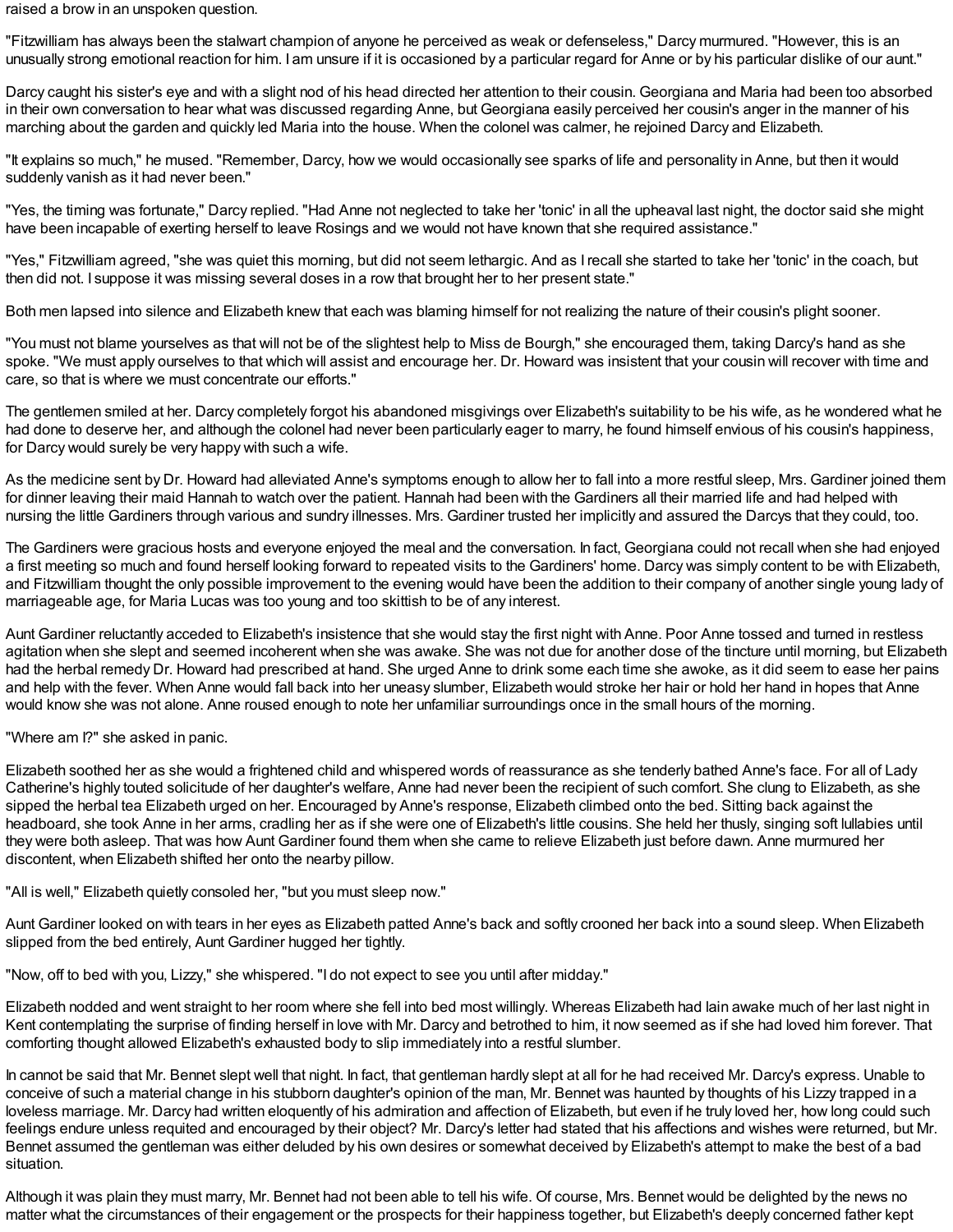raised a brow in an unspoken question.

"Fitzwilliam has always been the stalwart champion of anyone he perceived as weak or defenseless," Darcy murmured. "However, this is an unusually strong emotional reaction for him. I am unsure if it is occasioned by a particular regard for Anne or by his particular dislike of our aunt."

Darcy caught his sister's eye and with a slight nod of his head directed her attention to their cousin. Georgiana and Maria had been too absorbed in their own conversation to hear what was discussed regarding Anne, but Georgiana easily perceived her cousin's anger in the manner of his marching about the garden and quickly led Maria into the house. When the colonel was calmer, he rejoined Darcy and Elizabeth.

"It explains so much," he mused. "Remember, Darcy, how we would occasionally see sparks of life and personality in Anne, but then it would suddenly vanish as it had never been."

"Yes, the timing was fortunate," Darcy replied. "Had Anne not neglected to take her 'tonic' in all the upheaval last night, the doctor said she might have been incapable of exerting herself to leave Rosings and we would not have known that she required assistance."

"Yes," Fitzwilliam agreed, "she was quiet this morning, but did not seem lethargic. And as I recall she started to take her 'tonic' in the coach, but then did not. I suppose it was missing several doses in a row that brought her to her present state."

Both men lapsed into silence and Elizabeth knew that each was blaming himself for not realizing the nature of their cousin's plight sooner.

"You must not blame yourselves as that will not be of the slightest help to Miss de Bourgh," she encouraged them, taking Darcy's hand as she spoke. "We must apply ourselves to that which will assist and encourage her. Dr. Howard was insistent that your cousin will recover with time and care, so that is where we must concentrate our efforts."

The gentlemen smiled at her. Darcy completely forgot his abandoned misgivings over Elizabeth's suitability to be his wife, as he wondered what he had done to deserve her, and although the colonel had never been particularly eager to marry, he found himself envious of his cousin's happiness, for Darcy would surely be very happy with such a wife.

As the medicine sent by Dr. Howard had alleviated Anne's symptoms enough to allow her to fall into a more restful sleep, Mrs. Gardiner joined them for dinner leaving their maid Hannah to watch over the patient. Hannah had been with the Gardiners all their married life and had helped with nursing the little Gardiners through various and sundry illnesses. Mrs. Gardiner trusted her implicitly and assured the Darcys that they could, too.

The Gardiners were gracious hosts and everyone enjoyed the meal and the conversation. In fact, Georgiana could not recall when she had enjoyed a first meeting so much and found herself looking forward to repeated visits to the Gardiners' home. Darcy was simply content to be with Elizabeth, and Fitzwilliam thought the only possible improvement to the evening would have been the addition to their company of another single young lady of marriageable age, for Maria Lucas was too young and too skittish to be of any interest.

Aunt Gardiner reluctantly acceded to Elizabeth's insistence that she would stay the first night with Anne. Poor Anne tossed and turned in restless agitation when she slept and seemed incoherent when she was awake. She was not due for another dose of the tincture until morning, but Elizabeth had the herbal remedy Dr. Howard had prescribed at hand. She urged Anne to drink some each time she awoke, as it did seem to ease her pains and help with the fever. When Anne would fall back into her uneasy slumber, Elizabeth would stroke her hair or hold her hand in hopes that Anne would know she was not alone. Anne roused enough to note her unfamiliar surroundings once in the small hours of the morning.

"Where am I?" she asked in panic.

Elizabeth soothed her as she would a frightened child and whispered words of reassurance as she tenderly bathed Anne's face. For all of Lady Catherine's highly touted solicitude of her daughter's welfare, Anne had never been the recipient of such comfort. She clung to Elizabeth, as she sipped the herbal tea Elizabeth urged on her. Encouraged by Anne's response, Elizabeth climbed onto the bed. Sitting back against the headboard, she took Anne in her arms, cradling her as if she were one of Elizabeth's little cousins. She held her thusly, singing soft lullabies until they were both asleep. That was how Aunt Gardiner found them when she came to relieve Elizabeth just before dawn. Anne murmured her discontent, when Elizabeth shifted her onto the nearby pillow.

"All is well," Elizabeth quietly consoled her, "but you must sleep now."

Aunt Gardiner looked on with tears in her eyes as Elizabeth patted Anne's back and softly crooned her back into a sound sleep. When Elizabeth slipped from the bed entirely, Aunt Gardiner hugged her tightly.

"Now, off to bed with you, Lizzy," she whispered. "I do not expect to see you until after midday."

Elizabeth nodded and went straight to her room where she fell into bed most willingly. Whereas Elizabeth had lain awake much of her last night in Kent contemplating the surprise of finding herself in love with Mr. Darcy and betrothed to him, it now seemed as if she had loved him forever. That comforting thought allowed Elizabeth's exhausted body to slip immediately into a restful slumber.

In cannot be said that Mr. Bennet slept well that night. In fact, that gentleman hardly slept at all for he had received Mr. Darcy's express. Unable to conceive of such a material change in his stubborn daughter's opinion of the man, Mr. Bennet was haunted by thoughts of his Lizzy trapped in a loveless marriage. Mr. Darcy had written eloquently of his admiration and affection of Elizabeth, but even if he truly loved her, how long could such feelings endure unless requited and encouraged by their object? Mr. Darcy's letter had stated that his affections and wishes were returned, but Mr. Bennet assumed the gentleman was either deluded by his own desires or somewhat deceived by Elizabeth's attempt to make the best of a bad situation.

Although it was plain they must marry, Mr. Bennet had not been able to tell his wife. Of course, Mrs. Bennet would be delighted by the news no matter what the circumstances of their engagement or the prospects for their happiness together, but Elizabeth's deeply concerned father kept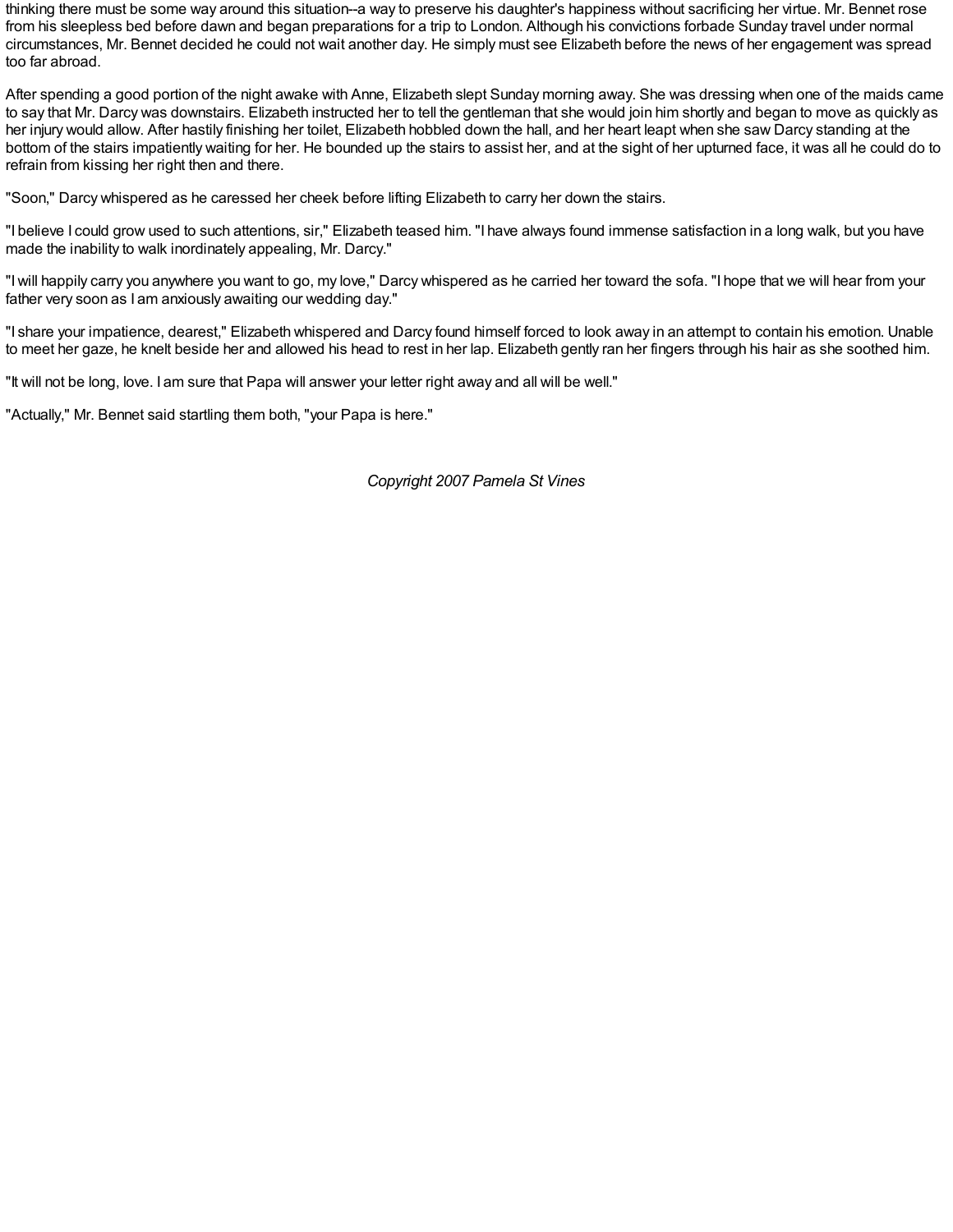thinking there must be some way around this situation--a way to preserve his daughter's happiness without sacrificing her virtue. Mr. Bennet rose from his sleepless bed before dawn and began preparations for a trip to London. Although his convictions forbade Sunday travel under normal circumstances, Mr. Bennet decided he could not wait another day. He simply must see Elizabeth before the news of her engagement was spread too far abroad.

After spending a good portion of the night awake with Anne, Elizabeth slept Sunday morning away. She was dressing when one of the maids came to say that Mr. Darcy was downstairs. Elizabeth instructed her to tell the gentleman that she would join him shortly and began to move as quickly as her injury would allow. After hastily finishing her toilet, Elizabeth hobbled down the hall, and her heart leapt when she saw Darcy standing at the bottom of the stairs impatiently waiting for her. He bounded up the stairs to assist her, and at the sight of her upturned face, it was all he could do to refrain from kissing her right then and there.

"Soon," Darcy whispered as he caressed her cheek before lifting Elizabeth to carry her down the stairs.

"I believe I could grow used to such attentions, sir," Elizabeth teased him. "I have always found immense satisfaction in a long walk, but you have made the inability to walk inordinately appealing, Mr. Darcy."

"I will happily carry you anywhere you want to go, my love," Darcy whispered as he carried her toward the sofa. "I hope that we will hear from your father very soon as I am anxiously awaiting our wedding day."

"I share your impatience, dearest," Elizabeth whispered and Darcy found himself forced to look away in an attempt to contain his emotion. Unable to meet her gaze, he knelt beside her and allowed his head to rest in her lap. Elizabeth gently ran her fingers through his hair as she soothed him.

"It will not be long, love. I am sure that Papa will answer your letter right away and all will be well."

"Actually," Mr. Bennet said startling them both, "your Papa is here."

*Copyright 2007 Pamela St Vines*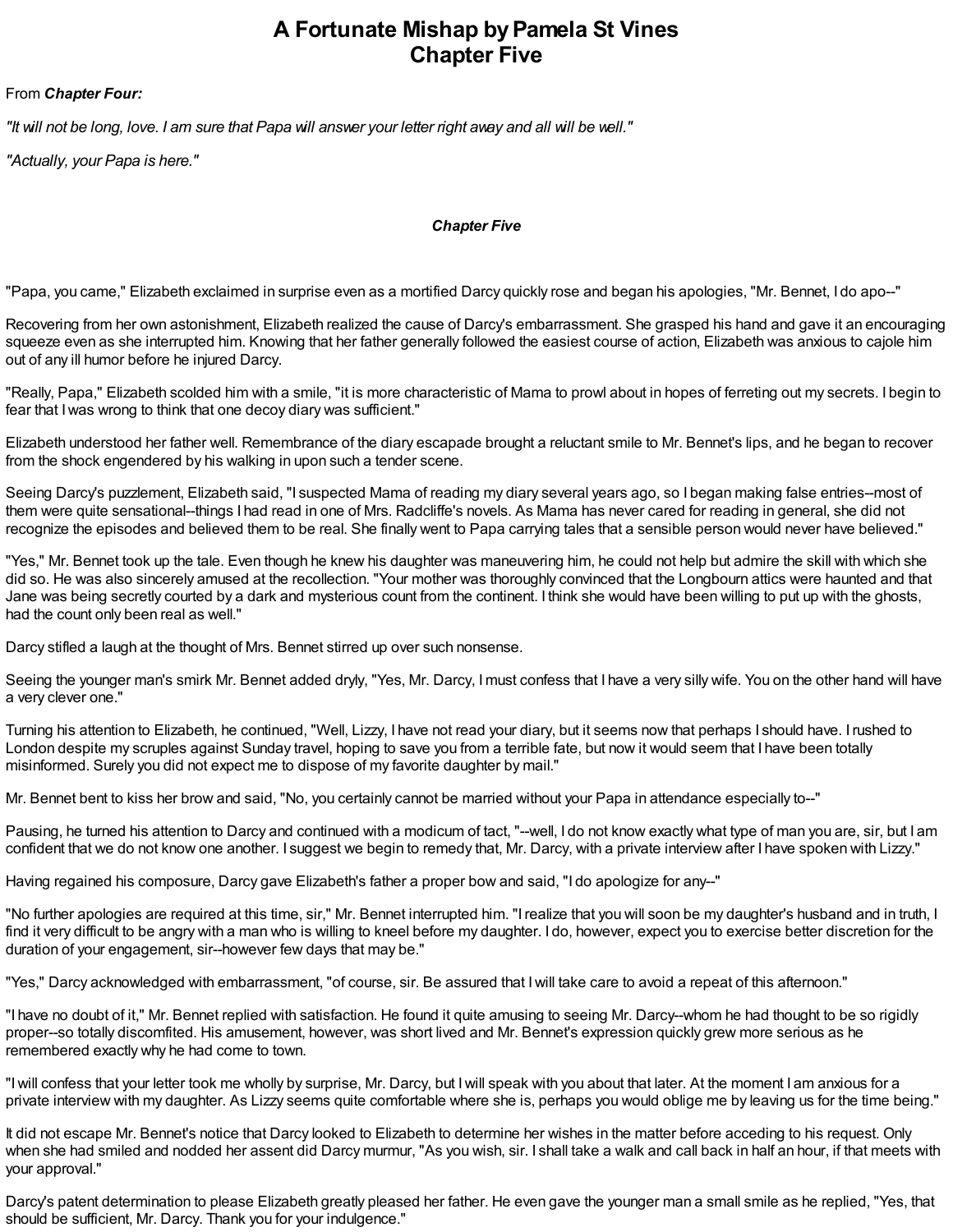# A Fortunate Mishap by Pamela St Vines
# Chapter Five

From ***Chapter Four:***

*"It will not be long, love. I am sure that Papa will answer your letter right away and all will be well."*

*"Actually, your Papa is here."*

### *Chapter Five*

"Papa, you came," Elizabeth exclaimed in surprise even as a mortified Darcy quickly rose and began his apologies, "Mr. Bennet, I do apo--"

Recovering from her own astonishment, Elizabeth realized the cause of Darcy's embarrassment. She grasped his hand and gave it an encouraging squeeze even as she interrupted him. Knowing that her father generally followed the easiest course of action, Elizabeth was anxious to cajole him out of any ill humor before he injured Darcy.

"Really, Papa," Elizabeth scolded him with a smile, "it is more characteristic of Mama to prowl about in hopes of ferreting out my secrets. I begin to fear that I was wrong to think that one decoy diary was sufficient."

Elizabeth understood her father well. Remembrance of the diary escapade brought a reluctant smile to Mr. Bennet's lips, and he began to recover from the shock engendered by his walking in upon such a tender scene.

Seeing Darcy's puzzlement, Elizabeth said, "I suspected Mama of reading my diary several years ago, so I began making false entries--most of them were quite sensational--things I had read in one of Mrs. Radcliffe's novels. As Mama has never cared for reading in general, she did not recognize the episodes and believed them to be real. She finally went to Papa carrying tales that a sensible person would never have believed."

"Yes," Mr. Bennet took up the tale. Even though he knew his daughter was maneuvering him, he could not help but admire the skill with which she did so. He was also sincerely amused at the recollection. "Your mother was thoroughly convinced that the Longbourn attics were haunted and that Jane was being secretly courted by a dark and mysterious count from the continent. I think she would have been willing to put up with the ghosts, had the count only been real as well."

Darcy stifled a laugh at the thought of Mrs. Bennet stirred up over such nonsense.

Seeing the younger man's smirk Mr. Bennet added dryly, "Yes, Mr. Darcy, I must confess that I have a very silly wife. You on the other hand will have a very clever one."

Turning his attention to Elizabeth, he continued, "Well, Lizzy, I have not read your diary, but it seems now that perhaps I should have. I rushed to London despite my scruples against Sunday travel, hoping to save you from a terrible fate, but now it would seem that I have been totally misinformed. Surely you did not expect me to dispose of my favorite daughter by mail."

Mr. Bennet bent to kiss her brow and said, "No, you certainly cannot be married without your Papa in attendance especially to--"

Pausing, he turned his attention to Darcy and continued with a modicum of tact, "--well, I do not know exactly what type of man you are, sir, but I am confident that we do not know one another. I suggest we begin to remedy that, Mr. Darcy, with a private interview after I have spoken with Lizzy."

Having regained his composure, Darcy gave Elizabeth's father a proper bow and said, "I do apologize for any--"

"No further apologies are required at this time, sir," Mr. Bennet interrupted him. "I realize that you will soon be my daughter's husband and in truth, I find it very difficult to be angry with a man who is willing to kneel before my daughter. I do, however, expect you to exercise better discretion for the duration of your engagement, sir--however few days that may be."

"Yes," Darcy acknowledged with embarrassment, "of course, sir. Be assured that I will take care to avoid a repeat of this afternoon."

"I have no doubt of it," Mr. Bennet replied with satisfaction. He found it quite amusing to seeing Mr. Darcy--whom he had thought to be so rigidly proper--so totally discomfited. His amusement, however, was short lived and Mr. Bennet's expression quickly grew more serious as he remembered exactly why he had come to town.

"I will confess that your letter took me wholly by surprise, Mr. Darcy, but I will speak with you about that later. At the moment I am anxious for a private interview with my daughter. As Lizzy seems quite comfortable where she is, perhaps you would oblige me by leaving us for the time being."

It did not escape Mr. Bennet's notice that Darcy looked to Elizabeth to determine her wishes in the matter before acceding to his request. Only when she had smiled and nodded her assent did Darcy murmur, "As you wish, sir. I shall take a walk and call back in half an hour, if that meets with your approval."

Darcy's patent determination to please Elizabeth greatly pleased her father. He even gave the younger man a small smile as he replied, "Yes, that should be sufficient, Mr. Darcy. Thank you for your indulgence."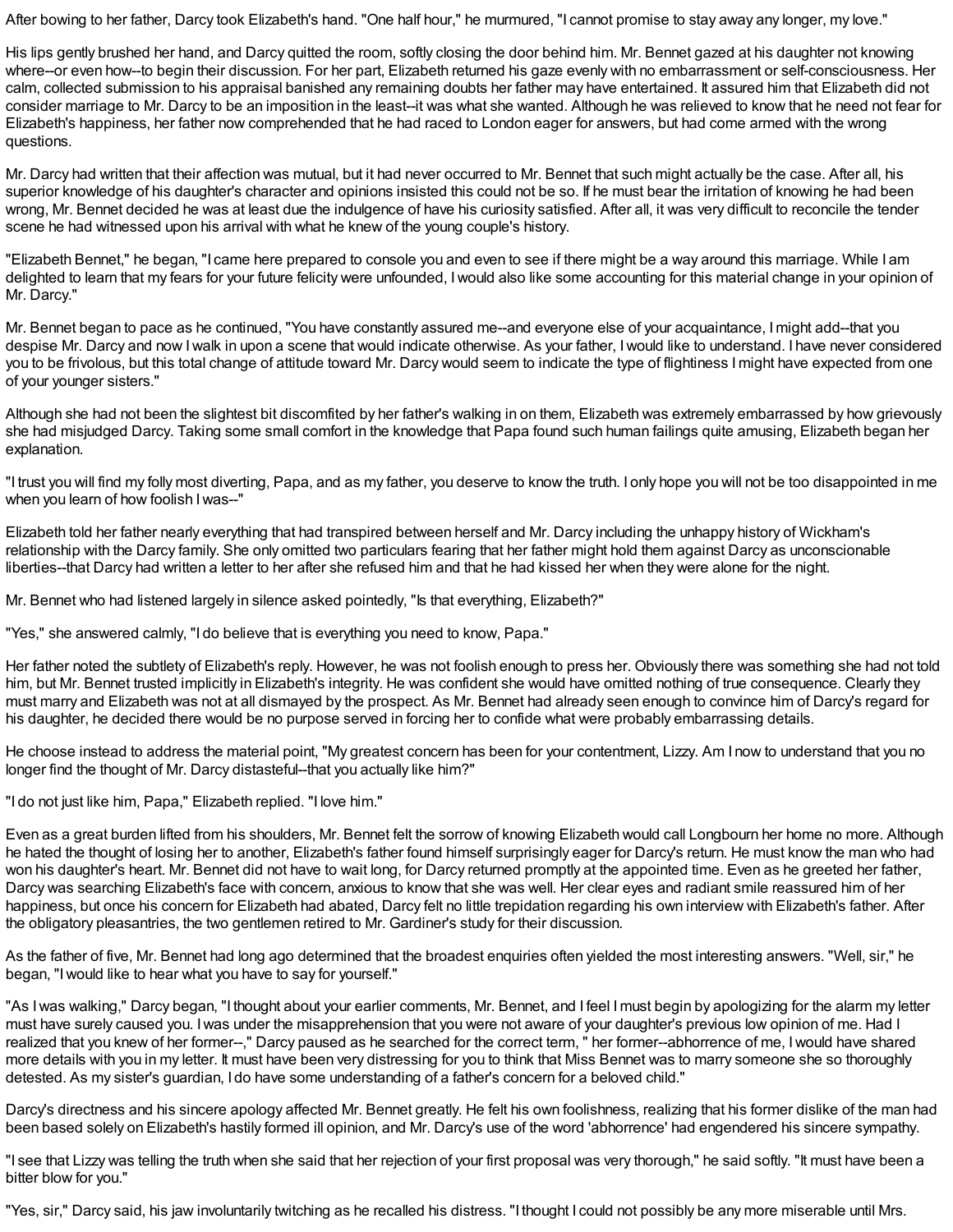After bowing to her father, Darcy took Elizabeth's hand. "One half hour," he murmured, "I cannot promise to stay away any longer, my love."

His lips gently brushed her hand, and Darcy quitted the room, softly closing the door behind him. Mr. Bennet gazed at his daughter not knowing where--or even how--to begin their discussion. For her part, Elizabeth returned his gaze evenly with no embarrassment or self-consciousness. Her calm, collected submission to his appraisal banished any remaining doubts her father may have entertained. It assured him that Elizabeth did not consider marriage to Mr. Darcy to be an imposition in the least--it was what she wanted. Although he was relieved to know that he need not fear for Elizabeth's happiness, her father now comprehended that he had raced to London eager for answers, but had come armed with the wrong questions.

Mr. Darcy had written that their affection was mutual, but it had never occurred to Mr. Bennet that such might actually be the case. After all, his superior knowledge of his daughter's character and opinions insisted this could not be so. If he must bear the irritation of knowing he had been wrong, Mr. Bennet decided he was at least due the indulgence of have his curiosity satisfied. After all, it was very difficult to reconcile the tender scene he had witnessed upon his arrival with what he knew of the young couple's history.

"Elizabeth Bennet," he began, "I came here prepared to console you and even to see if there might be a way around this marriage. While I am delighted to learn that my fears for your future felicity were unfounded, I would also like some accounting for this material change in your opinion of Mr. Darcy."

Mr. Bennet began to pace as he continued, "You have constantly assured me--and everyone else of your acquaintance, I might add--that you despise Mr. Darcy and now I walk in upon a scene that would indicate otherwise. As your father, I would like to understand. I have never considered you to be frivolous, but this total change of attitude toward Mr. Darcy would seem to indicate the type of flightiness I might have expected from one of your younger sisters."

Although she had not been the slightest bit discomfited by her father's walking in on them, Elizabeth was extremely embarrassed by how grievously she had misjudged Darcy. Taking some small comfort in the knowledge that Papa found such human failings quite amusing, Elizabeth began her explanation.

"I trust you will find my folly most diverting, Papa, and as my father, you deserve to know the truth. I only hope you will not be too disappointed in me when you learn of how foolish I was--"

Elizabeth told her father nearly everything that had transpired between herself and Mr. Darcy including the unhappy history of Wickham's relationship with the Darcy family. She only omitted two particulars fearing that her father might hold them against Darcy as unconscionable liberties--that Darcy had written a letter to her after she refused him and that he had kissed her when they were alone for the night.

Mr. Bennet who had listened largely in silence asked pointedly, "Is that everything, Elizabeth?"

"Yes," she answered calmly, "I do believe that is everything you need to know, Papa."

Her father noted the subtlety of Elizabeth's reply. However, he was not foolish enough to press her. Obviously there was something she had not told him, but Mr. Bennet trusted implicitly in Elizabeth's integrity. He was confident she would have omitted nothing of true consequence. Clearly they must marry and Elizabeth was not at all dismayed by the prospect. As Mr. Bennet had already seen enough to convince him of Darcy's regard for his daughter, he decided there would be no purpose served in forcing her to confide what were probably embarrassing details.

He choose instead to address the material point, "My greatest concern has been for your contentment, Lizzy. Am I now to understand that you no longer find the thought of Mr. Darcy distasteful--that you actually like him?"

"I do not just like him, Papa," Elizabeth replied. "I love him."

Even as a great burden lifted from his shoulders, Mr. Bennet felt the sorrow of knowing Elizabeth would call Longbourn her home no more. Although he hated the thought of losing her to another, Elizabeth's father found himself surprisingly eager for Darcy's return. He must know the man who had won his daughter's heart. Mr. Bennet did not have to wait long, for Darcy returned promptly at the appointed time. Even as he greeted her father, Darcy was searching Elizabeth's face with concern, anxious to know that she was well. Her clear eyes and radiant smile reassured him of her happiness, but once his concern for Elizabeth had abated, Darcy felt no little trepidation regarding his own interview with Elizabeth's father. After the obligatory pleasantries, the two gentlemen retired to Mr. Gardiner's study for their discussion.

As the father of five, Mr. Bennet had long ago determined that the broadest enquiries often yielded the most interesting answers. "Well, sir," he began, "I would like to hear what you have to say for yourself."

"As I was walking," Darcy began, "I thought about your earlier comments, Mr. Bennet, and I feel I must begin by apologizing for the alarm my letter must have surely caused you. I was under the misapprehension that you were not aware of your daughter's previous low opinion of me. Had I realized that you knew of her former--," Darcy paused as he searched for the correct term, " her former--abhorrence of me, I would have shared more details with you in my letter. It must have been very distressing for you to think that Miss Bennet was to marry someone she so thoroughly detested. As my sister's guardian, I do have some understanding of a father's concern for a beloved child."

Darcy's directness and his sincere apology affected Mr. Bennet greatly. He felt his own foolishness, realizing that his former dislike of the man had been based solely on Elizabeth's hastily formed ill opinion, and Mr. Darcy's use of the word 'abhorrence' had engendered his sincere sympathy.

"I see that Lizzy was telling the truth when she said that her rejection of your first proposal was very thorough," he said softly. "It must have been a bitter blow for you."

"Yes, sir," Darcy said, his jaw involuntarily twitching as he recalled his distress. "I thought I could not possibly be any more miserable until Mrs.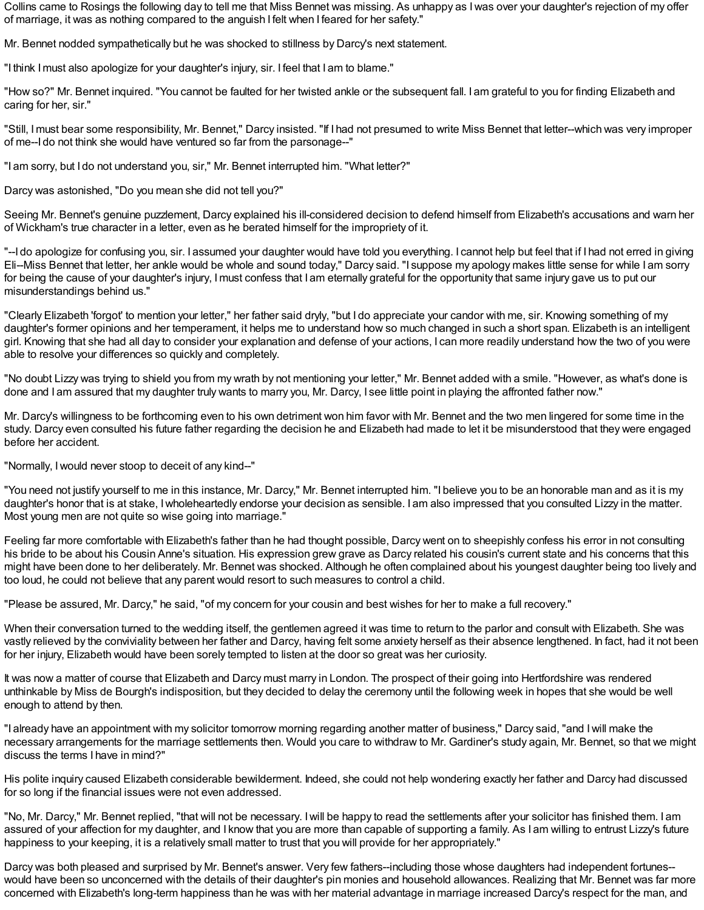Collins came to Rosings the following day to tell me that Miss Bennet was missing. As unhappy as I was over your daughter's rejection of my offer of marriage, it was as nothing compared to the anguish I felt when I feared for her safety."

Mr. Bennet nodded sympathetically but he was shocked to stillness by Darcy's next statement.

"I think I must also apologize for your daughter's injury, sir. I feel that I am to blame."

"How so?" Mr. Bennet inquired. "You cannot be faulted for her twisted ankle or the subsequent fall. I am grateful to you for finding Elizabeth and caring for her, sir."

"Still, I must bear some responsibility, Mr. Bennet," Darcy insisted. "If I had not presumed to write Miss Bennet that letter--which was very improper of me--I do not think she would have ventured so far from the parsonage--"

"I am sorry, but I do not understand you, sir," Mr. Bennet interrupted him. "What letter?"

Darcy was astonished, "Do you mean she did not tell you?"

Seeing Mr. Bennet's genuine puzzlement, Darcy explained his ill-considered decision to defend himself from Elizabeth's accusations and warn her of Wickham's true character in a letter, even as he berated himself for the impropriety of it.

"--I do apologize for confusing you, sir. I assumed your daughter would have told you everything. I cannot help but feel that if I had not erred in giving Eli--Miss Bennet that letter, her ankle would be whole and sound today," Darcy said. "I suppose my apology makes little sense for while I am sorry for being the cause of your daughter's injury, I must confess that I am eternally grateful for the opportunity that same injury gave us to put our misunderstandings behind us."

"Clearly Elizabeth 'forgot' to mention your letter," her father said dryly, "but I do appreciate your candor with me, sir. Knowing something of my daughter's former opinions and her temperament, it helps me to understand how so much changed in such a short span. Elizabeth is an intelligent girl. Knowing that she had all day to consider your explanation and defense of your actions, I can more readily understand how the two of you were able to resolve your differences so quickly and completely.

"No doubt Lizzy was trying to shield you from my wrath by not mentioning your letter," Mr. Bennet added with a smile. "However, as what's done is done and I am assured that my daughter truly wants to marry you, Mr. Darcy, I see little point in playing the affronted father now."

Mr. Darcy's willingness to be forthcoming even to his own detriment won him favor with Mr. Bennet and the two men lingered for some time in the study. Darcy even consulted his future father regarding the decision he and Elizabeth had made to let it be misunderstood that they were engaged before her accident.

"Normally, I would never stoop to deceit of any kind--"

"You need not justify yourself to me in this instance, Mr. Darcy," Mr. Bennet interrupted him. "I believe you to be an honorable man and as it is my daughter's honor that is at stake, I wholeheartedly endorse your decision as sensible. I am also impressed that you consulted Lizzy in the matter. Most young men are not quite so wise going into marriage."

Feeling far more comfortable with Elizabeth's father than he had thought possible, Darcy went on to sheepishly confess his error in not consulting his bride to be about his Cousin Anne's situation. His expression grew grave as Darcy related his cousin's current state and his concerns that this might have been done to her deliberately. Mr. Bennet was shocked. Although he often complained about his youngest daughter being too lively and too loud, he could not believe that any parent would resort to such measures to control a child.

"Please be assured, Mr. Darcy," he said, "of my concern for your cousin and best wishes for her to make a full recovery."

When their conversation turned to the wedding itself, the gentlemen agreed it was time to return to the parlor and consult with Elizabeth. She was vastly relieved by the conviviality between her father and Darcy, having felt some anxiety herself as their absence lengthened. In fact, had it not been for her injury, Elizabeth would have been sorely tempted to listen at the door so great was her curiosity.

It was now a matter of course that Elizabeth and Darcy must marry in London. The prospect of their going into Hertfordshire was rendered unthinkable by Miss de Bourgh's indisposition, but they decided to delay the ceremony until the following week in hopes that she would be well enough to attend by then.

"I already have an appointment with my solicitor tomorrow morning regarding another matter of business," Darcy said, "and I will make the necessary arrangements for the marriage settlements then. Would you care to withdraw to Mr. Gardiner's study again, Mr. Bennet, so that we might discuss the terms I have in mind?"

His polite inquiry caused Elizabeth considerable bewilderment. Indeed, she could not help wondering exactly her father and Darcy had discussed for so long if the financial issues were not even addressed.

"No, Mr. Darcy," Mr. Bennet replied, "that will not be necessary. I will be happy to read the settlements after your solicitor has finished them. I am assured of your affection for my daughter, and I know that you are more than capable of supporting a family. As I am willing to entrust Lizzy's future happiness to your keeping, it is a relatively small matter to trust that you will provide for her appropriately."

Darcy was both pleased and surprised by Mr. Bennet's answer. Very few fathers--including those whose daughters had independent fortunes--would have been so unconcerned with the details of their daughter's pin monies and household allowances. Realizing that Mr. Bennet was far more concerned with Elizabeth's long-term happiness than he was with her material advantage in marriage increased Darcy's respect for the man, and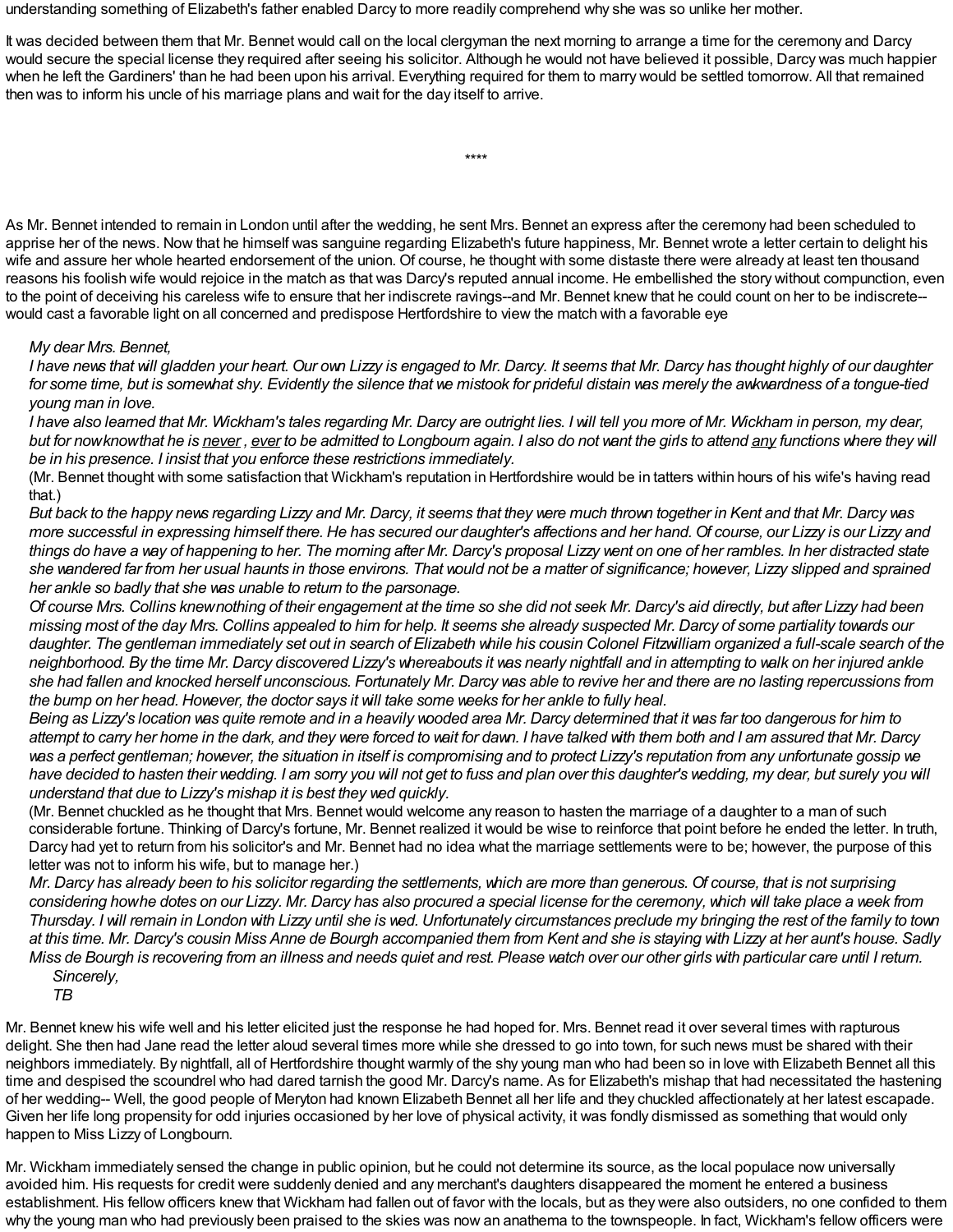understanding something of Elizabeth's father enabled Darcy to more readily comprehend why she was so unlike her mother.

It was decided between them that Mr. Bennet would call on the local clergyman the next morning to arrange a time for the ceremony and Darcy would secure the special license they required after seeing his solicitor. Although he would not have believed it possible, Darcy was much happier when he left the Gardiners' than he had been upon his arrival. Everything required for them to marry would be settled tomorrow. All that remained then was to inform his uncle of his marriage plans and wait for the day itself to arrive.

****

As Mr. Bennet intended to remain in London until after the wedding, he sent Mrs. Bennet an express after the ceremony had been scheduled to apprise her of the news. Now that he himself was sanguine regarding Elizabeth's future happiness, Mr. Bennet wrote a letter certain to delight his wife and assure her whole hearted endorsement of the union. Of course, he thought with some distaste there were already at least ten thousand reasons his foolish wife would rejoice in the match as that was Darcy's reputed annual income. He embellished the story without compunction, even to the point of deceiving his careless wife to ensure that her indiscrete ravings--and Mr. Bennet knew that he could count on her to be indiscrete--would cast a favorable light on all concerned and predispose Hertfordshire to view the match with a favorable eye

*My dear Mrs. Bennet,*

*I have news that will gladden your heart. Our own Lizzy is engaged to Mr. Darcy. It seems that Mr. Darcy has thought highly of our daughter for some time, but is somewhat shy. Evidently the silence that we mistook for prideful distain was merely the awkwardness of a tongue-tied young man in love.*

*I have also learned that Mr. Wickham's tales regarding Mr. Darcy are outright lies. I will tell you more of Mr. Wickham in person, my dear, but for now know that he is never , ever to be admitted to Longbourn again. I also do not want the girls to attend any functions where they will be in his presence. I insist that you enforce these restrictions immediately.*

(Mr. Bennet thought with some satisfaction that Wickham's reputation in Hertfordshire would be in tatters within hours of his wife's having read that.)

*But back to the happy news regarding Lizzy and Mr. Darcy, it seems that they were much thrown together in Kent and that Mr. Darcy was more successful in expressing himself there. He has secured our daughter's affections and her hand. Of course, our Lizzy is our Lizzy and things do have a way of happening to her. The morning after Mr. Darcy's proposal Lizzy went on one of her rambles. In her distracted state she wandered far from her usual haunts in those environs. That would not be a matter of significance; however, Lizzy slipped and sprained her ankle so badly that she was unable to return to the parsonage.*

*Of course Mrs. Collins knew nothing of their engagement at the time so she did not seek Mr. Darcy's aid directly, but after Lizzy had been missing most of the day Mrs. Collins appealed to him for help. It seems she already suspected Mr. Darcy of some partiality towards our daughter. The gentleman immediately set out in search of Elizabeth while his cousin Colonel Fitzwilliam organized a full-scale search of the neighborhood. By the time Mr. Darcy discovered Lizzy's whereabouts it was nearly nightfall and in attempting to walk on her injured ankle she had fallen and knocked herself unconscious. Fortunately Mr. Darcy was able to revive her and there are no lasting repercussions from the bump on her head. However, the doctor says it will take some weeks for her ankle to fully heal.*

*Being as Lizzy's location was quite remote and in a heavily wooded area Mr. Darcy determined that it was far too dangerous for him to attempt to carry her home in the dark, and they were forced to wait for dawn. I have talked with them both and I am assured that Mr. Darcy was a perfect gentleman; however, the situation in itself is compromising and to protect Lizzy's reputation from any unfortunate gossip we have decided to hasten their wedding. I am sorry you will not get to fuss and plan over this daughter's wedding, my dear, but surely you will understand that due to Lizzy's mishap it is best they wed quickly.*

(Mr. Bennet chuckled as he thought that Mrs. Bennet would welcome any reason to hasten the marriage of a daughter to a man of such considerable fortune. Thinking of Darcy's fortune, Mr. Bennet realized it would be wise to reinforce that point before he ended the letter. In truth, Darcy had yet to return from his solicitor's and Mr. Bennet had no idea what the marriage settlements were to be; however, the purpose of this letter was not to inform his wife, but to manage her.)

*Mr. Darcy has already been to his solicitor regarding the settlements, which are more than generous. Of course, that is not surprising considering how he dotes on our Lizzy. Mr. Darcy has also procured a special license for the ceremony, which will take place a week from Thursday. I will remain in London with Lizzy until she is wed. Unfortunately circumstances preclude my bringing the rest of the family to town at this time. Mr. Darcy's cousin Miss Anne de Bourgh accompanied them from Kent and she is staying with Lizzy at her aunt's house. Sadly Miss de Bourgh is recovering from an illness and needs quiet and rest. Please watch over our other girls with particular care until I return.*

*Sincerely,*

*TB*

Mr. Bennet knew his wife well and his letter elicited just the response he had hoped for. Mrs. Bennet read it over several times with rapturous delight. She then had Jane read the letter aloud several times more while she dressed to go into town, for such news must be shared with their neighbors immediately. By nightfall, all of Hertfordshire thought warmly of the shy young man who had been so in love with Elizabeth Bennet all this time and despised the scoundrel who had dared tarnish the good Mr. Darcy's name. As for Elizabeth's mishap that had necessitated the hastening of her wedding-- Well, the good people of Meryton had known Elizabeth Bennet all her life and they chuckled affectionately at her latest escapade. Given her life long propensity for odd injuries occasioned by her love of physical activity, it was fondly dismissed as something that would only happen to Miss Lizzy of Longbourn.

Mr. Wickham immediately sensed the change in public opinion, but he could not determine its source, as the local populace now universally avoided him. His requests for credit were suddenly denied and any merchant's daughters disappeared the moment he entered a business establishment. His fellow officers knew that Wickham had fallen out of favor with the locals, but as they were also outsiders, no one confided to them why the young man who had previously been praised to the skies was now an anathema to the townspeople. In fact, Wickham's fellow officers were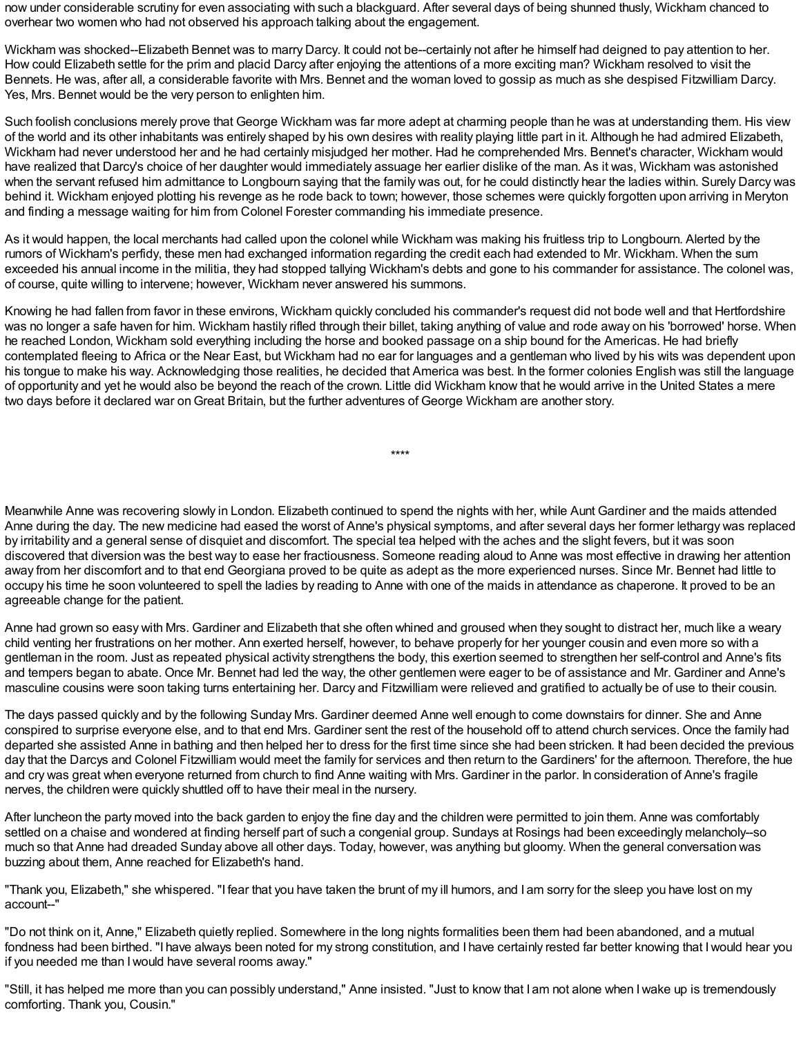now under considerable scrutiny for even associating with such a blackguard. After several days of being shunned thusly, Wickham chanced to overhear two women who had not observed his approach talking about the engagement.

Wickham was shocked--Elizabeth Bennet was to marry Darcy. It could not be--certainly not after he himself had deigned to pay attention to her. How could Elizabeth settle for the prim and placid Darcy after enjoying the attentions of a more exciting man? Wickham resolved to visit the Bennets. He was, after all, a considerable favorite with Mrs. Bennet and the woman loved to gossip as much as she despised Fitzwilliam Darcy. Yes, Mrs. Bennet would be the very person to enlighten him.

Such foolish conclusions merely prove that George Wickham was far more adept at charming people than he was at understanding them. His view of the world and its other inhabitants was entirely shaped by his own desires with reality playing little part in it. Although he had admired Elizabeth, Wickham had never understood her and he had certainly misjudged her mother. Had he comprehended Mrs. Bennet's character, Wickham would have realized that Darcy's choice of her daughter would immediately assuage her earlier dislike of the man. As it was, Wickham was astonished when the servant refused him admittance to Longbourn saying that the family was out, for he could distinctly hear the ladies within. Surely Darcy was behind it. Wickham enjoyed plotting his revenge as he rode back to town; however, those schemes were quickly forgotten upon arriving in Meryton and finding a message waiting for him from Colonel Forester commanding his immediate presence.

As it would happen, the local merchants had called upon the colonel while Wickham was making his fruitless trip to Longbourn. Alerted by the rumors of Wickham's perfidy, these men had exchanged information regarding the credit each had extended to Mr. Wickham. When the sum exceeded his annual income in the militia, they had stopped tallying Wickham's debts and gone to his commander for assistance. The colonel was, of course, quite willing to intervene; however, Wickham never answered his summons.

Knowing he had fallen from favor in these environs, Wickham quickly concluded his commander's request did not bode well and that Hertfordshire was no longer a safe haven for him. Wickham hastily rifled through their billet, taking anything of value and rode away on his 'borrowed' horse. When he reached London, Wickham sold everything including the horse and booked passage on a ship bound for the Americas. He had briefly contemplated fleeing to Africa or the Near East, but Wickham had no ear for languages and a gentleman who lived by his wits was dependent upon his tongue to make his way. Acknowledging those realities, he decided that America was best. In the former colonies English was still the language of opportunity and yet he would also be beyond the reach of the crown. Little did Wickham know that he would arrive in the United States a mere two days before it declared war on Great Britain, but the further adventures of George Wickham are another story.

****

Meanwhile Anne was recovering slowly in London. Elizabeth continued to spend the nights with her, while Aunt Gardiner and the maids attended Anne during the day. The new medicine had eased the worst of Anne's physical symptoms, and after several days her former lethargy was replaced by irritability and a general sense of disquiet and discomfort. The special tea helped with the aches and the slight fevers, but it was soon discovered that diversion was the best way to ease her fractiousness. Someone reading aloud to Anne was most effective in drawing her attention away from her discomfort and to that end Georgiana proved to be quite as adept as the more experienced nurses. Since Mr. Bennet had little to occupy his time he soon volunteered to spell the ladies by reading to Anne with one of the maids in attendance as chaperone. It proved to be an agreeable change for the patient.

Anne had grown so easy with Mrs. Gardiner and Elizabeth that she often whined and groused when they sought to distract her, much like a weary child venting her frustrations on her mother. Ann exerted herself, however, to behave properly for her younger cousin and even more so with a gentleman in the room. Just as repeated physical activity strengthens the body, this exertion seemed to strengthen her self-control and Anne's fits and tempers began to abate. Once Mr. Bennet had led the way, the other gentlemen were eager to be of assistance and Mr. Gardiner and Anne's masculine cousins were soon taking turns entertaining her. Darcy and Fitzwilliam were relieved and gratified to actually be of use to their cousin.

The days passed quickly and by the following Sunday Mrs. Gardiner deemed Anne well enough to come downstairs for dinner. She and Anne conspired to surprise everyone else, and to that end Mrs. Gardiner sent the rest of the household off to attend church services. Once the family had departed she assisted Anne in bathing and then helped her to dress for the first time since she had been stricken. It had been decided the previous day that the Darcys and Colonel Fitzwilliam would meet the family for services and then return to the Gardiners' for the afternoon. Therefore, the hue and cry was great when everyone returned from church to find Anne waiting with Mrs. Gardiner in the parlor. In consideration of Anne's fragile nerves, the children were quickly shuttled off to have their meal in the nursery.

After luncheon the party moved into the back garden to enjoy the fine day and the children were permitted to join them. Anne was comfortably settled on a chaise and wondered at finding herself part of such a congenial group. Sundays at Rosings had been exceedingly melancholy--so much so that Anne had dreaded Sunday above all other days. Today, however, was anything but gloomy. When the general conversation was buzzing about them, Anne reached for Elizabeth's hand.

"Thank you, Elizabeth," she whispered. "I fear that you have taken the brunt of my ill humors, and I am sorry for the sleep you have lost on my account--"

"Do not think on it, Anne," Elizabeth quietly replied. Somewhere in the long nights formalities been them had been abandoned, and a mutual fondness had been birthed. "I have always been noted for my strong constitution, and I have certainly rested far better knowing that I would hear you if you needed me than I would have several rooms away."

"Still, it has helped me more than you can possibly understand," Anne insisted. "Just to know that I am not alone when I wake up is tremendously comforting. Thank you, Cousin."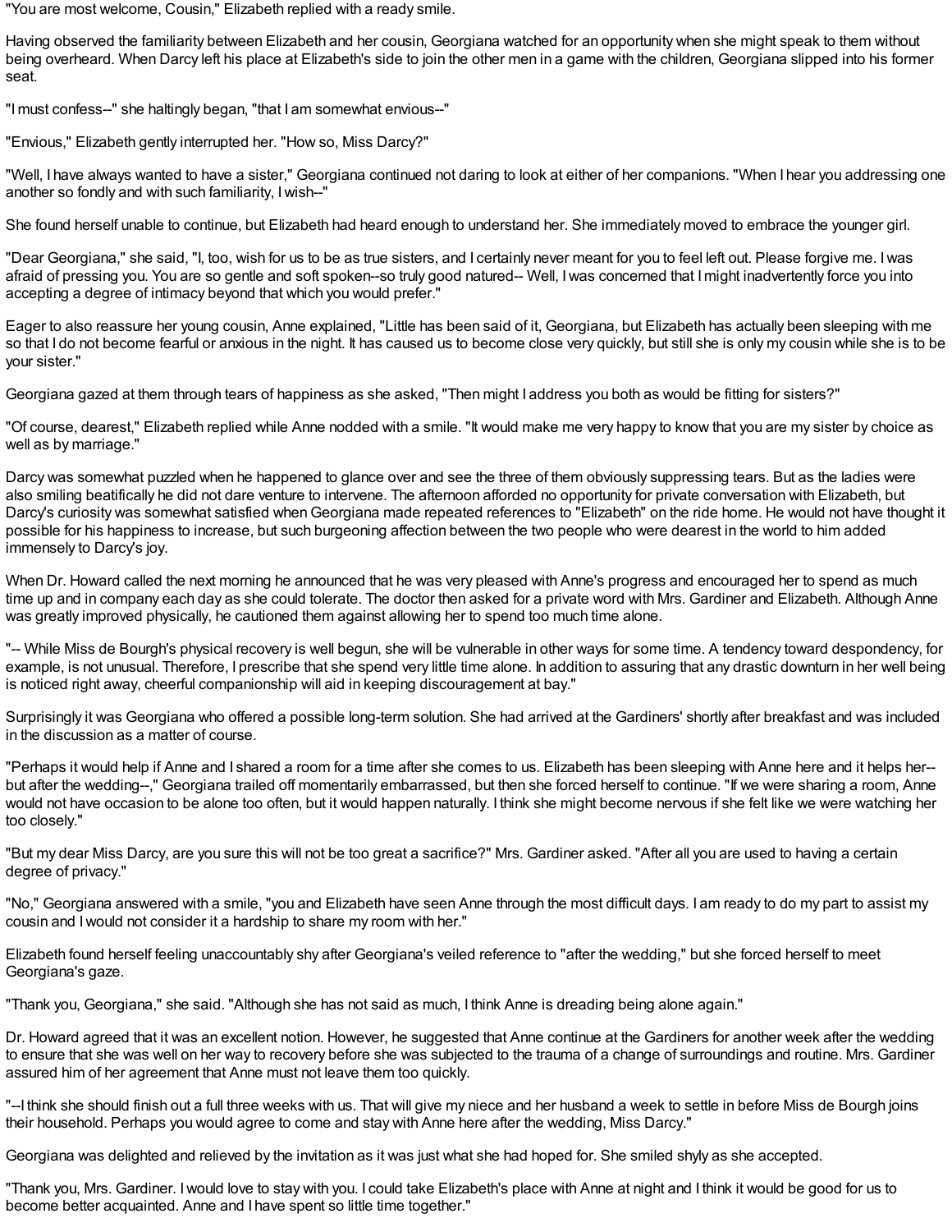"You are most welcome, Cousin," Elizabeth replied with a ready smile.

Having observed the familiarity between Elizabeth and her cousin, Georgiana watched for an opportunity when she might speak to them without being overheard. When Darcy left his place at Elizabeth's side to join the other men in a game with the children, Georgiana slipped into his former seat.

"I must confess--" she haltingly began, "that I am somewhat envious--"

"Envious," Elizabeth gently interrupted her. "How so, Miss Darcy?"

"Well, I have always wanted to have a sister," Georgiana continued not daring to look at either of her companions. "When I hear you addressing one another so fondly and with such familiarity, I wish--"

She found herself unable to continue, but Elizabeth had heard enough to understand her. She immediately moved to embrace the younger girl.

"Dear Georgiana," she said, "I, too, wish for us to be as true sisters, and I certainly never meant for you to feel left out. Please forgive me. I was afraid of pressing you. You are so gentle and soft spoken--so truly good natured-- Well, I was concerned that I might inadvertently force you into accepting a degree of intimacy beyond that which you would prefer."

Eager to also reassure her young cousin, Anne explained, "Little has been said of it, Georgiana, but Elizabeth has actually been sleeping with me so that I do not become fearful or anxious in the night. It has caused us to become close very quickly, but still she is only my cousin while she is to be your sister."

Georgiana gazed at them through tears of happiness as she asked, "Then might I address you both as would be fitting for sisters?"

"Of course, dearest," Elizabeth replied while Anne nodded with a smile. "It would make me very happy to know that you are my sister by choice as well as by marriage."

Darcy was somewhat puzzled when he happened to glance over and see the three of them obviously suppressing tears. But as the ladies were also smiling beatifically he did not dare venture to intervene. The afternoon afforded no opportunity for private conversation with Elizabeth, but Darcy's curiosity was somewhat satisfied when Georgiana made repeated references to "Elizabeth" on the ride home. He would not have thought it possible for his happiness to increase, but such burgeoning affection between the two people who were dearest in the world to him added immensely to Darcy's joy.

When Dr. Howard called the next morning he announced that he was very pleased with Anne's progress and encouraged her to spend as much time up and in company each day as she could tolerate. The doctor then asked for a private word with Mrs. Gardiner and Elizabeth. Although Anne was greatly improved physically, he cautioned them against allowing her to spend too much time alone.

"-- While Miss de Bourgh's physical recovery is well begun, she will be vulnerable in other ways for some time. A tendency toward despondency, for example, is not unusual. Therefore, I prescribe that she spend very little time alone. In addition to assuring that any drastic downturn in her well being is noticed right away, cheerful companionship will aid in keeping discouragement at bay."

Surprisingly it was Georgiana who offered a possible long-term solution. She had arrived at the Gardiners' shortly after breakfast and was included in the discussion as a matter of course.

"Perhaps it would help if Anne and I shared a room for a time after she comes to us. Elizabeth has been sleeping with Anne here and it helps her--but after the wedding--," Georgiana trailed off momentarily embarrassed, but then she forced herself to continue. "If we were sharing a room, Anne would not have occasion to be alone too often, but it would happen naturally. I think she might become nervous if she felt like we were watching her too closely."

"But my dear Miss Darcy, are you sure this will not be too great a sacrifice?" Mrs. Gardiner asked. "After all you are used to having a certain degree of privacy."

"No," Georgiana answered with a smile, "you and Elizabeth have seen Anne through the most difficult days. I am ready to do my part to assist my cousin and I would not consider it a hardship to share my room with her."

Elizabeth found herself feeling unaccountably shy after Georgiana's veiled reference to "after the wedding," but she forced herself to meet Georgiana's gaze.

"Thank you, Georgiana," she said. "Although she has not said as much, I think Anne is dreading being alone again."

Dr. Howard agreed that it was an excellent notion. However, he suggested that Anne continue at the Gardiners for another week after the wedding to ensure that she was well on her way to recovery before she was subjected to the trauma of a change of surroundings and routine. Mrs. Gardiner assured him of her agreement that Anne must not leave them too quickly.

"--I think she should finish out a full three weeks with us. That will give my niece and her husband a week to settle in before Miss de Bourgh joins their household. Perhaps you would agree to come and stay with Anne here after the wedding, Miss Darcy."

Georgiana was delighted and relieved by the invitation as it was just what she had hoped for. She smiled shyly as she accepted.

"Thank you, Mrs. Gardiner. I would love to stay with you. I could take Elizabeth's place with Anne at night and I think it would be good for us to become better acquainted. Anne and I have spent so little time together."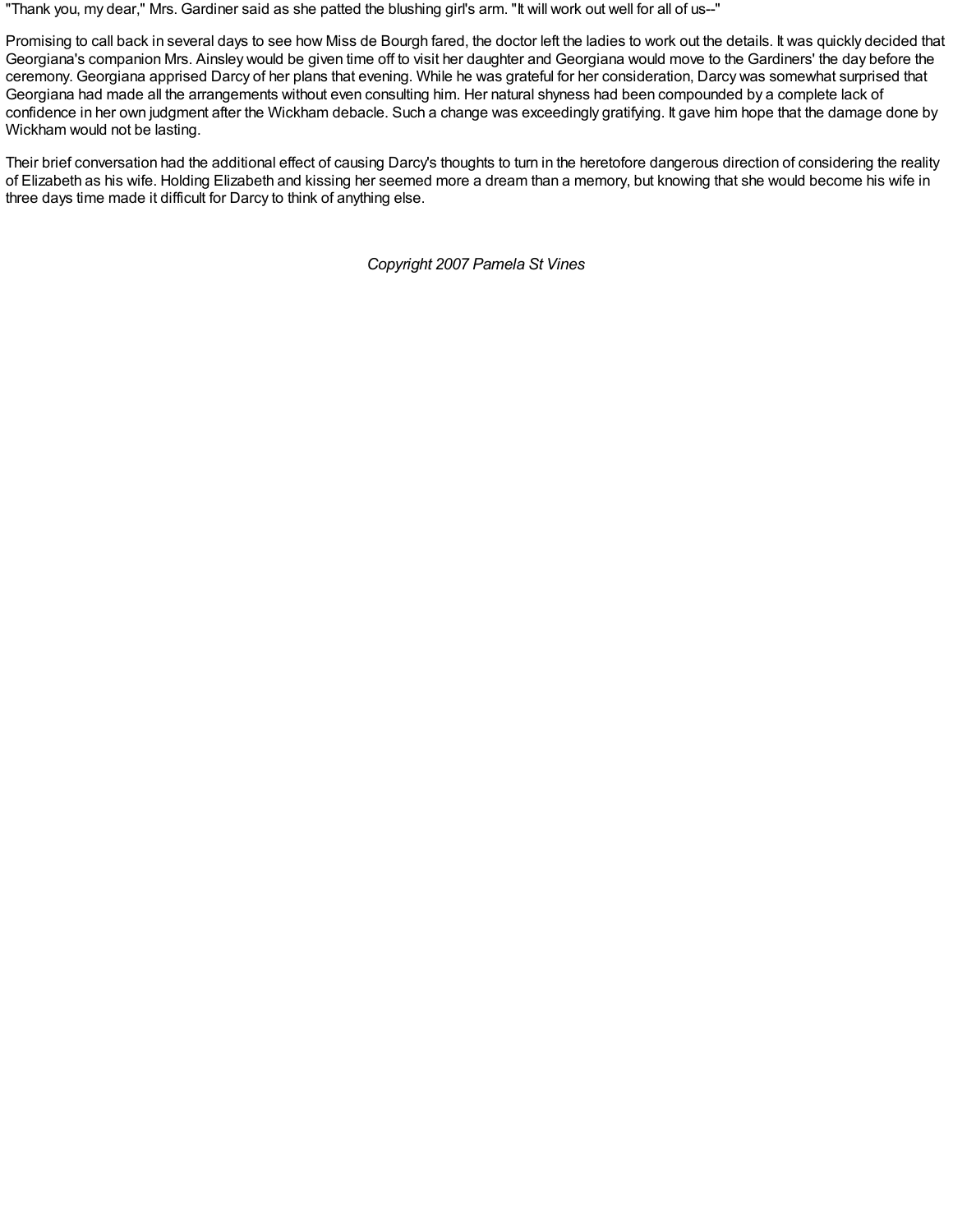"Thank you, my dear," Mrs. Gardiner said as she patted the blushing girl's arm. "It will work out well for all of us--"

Promising to call back in several days to see how Miss de Bourgh fared, the doctor left the ladies to work out the details. It was quickly decided that Georgiana's companion Mrs. Ainsley would be given time off to visit her daughter and Georgiana would move to the Gardiners' the day before the ceremony. Georgiana apprised Darcy of her plans that evening. While he was grateful for her consideration, Darcy was somewhat surprised that Georgiana had made all the arrangements without even consulting him. Her natural shyness had been compounded by a complete lack of confidence in her own judgment after the Wickham debacle. Such a change was exceedingly gratifying. It gave him hope that the damage done by Wickham would not be lasting.

Their brief conversation had the additional effect of causing Darcy's thoughts to turn in the heretofore dangerous direction of considering the reality of Elizabeth as his wife. Holding Elizabeth and kissing her seemed more a dream than a memory, but knowing that she would become his wife in three days time made it difficult for Darcy to think of anything else.

*Copyright 2007 Pamela St Vines*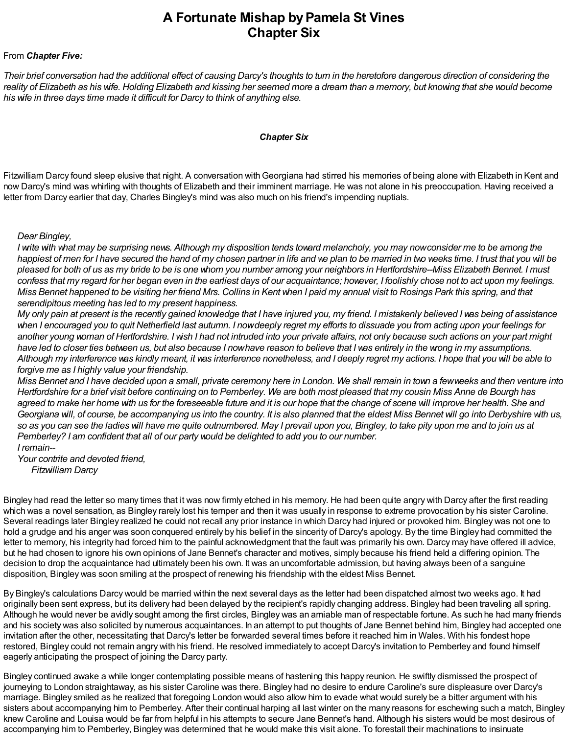# A Fortunate Mishap by Pamela St Vines
# Chapter Six

From ***Chapter Five:***

*Their brief conversation had the additional effect of causing Darcy's thoughts to turn in the heretofore dangerous direction of considering the reality of Elizabeth as his wife. Holding Elizabeth and kissing her seemed more a dream than a memory, but knowing that she would become his wife in three days time made it difficult for Darcy to think of anything else.*

***Chapter Six***

Fitzwilliam Darcy found sleep elusive that night. A conversation with Georgiana had stirred his memories of being alone with Elizabeth in Kent and now Darcy's mind was whirling with thoughts of Elizabeth and their imminent marriage. He was not alone in his preoccupation. Having received a letter from Darcy earlier that day, Charles Bingley's mind was also much on his friend's impending nuptials.

> *Dear Bingley,*
> *I write with what may be surprising news. Although my disposition tends toward melancholy, you may now consider me to be among the happiest of men for I have secured the hand of my chosen partner in life and we plan to be married in two weeks time. I trust that you will be pleased for both of us as my bride to be is one whom you number among your neighbors in Hertfordshire--Miss Elizabeth Bennet. I must confess that my regard for her began even in the earliest days of our acquaintance; however, I foolishly chose not to act upon my feelings. Miss Bennet happened to be visiting her friend Mrs. Collins in Kent when I paid my annual visit to Rosings Park this spring, and that serendipitous meeting has led to my present happiness.*
> *My only pain at present is the recently gained knowledge that I have injured you, my friend. I mistakenly believed I was being of assistance when I encouraged you to quit Netherfield last autumn. I now deeply regret my efforts to dissuade you from acting upon your feelings for another young woman of Hertfordshire. I wish I had not intruded into your private affairs, not only because such actions on your part might have led to closer ties between us, but also because I now have reason to believe that I was entirely in the wrong in my assumptions. Although my interference was kindly meant, it was interference nonetheless, and I deeply regret my actions. I hope that you will be able to forgive me as I highly value your friendship.*
> *Miss Bennet and I have decided upon a small, private ceremony here in London. We shall remain in town a few weeks and then venture into Hertfordshire for a brief visit before continuing on to Pemberley. We are both most pleased that my cousin Miss Anne de Bourgh has agreed to make her home with us for the foreseeable future and it is our hope that the change of scene will improve her health. She and Georgiana will, of course, be accompanying us into the country. It is also planned that the eldest Miss Bennet will go into Derbyshire with us, so as you can see the ladies will have me quite outnumbered. May I prevail upon you, Bingley, to take pity upon me and to join us at Pemberley? I am confident that all of our party would be delighted to add you to our number.*
> *I remain--*
> *Your contrite and devoted friend,*
> *Fitzwilliam Darcy*

Bingley had read the letter so many times that it was now firmly etched in his memory. He had been quite angry with Darcy after the first reading which was a novel sensation, as Bingley rarely lost his temper and then it was usually in response to extreme provocation by his sister Caroline. Several readings later Bingley realized he could not recall any prior instance in which Darcy had injured or provoked him. Bingley was not one to hold a grudge and his anger was soon conquered entirely by his belief in the sincerity of Darcy's apology. By the time Bingley had committed the letter to memory, his integrity had forced him to the painful acknowledgment that the fault was primarily his own. Darcy may have offered ill advice, but he had chosen to ignore his own opinions of Jane Bennet's character and motives, simply because his friend held a differing opinion. The decision to drop the acquaintance had ultimately been his own. It was an uncomfortable admission, but having always been of a sanguine disposition, Bingley was soon smiling at the prospect of renewing his friendship with the eldest Miss Bennet.

By Bingley's calculations Darcy would be married within the next several days as the letter had been dispatched almost two weeks ago. It had originally been sent express, but its delivery had been delayed by the recipient's rapidly changing address. Bingley had been traveling all spring. Although he would never be avidly sought among the first circles, Bingley was an amiable man of respectable fortune. As such he had many friends and his society was also solicited by numerous acquaintances. In an attempt to put thoughts of Jane Bennet behind him, Bingley had accepted one invitation after the other, necessitating that Darcy's letter be forwarded several times before it reached him in Wales. With his fondest hope restored, Bingley could not remain angry with his friend. He resolved immediately to accept Darcy's invitation to Pemberley and found himself eagerly anticipating the prospect of joining the Darcy party.

Bingley continued awake a while longer contemplating possible means of hastening this happy reunion. He swiftly dismissed the prospect of journeying to London straightaway, as his sister Caroline was there. Bingley had no desire to endure Caroline's sure displeasure over Darcy's marriage. Bingley smiled as he realized that foregoing London would also allow him to evade what would surely be a bitter argument with his sisters about accompanying him to Pemberley. After their continual harping all last winter on the many reasons for eschewing such a match, Bingley knew Caroline and Louisa would be far from helpful in his attempts to secure Jane Bennet's hand. Although his sisters would be most desirous of accompanying him to Pemberley, Bingley was determined that he would make this visit alone. To forestall their machinations to insinuate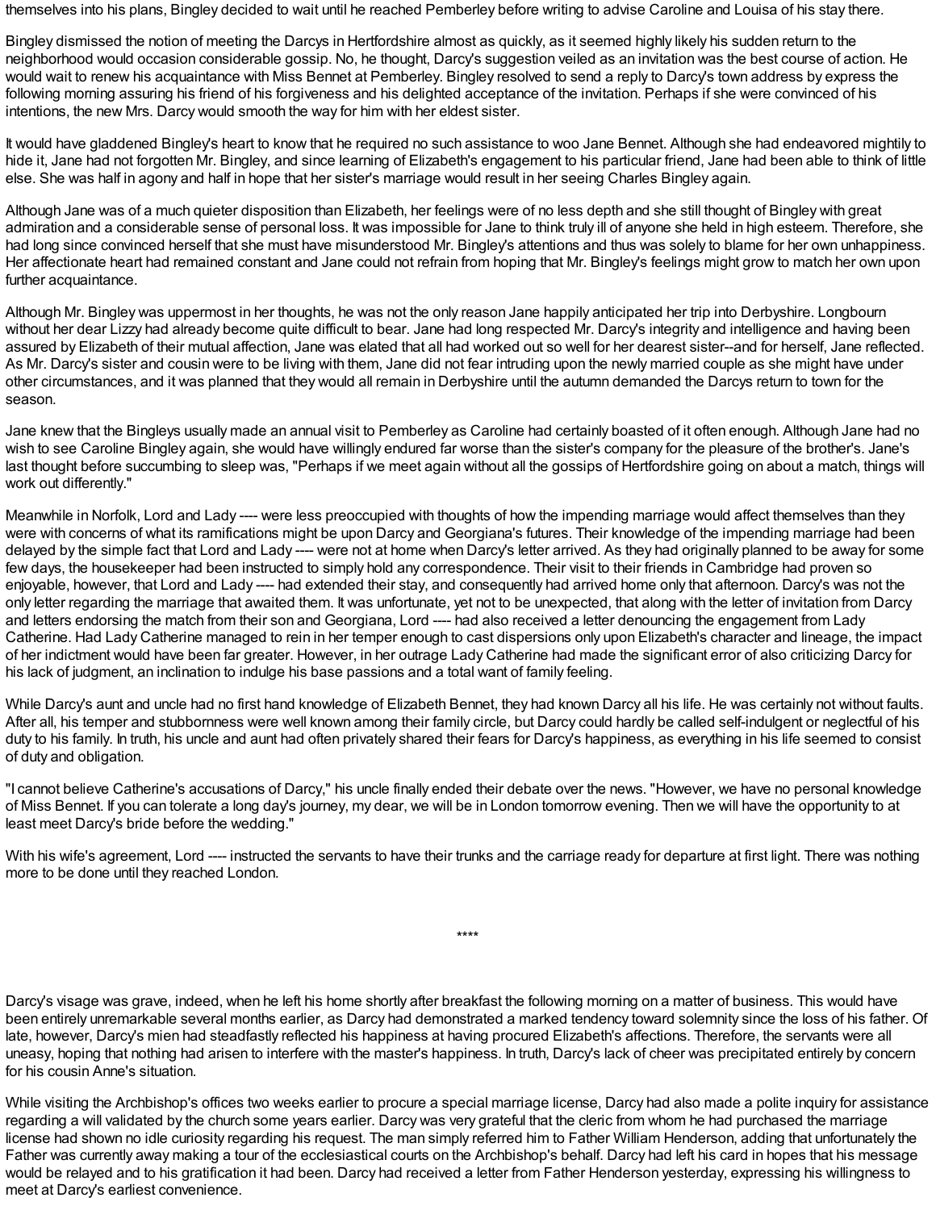themselves into his plans, Bingley decided to wait until he reached Pemberley before writing to advise Caroline and Louisa of his stay there.

Bingley dismissed the notion of meeting the Darcys in Hertfordshire almost as quickly, as it seemed highly likely his sudden return to the neighborhood would occasion considerable gossip. No, he thought, Darcy's suggestion veiled as an invitation was the best course of action. He would wait to renew his acquaintance with Miss Bennet at Pemberley. Bingley resolved to send a reply to Darcy's town address by express the following morning assuring his friend of his forgiveness and his delighted acceptance of the invitation. Perhaps if she were convinced of his intentions, the new Mrs. Darcy would smooth the way for him with her eldest sister.

It would have gladdened Bingley's heart to know that he required no such assistance to woo Jane Bennet. Although she had endeavored mightily to hide it, Jane had not forgotten Mr. Bingley, and since learning of Elizabeth's engagement to his particular friend, Jane had been able to think of little else. She was half in agony and half in hope that her sister's marriage would result in her seeing Charles Bingley again.

Although Jane was of a much quieter disposition than Elizabeth, her feelings were of no less depth and she still thought of Bingley with great admiration and a considerable sense of personal loss. It was impossible for Jane to think truly ill of anyone she held in high esteem. Therefore, she had long since convinced herself that she must have misunderstood Mr. Bingley's attentions and thus was solely to blame for her own unhappiness. Her affectionate heart had remained constant and Jane could not refrain from hoping that Mr. Bingley's feelings might grow to match her own upon further acquaintance.

Although Mr. Bingley was uppermost in her thoughts, he was not the only reason Jane happily anticipated her trip into Derbyshire. Longbourn without her dear Lizzy had already become quite difficult to bear. Jane had long respected Mr. Darcy's integrity and intelligence and having been assured by Elizabeth of their mutual affection, Jane was elated that all had worked out so well for her dearest sister--and for herself, Jane reflected. As Mr. Darcy's sister and cousin were to be living with them, Jane did not fear intruding upon the newly married couple as she might have under other circumstances, and it was planned that they would all remain in Derbyshire until the autumn demanded the Darcys return to town for the season.

Jane knew that the Bingleys usually made an annual visit to Pemberley as Caroline had certainly boasted of it often enough. Although Jane had no wish to see Caroline Bingley again, she would have willingly endured far worse than the sister's company for the pleasure of the brother's. Jane's last thought before succumbing to sleep was, "Perhaps if we meet again without all the gossips of Hertfordshire going on about a match, things will work out differently."

Meanwhile in Norfolk, Lord and Lady ---- were less preoccupied with thoughts of how the impending marriage would affect themselves than they were with concerns of what its ramifications might be upon Darcy and Georgiana's futures. Their knowledge of the impending marriage had been delayed by the simple fact that Lord and Lady ---- were not at home when Darcy's letter arrived. As they had originally planned to be away for some few days, the housekeeper had been instructed to simply hold any correspondence. Their visit to their friends in Cambridge had proven so enjoyable, however, that Lord and Lady ---- had extended their stay, and consequently had arrived home only that afternoon. Darcy's was not the only letter regarding the marriage that awaited them. It was unfortunate, yet not to be unexpected, that along with the letter of invitation from Darcy and letters endorsing the match from their son and Georgiana, Lord ---- had also received a letter denouncing the engagement from Lady Catherine. Had Lady Catherine managed to rein in her temper enough to cast dispersions only upon Elizabeth's character and lineage, the impact of her indictment would have been far greater. However, in her outrage Lady Catherine had made the significant error of also criticizing Darcy for his lack of judgment, an inclination to indulge his base passions and a total want of family feeling.

While Darcy's aunt and uncle had no first hand knowledge of Elizabeth Bennet, they had known Darcy all his life. He was certainly not without faults. After all, his temper and stubbornness were well known among their family circle, but Darcy could hardly be called self-indulgent or neglectful of his duty to his family. In truth, his uncle and aunt had often privately shared their fears for Darcy's happiness, as everything in his life seemed to consist of duty and obligation.

"I cannot believe Catherine's accusations of Darcy," his uncle finally ended their debate over the news. "However, we have no personal knowledge of Miss Bennet. If you can tolerate a long day's journey, my dear, we will be in London tomorrow evening. Then we will have the opportunity to at least meet Darcy's bride before the wedding."

With his wife's agreement, Lord ---- instructed the servants to have their trunks and the carriage ready for departure at first light. There was nothing more to be done until they reached London.

****

Darcy's visage was grave, indeed, when he left his home shortly after breakfast the following morning on a matter of business. This would have been entirely unremarkable several months earlier, as Darcy had demonstrated a marked tendency toward solemnity since the loss of his father. Of late, however, Darcy's mien had steadfastly reflected his happiness at having procured Elizabeth's affections. Therefore, the servants were all uneasy, hoping that nothing had arisen to interfere with the master's happiness. In truth, Darcy's lack of cheer was precipitated entirely by concern for his cousin Anne's situation.

While visiting the Archbishop's offices two weeks earlier to procure a special marriage license, Darcy had also made a polite inquiry for assistance regarding a will validated by the church some years earlier. Darcy was very grateful that the cleric from whom he had purchased the marriage license had shown no idle curiosity regarding his request. The man simply referred him to Father William Henderson, adding that unfortunately the Father was currently away making a tour of the ecclesiastical courts on the Archbishop's behalf. Darcy had left his card in hopes that his message would be relayed and to his gratification it had been. Darcy had received a letter from Father Henderson yesterday, expressing his willingness to meet at Darcy's earliest convenience.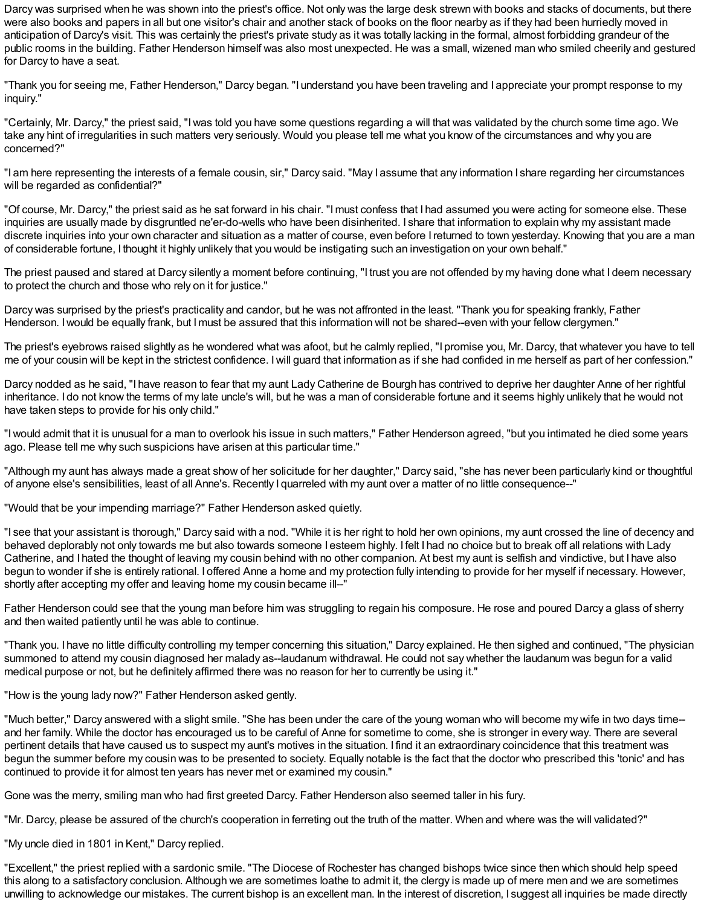Darcy was surprised when he was shown into the priest's office. Not only was the large desk strewn with books and stacks of documents, but there were also books and papers in all but one visitor's chair and another stack of books on the floor nearby as if they had been hurriedly moved in anticipation of Darcy's visit. This was certainly the priest's private study as it was totally lacking in the formal, almost forbidding grandeur of the public rooms in the building. Father Henderson himself was also most unexpected. He was a small, wizened man who smiled cheerily and gestured for Darcy to have a seat.

"Thank you for seeing me, Father Henderson," Darcy began. "I understand you have been traveling and I appreciate your prompt response to my inquiry."

"Certainly, Mr. Darcy," the priest said, "I was told you have some questions regarding a will that was validated by the church some time ago. We take any hint of irregularities in such matters very seriously. Would you please tell me what you know of the circumstances and why you are concerned?"

"I am here representing the interests of a female cousin, sir," Darcy said. "May I assume that any information I share regarding her circumstances will be regarded as confidential?"

"Of course, Mr. Darcy," the priest said as he sat forward in his chair. "I must confess that I had assumed you were acting for someone else. These inquiries are usually made by disgruntled ne'er-do-wells who have been disinherited. I share that information to explain why my assistant made discrete inquiries into your own character and situation as a matter of course, even before I returned to town yesterday. Knowing that you are a man of considerable fortune, I thought it highly unlikely that you would be instigating such an investigation on your own behalf."

The priest paused and stared at Darcy silently a moment before continuing, "I trust you are not offended by my having done what I deem necessary to protect the church and those who rely on it for justice."

Darcy was surprised by the priest's practicality and candor, but he was not affronted in the least. "Thank you for speaking frankly, Father Henderson. I would be equally frank, but I must be assured that this information will not be shared--even with your fellow clergymen."

The priest's eyebrows raised slightly as he wondered what was afoot, but he calmly replied, "I promise you, Mr. Darcy, that whatever you have to tell me of your cousin will be kept in the strictest confidence. I will guard that information as if she had confided in me herself as part of her confession."

Darcy nodded as he said, "I have reason to fear that my aunt Lady Catherine de Bourgh has contrived to deprive her daughter Anne of her rightful inheritance. I do not know the terms of my late uncle's will, but he was a man of considerable fortune and it seems highly unlikely that he would not have taken steps to provide for his only child."

"I would admit that it is unusual for a man to overlook his issue in such matters," Father Henderson agreed, "but you intimated he died some years ago. Please tell me why such suspicions have arisen at this particular time."

"Although my aunt has always made a great show of her solicitude for her daughter," Darcy said, "she has never been particularly kind or thoughtful of anyone else's sensibilities, least of all Anne's. Recently I quarreled with my aunt over a matter of no little consequence--"

"Would that be your impending marriage?" Father Henderson asked quietly.

"I see that your assistant is thorough," Darcy said with a nod. "While it is her right to hold her own opinions, my aunt crossed the line of decency and behaved deplorably not only towards me but also towards someone I esteem highly. I felt I had no choice but to break off all relations with Lady Catherine, and I hated the thought of leaving my cousin behind with no other companion. At best my aunt is selfish and vindictive, but I have also begun to wonder if she is entirely rational. I offered Anne a home and my protection fully intending to provide for her myself if necessary. However, shortly after accepting my offer and leaving home my cousin became ill--"

Father Henderson could see that the young man before him was struggling to regain his composure. He rose and poured Darcy a glass of sherry and then waited patiently until he was able to continue.

"Thank you. I have no little difficulty controlling my temper concerning this situation," Darcy explained. He then sighed and continued, "The physician summoned to attend my cousin diagnosed her malady as--laudanum withdrawal. He could not say whether the laudanum was begun for a valid medical purpose or not, but he definitely affirmed there was no reason for her to currently be using it."

"How is the young lady now?" Father Henderson asked gently.

"Much better," Darcy answered with a slight smile. "She has been under the care of the young woman who will become my wife in two days time--and her family. While the doctor has encouraged us to be careful of Anne for sometime to come, she is stronger in every way. There are several pertinent details that have caused us to suspect my aunt's motives in the situation. I find it an extraordinary coincidence that this treatment was begun the summer before my cousin was to be presented to society. Equally notable is the fact that the doctor who prescribed this 'tonic' and has continued to provide it for almost ten years has never met or examined my cousin."

Gone was the merry, smiling man who had first greeted Darcy. Father Henderson also seemed taller in his fury.

"Mr. Darcy, please be assured of the church's cooperation in ferreting out the truth of the matter. When and where was the will validated?"

"My uncle died in 1801 in Kent," Darcy replied.

"Excellent," the priest replied with a sardonic smile. "The Diocese of Rochester has changed bishops twice since then which should help speed this along to a satisfactory conclusion. Although we are sometimes loathe to admit it, the clergy is made up of mere men and we are sometimes unwilling to acknowledge our mistakes. The current bishop is an excellent man. In the interest of discretion, I suggest all inquiries be made directly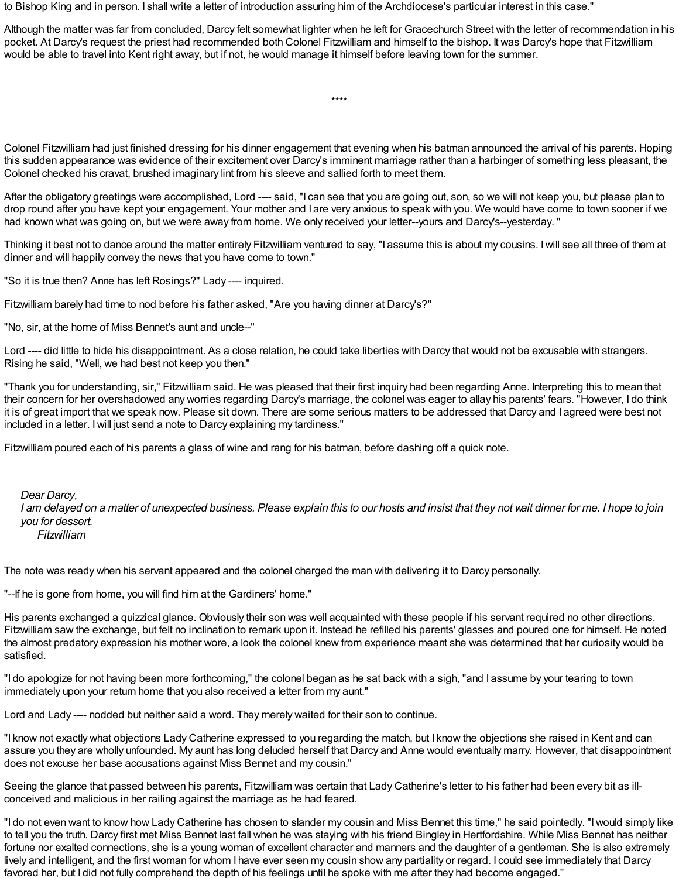to Bishop King and in person. I shall write a letter of introduction assuring him of the Archdiocese's particular interest in this case."

Although the matter was far from concluded, Darcy felt somewhat lighter when he left for Gracechurch Street with the letter of recommendation in his pocket. At Darcy's request the priest had recommended both Colonel Fitzwilliam and himself to the bishop. It was Darcy's hope that Fitzwilliam would be able to travel into Kent right away, but if not, he would manage it himself before leaving town for the summer.

****

Colonel Fitzwilliam had just finished dressing for his dinner engagement that evening when his batman announced the arrival of his parents. Hoping this sudden appearance was evidence of their excitement over Darcy's imminent marriage rather than a harbinger of something less pleasant, the Colonel checked his cravat, brushed imaginary lint from his sleeve and sallied forth to meet them.

After the obligatory greetings were accomplished, Lord ---- said, "I can see that you are going out, son, so we will not keep you, but please plan to drop round after you have kept your engagement. Your mother and I are very anxious to speak with you. We would have come to town sooner if we had known what was going on, but we were away from home. We only received your letter--yours and Darcy's--yesterday. "

Thinking it best not to dance around the matter entirely Fitzwilliam ventured to say, "I assume this is about my cousins. I will see all three of them at dinner and will happily convey the news that you have come to town."

"So it is true then? Anne has left Rosings?" Lady ---- inquired.

Fitzwilliam barely had time to nod before his father asked, "Are you having dinner at Darcy's?"

"No, sir, at the home of Miss Bennet's aunt and uncle--"

Lord ---- did little to hide his disappointment. As a close relation, he could take liberties with Darcy that would not be excusable with strangers. Rising he said, "Well, we had best not keep you then."

"Thank you for understanding, sir," Fitzwilliam said. He was pleased that their first inquiry had been regarding Anne. Interpreting this to mean that their concern for her overshadowed any worries regarding Darcy's marriage, the colonel was eager to allay his parents' fears. "However, I do think it is of great import that we speak now. Please sit down. There are some serious matters to be addressed that Darcy and I agreed were best not included in a letter. I will just send a note to Darcy explaining my tardiness."

Fitzwilliam poured each of his parents a glass of wine and rang for his batman, before dashing off a quick note.

> *Dear Darcy,*
> *I am delayed on a matter of unexpected business. Please explain this to our hosts and insist that they not wait dinner for me. I hope to join you for dessert.*
> *Fitzwilliam*

The note was ready when his servant appeared and the colonel charged the man with delivering it to Darcy personally.

"--If he is gone from home, you will find him at the Gardiners' home."

His parents exchanged a quizzical glance. Obviously their son was well acquainted with these people if his servant required no other directions. Fitzwilliam saw the exchange, but felt no inclination to remark upon it. Instead he refilled his parents' glasses and poured one for himself. He noted the almost predatory expression his mother wore, a look the colonel knew from experience meant she was determined that her curiosity would be satisfied.

"I do apologize for not having been more forthcoming," the colonel began as he sat back with a sigh, "and I assume by your tearing to town immediately upon your return home that you also received a letter from my aunt."

Lord and Lady ---- nodded but neither said a word. They merely waited for their son to continue.

"I know not exactly what objections Lady Catherine expressed to you regarding the match, but I know the objections she raised in Kent and can assure you they are wholly unfounded. My aunt has long deluded herself that Darcy and Anne would eventually marry. However, that disappointment does not excuse her base accusations against Miss Bennet and my cousin."

Seeing the glance that passed between his parents, Fitzwilliam was certain that Lady Catherine's letter to his father had been every bit as ill-conceived and malicious in her railing against the marriage as he had feared.

"I do not even want to know how Lady Catherine has chosen to slander my cousin and Miss Bennet this time," he said pointedly. "I would simply like to tell you the truth. Darcy first met Miss Bennet last fall when he was staying with his friend Bingley in Hertfordshire. While Miss Bennet has neither fortune nor exalted connections, she is a young woman of excellent character and manners and the daughter of a gentleman. She is also extremely lively and intelligent, and the first woman for whom I have ever seen my cousin show any partiality or regard. I could see immediately that Darcy favored her, but I did not fully comprehend the depth of his feelings until he spoke with me after they had become engaged."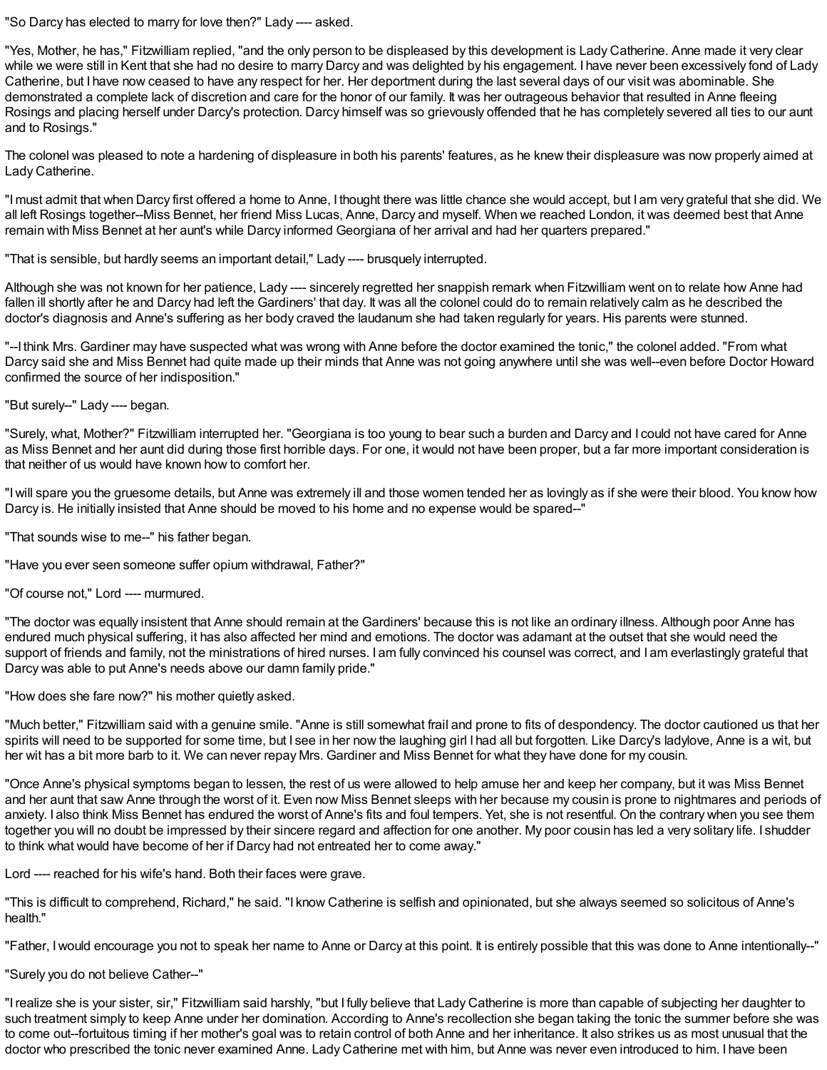"So Darcy has elected to marry for love then?" Lady ---- asked.

"Yes, Mother, he has," Fitzwilliam replied, "and the only person to be displeased by this development is Lady Catherine. Anne made it very clear while we were still in Kent that she had no desire to marry Darcy and was delighted by his engagement. I have never been excessively fond of Lady Catherine, but I have now ceased to have any respect for her. Her deportment during the last several days of our visit was abominable. She demonstrated a complete lack of discretion and care for the honor of our family. It was her outrageous behavior that resulted in Anne fleeing Rosings and placing herself under Darcy's protection. Darcy himself was so grievously offended that he has completely severed all ties to our aunt and to Rosings."

The colonel was pleased to note a hardening of displeasure in both his parents' features, as he knew their displeasure was now properly aimed at Lady Catherine.

"I must admit that when Darcy first offered a home to Anne, I thought there was little chance she would accept, but I am very grateful that she did. We all left Rosings together--Miss Bennet, her friend Miss Lucas, Anne, Darcy and myself. When we reached London, it was deemed best that Anne remain with Miss Bennet at her aunt's while Darcy informed Georgiana of her arrival and had her quarters prepared."

"That is sensible, but hardly seems an important detail," Lady ---- brusquely interrupted.

Although she was not known for her patience, Lady ---- sincerely regretted her snappish remark when Fitzwilliam went on to relate how Anne had fallen ill shortly after he and Darcy had left the Gardiners' that day. It was all the colonel could do to remain relatively calm as he described the doctor's diagnosis and Anne's suffering as her body craved the laudanum she had taken regularly for years. His parents were stunned.

"--I think Mrs. Gardiner may have suspected what was wrong with Anne before the doctor examined the tonic," the colonel added. "From what Darcy said she and Miss Bennet had quite made up their minds that Anne was not going anywhere until she was well--even before Doctor Howard confirmed the source of her indisposition."

"But surely--" Lady ---- began.

"Surely, what, Mother?" Fitzwilliam interrupted her. "Georgiana is too young to bear such a burden and Darcy and I could not have cared for Anne as Miss Bennet and her aunt did during those first horrible days. For one, it would not have been proper, but a far more important consideration is that neither of us would have known how to comfort her.

"I will spare you the gruesome details, but Anne was extremely ill and those women tended her as lovingly as if she were their blood. You know how Darcy is. He initially insisted that Anne should be moved to his home and no expense would be spared--"

"That sounds wise to me--" his father began.

"Have you ever seen someone suffer opium withdrawal, Father?"

"Of course not," Lord ---- murmured.

"The doctor was equally insistent that Anne should remain at the Gardiners' because this is not like an ordinary illness. Although poor Anne has endured much physical suffering, it has also affected her mind and emotions. The doctor was adamant at the outset that she would need the support of friends and family, not the ministrations of hired nurses. I am fully convinced his counsel was correct, and I am everlastingly grateful that Darcy was able to put Anne's needs above our damn family pride."

"How does she fare now?" his mother quietly asked.

"Much better," Fitzwilliam said with a genuine smile. "Anne is still somewhat frail and prone to fits of despondency. The doctor cautioned us that her spirits will need to be supported for some time, but I see in her now the laughing girl I had all but forgotten. Like Darcy's ladylove, Anne is a wit, but her wit has a bit more barb to it. We can never repay Mrs. Gardiner and Miss Bennet for what they have done for my cousin.

"Once Anne's physical symptoms began to lessen, the rest of us were allowed to help amuse her and keep her company, but it was Miss Bennet and her aunt that saw Anne through the worst of it. Even now Miss Bennet sleeps with her because my cousin is prone to nightmares and periods of anxiety. I also think Miss Bennet has endured the worst of Anne's fits and foul tempers. Yet, she is not resentful. On the contrary when you see them together you will no doubt be impressed by their sincere regard and affection for one another. My poor cousin has led a very solitary life. I shudder to think what would have become of her if Darcy had not entreated her to come away."

Lord ---- reached for his wife's hand. Both their faces were grave.

"This is difficult to comprehend, Richard," he said. "I know Catherine is selfish and opinionated, but she always seemed so solicitous of Anne's health."

"Father, I would encourage you not to speak her name to Anne or Darcy at this point. It is entirely possible that this was done to Anne intentionally--"

"Surely you do not believe Cather--"

"I realize she is your sister, sir," Fitzwilliam said harshly, "but I fully believe that Lady Catherine is more than capable of subjecting her daughter to such treatment simply to keep Anne under her domination. According to Anne's recollection she began taking the tonic the summer before she was to come out--fortuitous timing if her mother's goal was to retain control of both Anne and her inheritance. It also strikes us as most unusual that the doctor who prescribed the tonic never examined Anne. Lady Catherine met with him, but Anne was never even introduced to him. I have been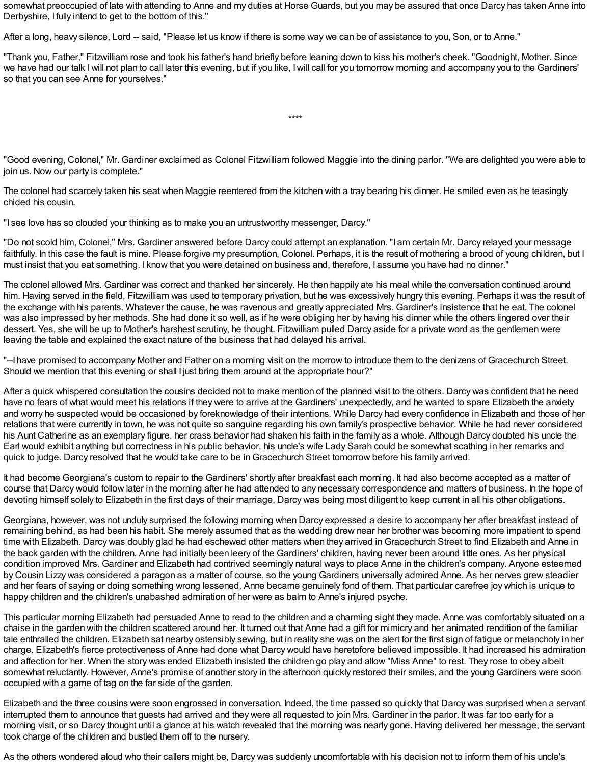somewhat preoccupied of late with attending to Anne and my duties at Horse Guards, but you may be assured that once Darcy has taken Anne into Derbyshire, I fully intend to get to the bottom of this."

After a long, heavy silence, Lord -- said, "Please let us know if there is some way we can be of assistance to you, Son, or to Anne."

"Thank you, Father," Fitzwilliam rose and took his father's hand briefly before leaning down to kiss his mother's cheek. "Goodnight, Mother. Since we have had our talk I will not plan to call later this evening, but if you like, I will call for you tomorrow morning and accompany you to the Gardiners' so that you can see Anne for yourselves."

****

"Good evening, Colonel," Mr. Gardiner exclaimed as Colonel Fitzwilliam followed Maggie into the dining parlor. "We are delighted you were able to join us. Now our party is complete."

The colonel had scarcely taken his seat when Maggie reentered from the kitchen with a tray bearing his dinner. He smiled even as he teasingly chided his cousin.

"I see love has so clouded your thinking as to make you an untrustworthy messenger, Darcy."

"Do not scold him, Colonel," Mrs. Gardiner answered before Darcy could attempt an explanation. "I am certain Mr. Darcy relayed your message faithfully. In this case the fault is mine. Please forgive my presumption, Colonel. Perhaps, it is the result of mothering a brood of young children, but I must insist that you eat something. I know that you were detained on business and, therefore, I assume you have had no dinner."

The colonel allowed Mrs. Gardiner was correct and thanked her sincerely. He then happily ate his meal while the conversation continued around him. Having served in the field, Fitzwilliam was used to temporary privation, but he was excessively hungry this evening. Perhaps it was the result of the exchange with his parents. Whatever the cause, he was ravenous and greatly appreciated Mrs. Gardiner's insistence that he eat. The colonel was also impressed by her methods. She had done it so well, as if he were obliging her by having his dinner while the others lingered over their dessert. Yes, she will be up to Mother's harshest scrutiny, he thought. Fitzwilliam pulled Darcy aside for a private word as the gentlemen were leaving the table and explained the exact nature of the business that had delayed his arrival.

"--I have promised to accompany Mother and Father on a morning visit on the morrow to introduce them to the denizens of Gracechurch Street. Should we mention that this evening or shall I just bring them around at the appropriate hour?"

After a quick whispered consultation the cousins decided not to make mention of the planned visit to the others. Darcy was confident that he need have no fears of what would meet his relations if they were to arrive at the Gardiners' unexpectedly, and he wanted to spare Elizabeth the anxiety and worry he suspected would be occasioned by foreknowledge of their intentions. While Darcy had every confidence in Elizabeth and those of her relations that were currently in town, he was not quite so sanguine regarding his own family's prospective behavior. While he had never considered his Aunt Catherine as an exemplary figure, her crass behavior had shaken his faith in the family as a whole. Although Darcy doubted his uncle the Earl would exhibit anything but correctness in his public behavior, his uncle's wife Lady Sarah could be somewhat scathing in her remarks and quick to judge. Darcy resolved that he would take care to be in Gracechurch Street tomorrow before his family arrived.

It had become Georgiana's custom to repair to the Gardiners' shortly after breakfast each morning. It had also become accepted as a matter of course that Darcy would follow later in the morning after he had attended to any necessary correspondence and matters of business. In the hope of devoting himself solely to Elizabeth in the first days of their marriage, Darcy was being most diligent to keep current in all his other obligations.

Georgiana, however, was not unduly surprised the following morning when Darcy expressed a desire to accompany her after breakfast instead of remaining behind, as had been his habit. She merely assumed that as the wedding drew near her brother was becoming more impatient to spend time with Elizabeth. Darcy was doubly glad he had eschewed other matters when they arrived in Gracechurch Street to find Elizabeth and Anne in the back garden with the children. Anne had initially been leery of the Gardiners' children, having never been around little ones. As her physical condition improved Mrs. Gardiner and Elizabeth had contrived seemingly natural ways to place Anne in the children's company. Anyone esteemed by Cousin Lizzy was considered a paragon as a matter of course, so the young Gardiners universally admired Anne. As her nerves grew steadier and her fears of saying or doing something wrong lessened, Anne became genuinely fond of them. That particular carefree joy which is unique to happy children and the children's unabashed admiration of her were as balm to Anne's injured psyche.

This particular morning Elizabeth had persuaded Anne to read to the children and a charming sight they made. Anne was comfortably situated on a chaise in the garden with the children scattered around her. It turned out that Anne had a gift for mimicry and her animated rendition of the familiar tale enthralled the children. Elizabeth sat nearby ostensibly sewing, but in reality she was on the alert for the first sign of fatigue or melancholy in her charge. Elizabeth's fierce protectiveness of Anne had done what Darcy would have heretofore believed impossible. It had increased his admiration and affection for her. When the story was ended Elizabeth insisted the children go play and allow "Miss Anne" to rest. They rose to obey albeit somewhat reluctantly. However, Anne's promise of another story in the afternoon quickly restored their smiles, and the young Gardiners were soon occupied with a game of tag on the far side of the garden.

Elizabeth and the three cousins were soon engrossed in conversation. Indeed, the time passed so quickly that Darcy was surprised when a servant interrupted them to announce that guests had arrived and they were all requested to join Mrs. Gardiner in the parlor. It was far too early for a morning visit, or so Darcy thought until a glance at his watch revealed that the morning was nearly gone. Having delivered her message, the servant took charge of the children and bustled them off to the nursery.

As the others wondered aloud who their callers might be, Darcy was suddenly uncomfortable with his decision not to inform them of his uncle's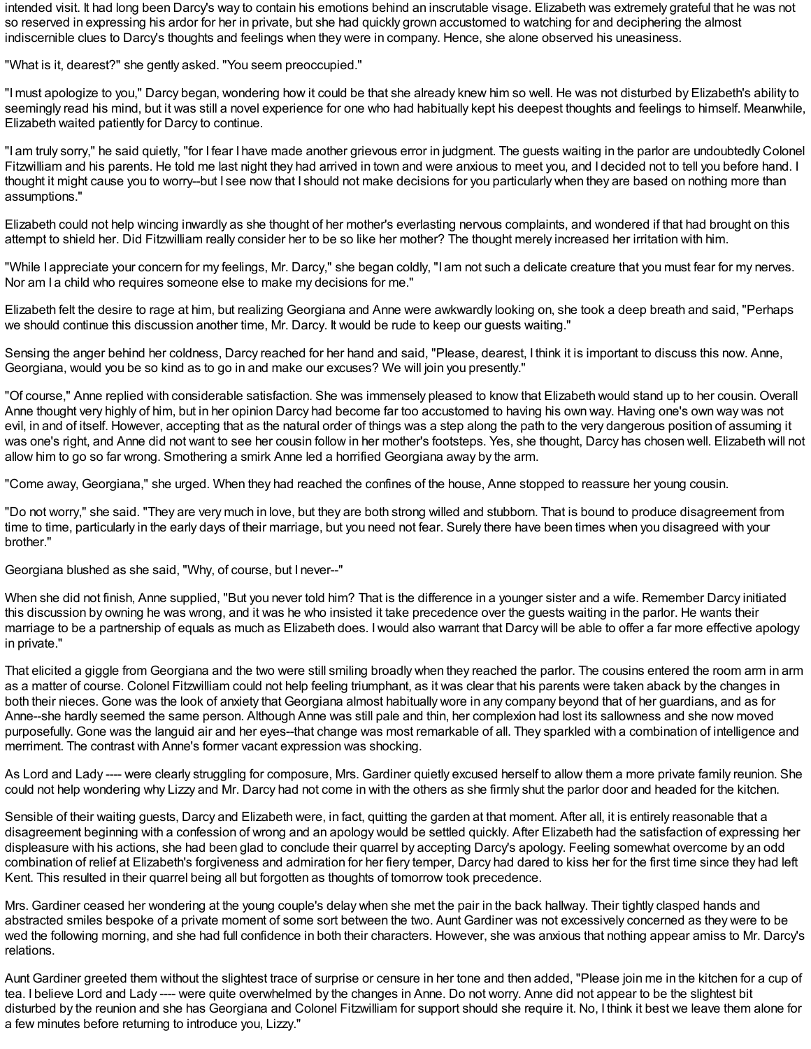intended visit. It had long been Darcy's way to contain his emotions behind an inscrutable visage. Elizabeth was extremely grateful that he was not so reserved in expressing his ardor for her in private, but she had quickly grown accustomed to watching for and deciphering the almost indiscernible clues to Darcy's thoughts and feelings when they were in company. Hence, she alone observed his uneasiness.

"What is it, dearest?" she gently asked. "You seem preoccupied."

"I must apologize to you," Darcy began, wondering how it could be that she already knew him so well. He was not disturbed by Elizabeth's ability to seemingly read his mind, but it was still a novel experience for one who had habitually kept his deepest thoughts and feelings to himself. Meanwhile, Elizabeth waited patiently for Darcy to continue.

"I am truly sorry," he said quietly, "for I fear I have made another grievous error in judgment. The guests waiting in the parlor are undoubtedly Colonel Fitzwilliam and his parents. He told me last night they had arrived in town and were anxious to meet you, and I decided not to tell you before hand. I thought it might cause you to worry--but I see now that I should not make decisions for you particularly when they are based on nothing more than assumptions."

Elizabeth could not help wincing inwardly as she thought of her mother's everlasting nervous complaints, and wondered if that had brought on this attempt to shield her. Did Fitzwilliam really consider her to be so like her mother? The thought merely increased her irritation with him.

"While I appreciate your concern for my feelings, Mr. Darcy," she began coldly, "I am not such a delicate creature that you must fear for my nerves. Nor am I a child who requires someone else to make my decisions for me."

Elizabeth felt the desire to rage at him, but realizing Georgiana and Anne were awkwardly looking on, she took a deep breath and said, "Perhaps we should continue this discussion another time, Mr. Darcy. It would be rude to keep our guests waiting."

Sensing the anger behind her coldness, Darcy reached for her hand and said, "Please, dearest, I think it is important to discuss this now. Anne, Georgiana, would you be so kind as to go in and make our excuses? We will join you presently."

"Of course," Anne replied with considerable satisfaction. She was immensely pleased to know that Elizabeth would stand up to her cousin. Overall Anne thought very highly of him, but in her opinion Darcy had become far too accustomed to having his own way. Having one's own way was not evil, in and of itself. However, accepting that as the natural order of things was a step along the path to the very dangerous position of assuming it was one's right, and Anne did not want to see her cousin follow in her mother's footsteps. Yes, she thought, Darcy has chosen well. Elizabeth will not allow him to go so far wrong. Smothering a smirk Anne led a horrified Georgiana away by the arm.

"Come away, Georgiana," she urged. When they had reached the confines of the house, Anne stopped to reassure her young cousin.

"Do not worry," she said. "They are very much in love, but they are both strong willed and stubborn. That is bound to produce disagreement from time to time, particularly in the early days of their marriage, but you need not fear. Surely there have been times when you disagreed with your brother."

Georgiana blushed as she said, "Why, of course, but I never--"

When she did not finish, Anne supplied, "But you never told him? That is the difference in a younger sister and a wife. Remember Darcy initiated this discussion by owning he was wrong, and it was he who insisted it take precedence over the guests waiting in the parlor. He wants their marriage to be a partnership of equals as much as Elizabeth does. I would also warrant that Darcy will be able to offer a far more effective apology in private."

That elicited a giggle from Georgiana and the two were still smiling broadly when they reached the parlor. The cousins entered the room arm in arm as a matter of course. Colonel Fitzwilliam could not help feeling triumphant, as it was clear that his parents were taken aback by the changes in both their nieces. Gone was the look of anxiety that Georgiana almost habitually wore in any company beyond that of her guardians, and as for Anne--she hardly seemed the same person. Although Anne was still pale and thin, her complexion had lost its sallowness and she now moved purposefully. Gone was the languid air and her eyes--that change was most remarkable of all. They sparkled with a combination of intelligence and merriment. The contrast with Anne's former vacant expression was shocking.

As Lord and Lady ---- were clearly struggling for composure, Mrs. Gardiner quietly excused herself to allow them a more private family reunion. She could not help wondering why Lizzy and Mr. Darcy had not come in with the others as she firmly shut the parlor door and headed for the kitchen.

Sensible of their waiting guests, Darcy and Elizabeth were, in fact, quitting the garden at that moment. After all, it is entirely reasonable that a disagreement beginning with a confession of wrong and an apology would be settled quickly. After Elizabeth had the satisfaction of expressing her displeasure with his actions, she had been glad to conclude their quarrel by accepting Darcy's apology. Feeling somewhat overcome by an odd combination of relief at Elizabeth's forgiveness and admiration for her fiery temper, Darcy had dared to kiss her for the first time since they had left Kent. This resulted in their quarrel being all but forgotten as thoughts of tomorrow took precedence.

Mrs. Gardiner ceased her wondering at the young couple's delay when she met the pair in the back hallway. Their tightly clasped hands and abstracted smiles bespoke of a private moment of some sort between the two. Aunt Gardiner was not excessively concerned as they were to be wed the following morning, and she had full confidence in both their characters. However, she was anxious that nothing appear amiss to Mr. Darcy's relations.

Aunt Gardiner greeted them without the slightest trace of surprise or censure in her tone and then added, "Please join me in the kitchen for a cup of tea. I believe Lord and Lady ---- were quite overwhelmed by the changes in Anne. Do not worry. Anne did not appear to be the slightest bit disturbed by the reunion and she has Georgiana and Colonel Fitzwilliam for support should she require it. No, I think it best we leave them alone for a few minutes before returning to introduce you, Lizzy."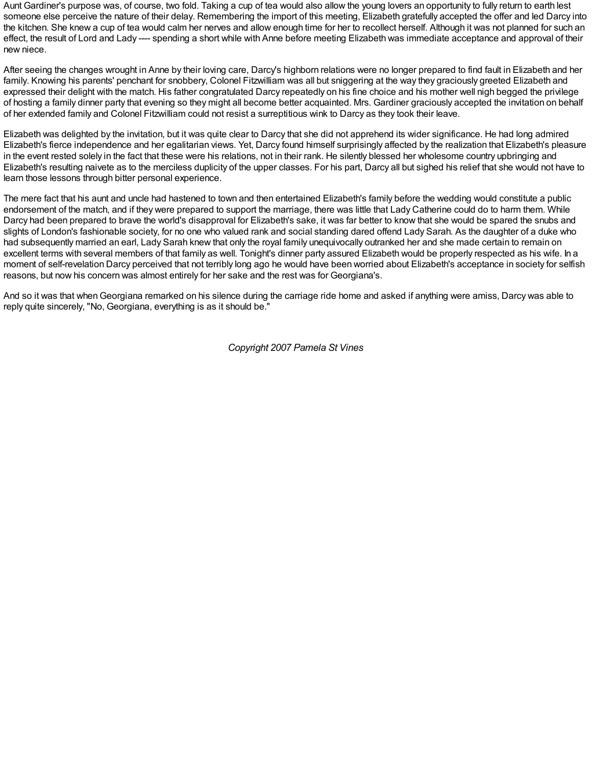Aunt Gardiner's purpose was, of course, two fold. Taking a cup of tea would also allow the young lovers an opportunity to fully return to earth lest someone else perceive the nature of their delay. Remembering the import of this meeting, Elizabeth gratefully accepted the offer and led Darcy into the kitchen. She knew a cup of tea would calm her nerves and allow enough time for her to recollect herself. Although it was not planned for such an effect, the result of Lord and Lady ---- spending a short while with Anne before meeting Elizabeth was immediate acceptance and approval of their new niece.

After seeing the changes wrought in Anne by their loving care, Darcy's highborn relations were no longer prepared to find fault in Elizabeth and her family. Knowing his parents' penchant for snobbery, Colonel Fitzwilliam was all but sniggering at the way they graciously greeted Elizabeth and expressed their delight with the match. His father congratulated Darcy repeatedly on his fine choice and his mother well nigh begged the privilege of hosting a family dinner party that evening so they might all become better acquainted. Mrs. Gardiner graciously accepted the invitation on behalf of her extended family and Colonel Fitzwilliam could not resist a surreptitious wink to Darcy as they took their leave.

Elizabeth was delighted by the invitation, but it was quite clear to Darcy that she did not apprehend its wider significance. He had long admired Elizabeth's fierce independence and her egalitarian views. Yet, Darcy found himself surprisingly affected by the realization that Elizabeth's pleasure in the event rested solely in the fact that these were his relations, not in their rank. He silently blessed her wholesome country upbringing and Elizabeth's resulting naivete as to the merciless duplicity of the upper classes. For his part, Darcy all but sighed his relief that she would not have to learn those lessons through bitter personal experience.

The mere fact that his aunt and uncle had hastened to town and then entertained Elizabeth's family before the wedding would constitute a public endorsement of the match, and if they were prepared to support the marriage, there was little that Lady Catherine could do to harm them. While Darcy had been prepared to brave the world's disapproval for Elizabeth's sake, it was far better to know that she would be spared the snubs and slights of London's fashionable society, for no one who valued rank and social standing dared offend Lady Sarah. As the daughter of a duke who had subsequently married an earl, Lady Sarah knew that only the royal family unequivocally outranked her and she made certain to remain on excellent terms with several members of that family as well. Tonight's dinner party assured Elizabeth would be properly respected as his wife. In a moment of self-revelation Darcy perceived that not terribly long ago he would have been worried about Elizabeth's acceptance in society for selfish reasons, but now his concern was almost entirely for her sake and the rest was for Georgiana's.

And so it was that when Georgiana remarked on his silence during the carriage ride home and asked if anything were amiss, Darcy was able to reply quite sincerely, "No, Georgiana, everything is as it should be."

*Copyright 2007 Pamela St Vines*